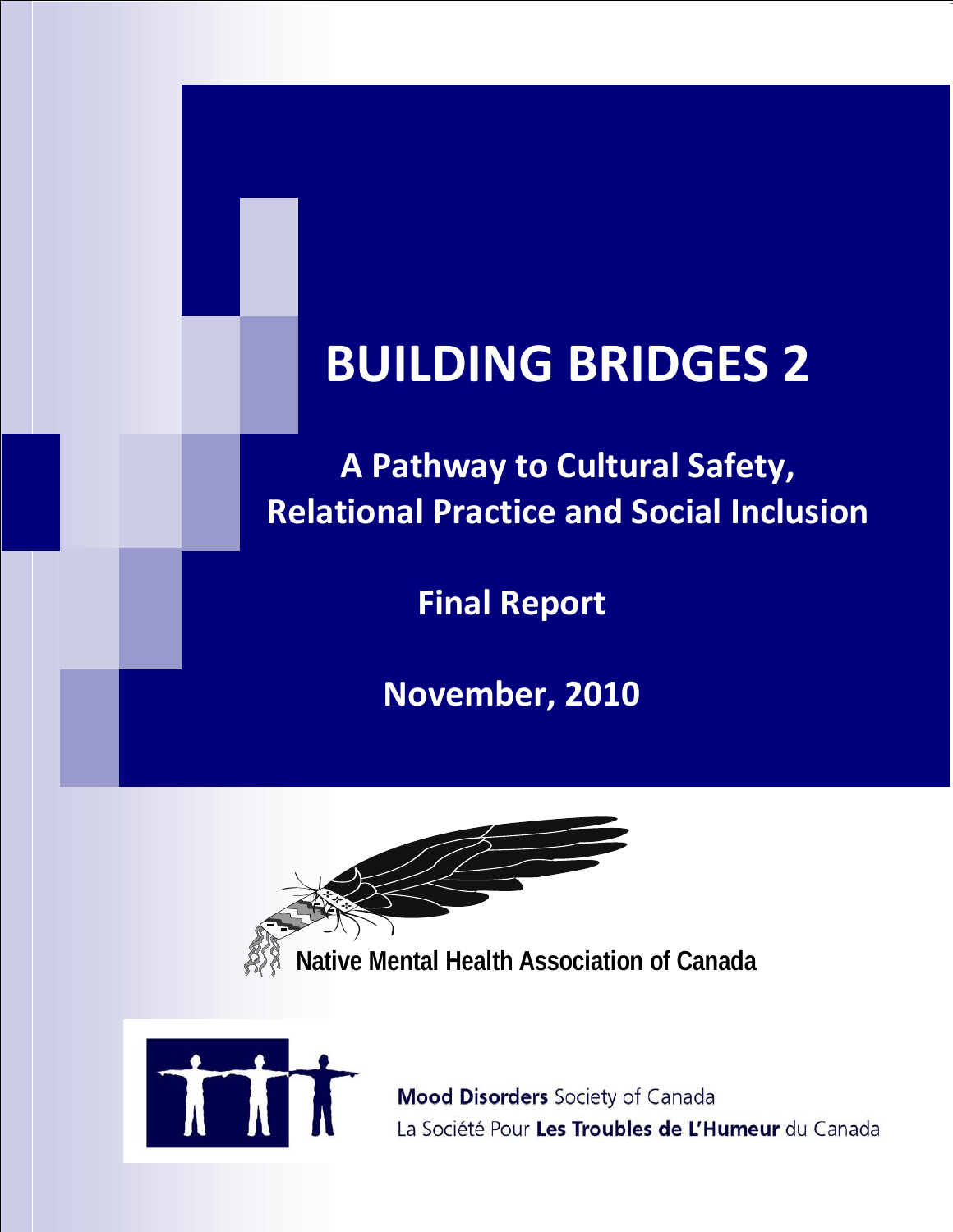# BUILDING BRIDGES 2

## A Pathway to Cultural Safety, Relational Practice and Social Inclusion

**Final Report**

**November, 2010**

**Native Mental Health Association of Canada**

**Mood Disorders** Society of Canada
La Société Pour **Les Troubles de L'Humeur** du Canada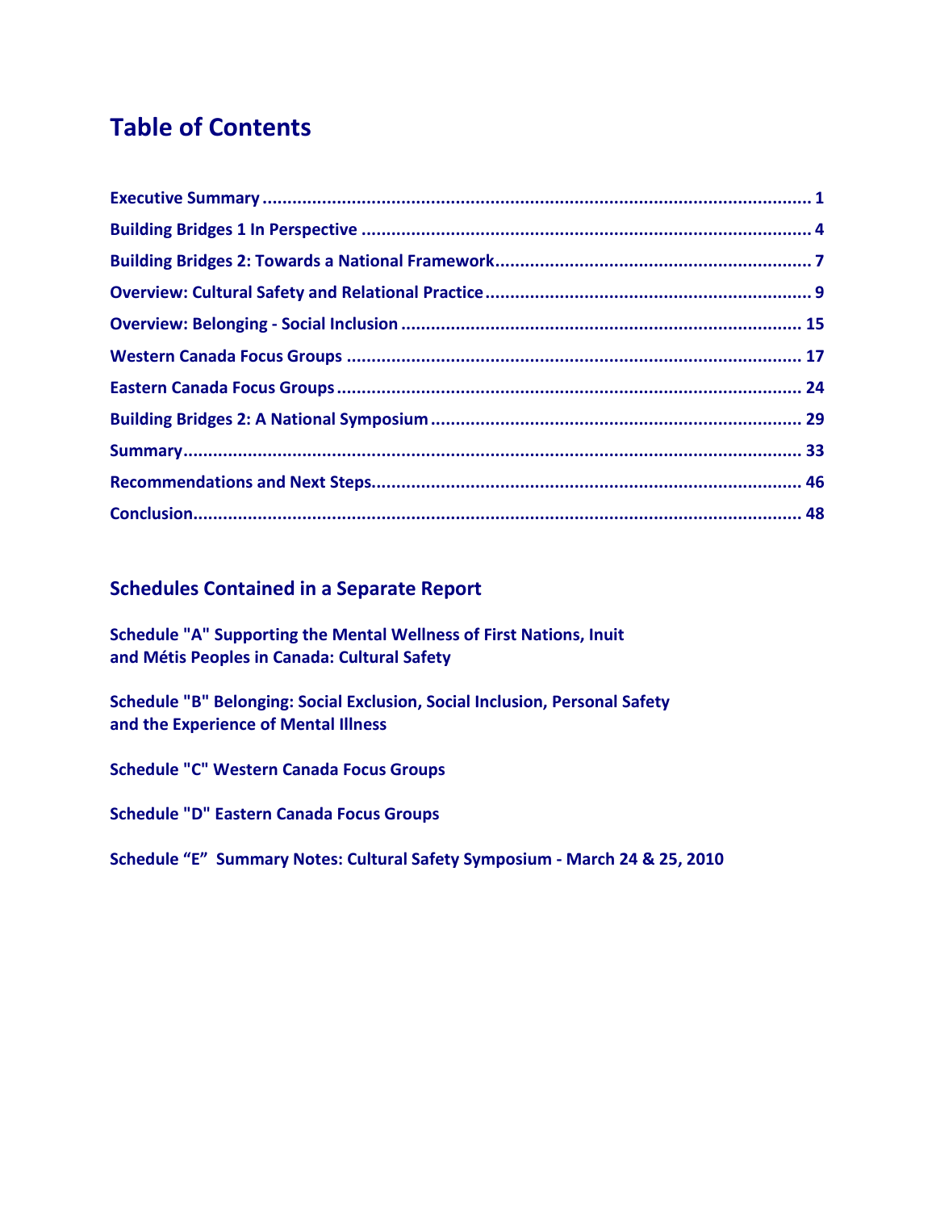# Table of Contents

| | |
|---|---|
| **Executive Summary** | **1** |
| **Building Bridges 1 In Perspective** | **4** |
| **Building Bridges 2: Towards a National Framework** | **7** |
| **Overview: Cultural Safety and Relational Practice** | **9** |
| **Overview: Belonging - Social Inclusion** | **15** |
| **Western Canada Focus Groups** | **17** |
| **Eastern Canada Focus Groups** | **24** |
| **Building Bridges 2: A National Symposium** | **29** |
| **Summary** | **33** |
| **Recommendations and Next Steps** | **46** |
| **Conclusion** | **48** |

## Schedules Contained in a Separate Report

**Schedule "A" Supporting the Mental Wellness of First Nations, Inuit and Métis Peoples in Canada: Cultural Safety**

**Schedule "B" Belonging: Social Exclusion, Social Inclusion, Personal Safety and the Experience of Mental Illness**

**Schedule "C" Western Canada Focus Groups**

**Schedule "D" Eastern Canada Focus Groups**

**Schedule "E" Summary Notes: Cultural Safety Symposium - March 24 & 25, 2010**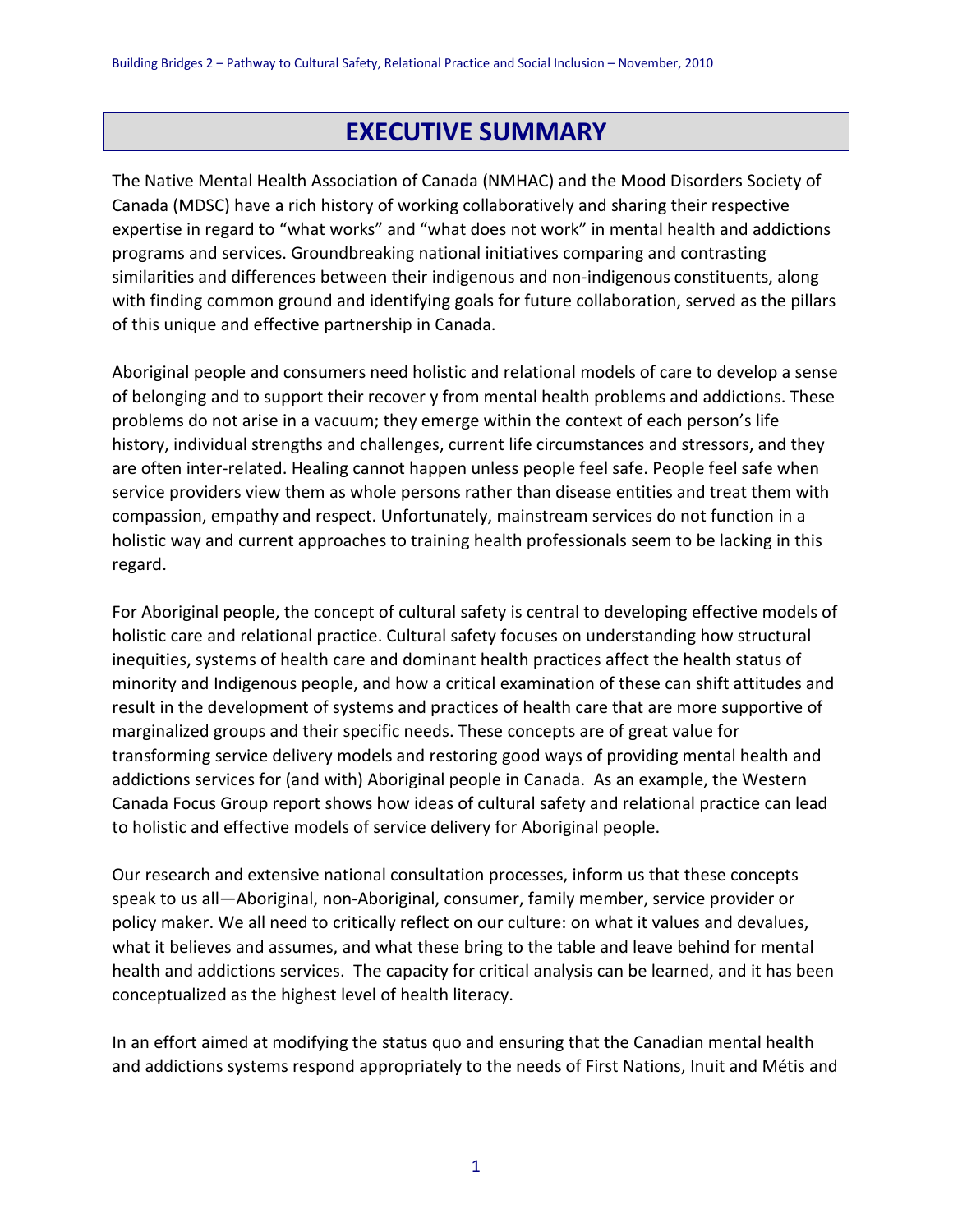# EXECUTIVE SUMMARY

The Native Mental Health Association of Canada (NMHAC) and the Mood Disorders Society of Canada (MDSC) have a rich history of working collaboratively and sharing their respective expertise in regard to "what works" and "what does not work" in mental health and addictions programs and services. Groundbreaking national initiatives comparing and contrasting similarities and differences between their indigenous and non-indigenous constituents, along with finding common ground and identifying goals for future collaboration, served as the pillars of this unique and effective partnership in Canada.

Aboriginal people and consumers need holistic and relational models of care to develop a sense of belonging and to support their recover y from mental health problems and addictions. These problems do not arise in a vacuum; they emerge within the context of each person's life history, individual strengths and challenges, current life circumstances and stressors, and they are often inter-related. Healing cannot happen unless people feel safe. People feel safe when service providers view them as whole persons rather than disease entities and treat them with compassion, empathy and respect. Unfortunately, mainstream services do not function in a holistic way and current approaches to training health professionals seem to be lacking in this regard.

For Aboriginal people, the concept of cultural safety is central to developing effective models of holistic care and relational practice. Cultural safety focuses on understanding how structural inequities, systems of health care and dominant health practices affect the health status of minority and Indigenous people, and how a critical examination of these can shift attitudes and result in the development of systems and practices of health care that are more supportive of marginalized groups and their specific needs. These concepts are of great value for transforming service delivery models and restoring good ways of providing mental health and addictions services for (and with) Aboriginal people in Canada. As an example, the Western Canada Focus Group report shows how ideas of cultural safety and relational practice can lead to holistic and effective models of service delivery for Aboriginal people.

Our research and extensive national consultation processes, inform us that these concepts speak to us all—Aboriginal, non-Aboriginal, consumer, family member, service provider or policy maker. We all need to critically reflect on our culture: on what it values and devalues, what it believes and assumes, and what these bring to the table and leave behind for mental health and addictions services. The capacity for critical analysis can be learned, and it has been conceptualized as the highest level of health literacy.

In an effort aimed at modifying the status quo and ensuring that the Canadian mental health and addictions systems respond appropriately to the needs of First Nations, Inuit and Métis and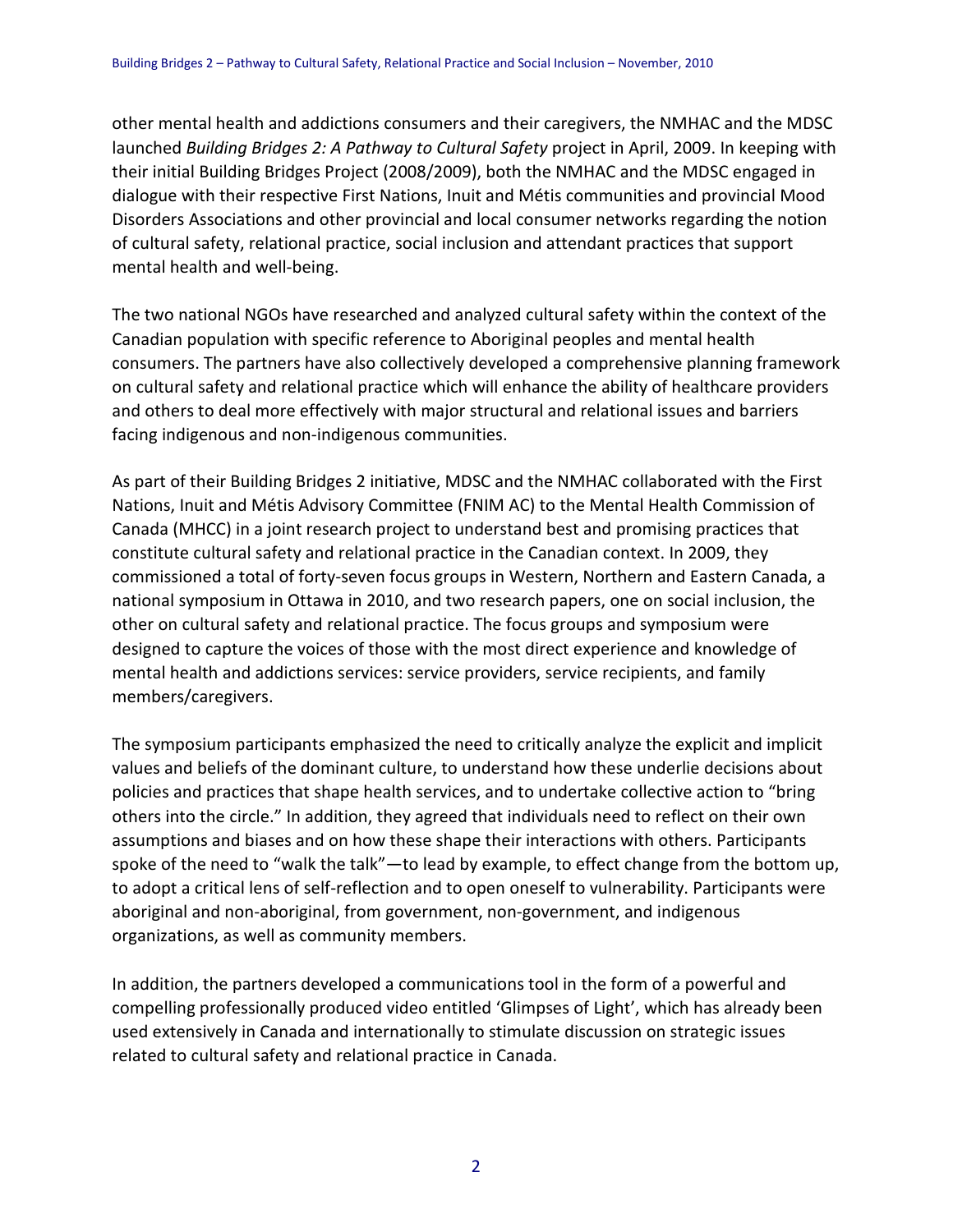other mental health and addictions consumers and their caregivers, the NMHAC and the MDSC launched *Building Bridges 2: A Pathway to Cultural Safety* project in April, 2009. In keeping with their initial Building Bridges Project (2008/2009), both the NMHAC and the MDSC engaged in dialogue with their respective First Nations, Inuit and Métis communities and provincial Mood Disorders Associations and other provincial and local consumer networks regarding the notion of cultural safety, relational practice, social inclusion and attendant practices that support mental health and well-being.

The two national NGOs have researched and analyzed cultural safety within the context of the Canadian population with specific reference to Aboriginal peoples and mental health consumers. The partners have also collectively developed a comprehensive planning framework on cultural safety and relational practice which will enhance the ability of healthcare providers and others to deal more effectively with major structural and relational issues and barriers facing indigenous and non-indigenous communities.

As part of their Building Bridges 2 initiative, MDSC and the NMHAC collaborated with the First Nations, Inuit and Métis Advisory Committee (FNIM AC) to the Mental Health Commission of Canada (MHCC) in a joint research project to understand best and promising practices that constitute cultural safety and relational practice in the Canadian context. In 2009, they commissioned a total of forty-seven focus groups in Western, Northern and Eastern Canada, a national symposium in Ottawa in 2010, and two research papers, one on social inclusion, the other on cultural safety and relational practice. The focus groups and symposium were designed to capture the voices of those with the most direct experience and knowledge of mental health and addictions services: service providers, service recipients, and family members/caregivers.

The symposium participants emphasized the need to critically analyze the explicit and implicit values and beliefs of the dominant culture, to understand how these underlie decisions about policies and practices that shape health services, and to undertake collective action to "bring others into the circle." In addition, they agreed that individuals need to reflect on their own assumptions and biases and on how these shape their interactions with others. Participants spoke of the need to "walk the talk"—to lead by example, to effect change from the bottom up, to adopt a critical lens of self-reflection and to open oneself to vulnerability. Participants were aboriginal and non-aboriginal, from government, non-government, and indigenous organizations, as well as community members.

In addition, the partners developed a communications tool in the form of a powerful and compelling professionally produced video entitled 'Glimpses of Light', which has already been used extensively in Canada and internationally to stimulate discussion on strategic issues related to cultural safety and relational practice in Canada.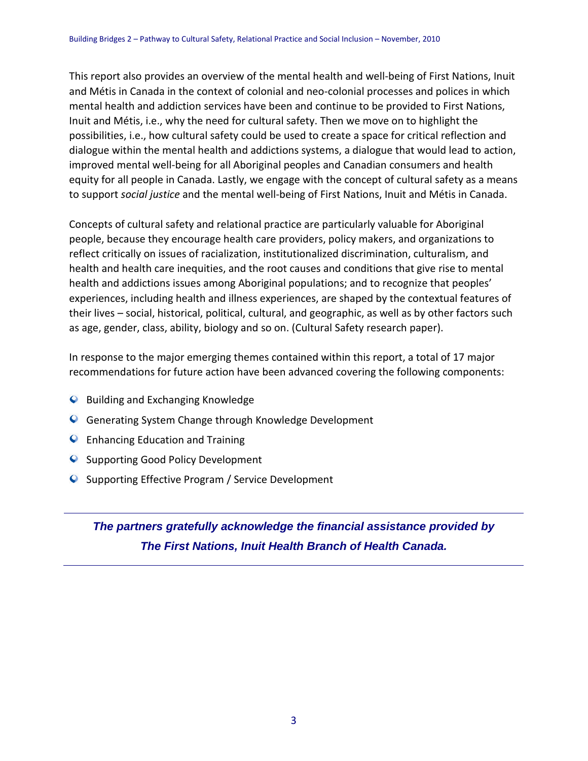This report also provides an overview of the mental health and well-being of First Nations, Inuit and Métis in Canada in the context of colonial and neo-colonial processes and polices in which mental health and addiction services have been and continue to be provided to First Nations, Inuit and Métis, i.e., why the need for cultural safety. Then we move on to highlight the possibilities, i.e., how cultural safety could be used to create a space for critical reflection and dialogue within the mental health and addictions systems, a dialogue that would lead to action, improved mental well-being for all Aboriginal peoples and Canadian consumers and health equity for all people in Canada. Lastly, we engage with the concept of cultural safety as a means to support *social justice* and the mental well-being of First Nations, Inuit and Métis in Canada.

Concepts of cultural safety and relational practice are particularly valuable for Aboriginal people, because they encourage health care providers, policy makers, and organizations to reflect critically on issues of racialization, institutionalized discrimination, culturalism, and health and health care inequities, and the root causes and conditions that give rise to mental health and addictions issues among Aboriginal populations; and to recognize that peoples' experiences, including health and illness experiences, are shaped by the contextual features of their lives – social, historical, political, cultural, and geographic, as well as by other factors such as age, gender, class, ability, biology and so on. (Cultural Safety research paper).

In response to the major emerging themes contained within this report, a total of 17 major recommendations for future action have been advanced covering the following components:

- Building and Exchanging Knowledge
- Generating System Change through Knowledge Development
- Enhancing Education and Training
- Supporting Good Policy Development
- Supporting Effective Program / Service Development

---

***The partners gratefully acknowledge the financial assistance provided by The First Nations, Inuit Health Branch of Health Canada.***

---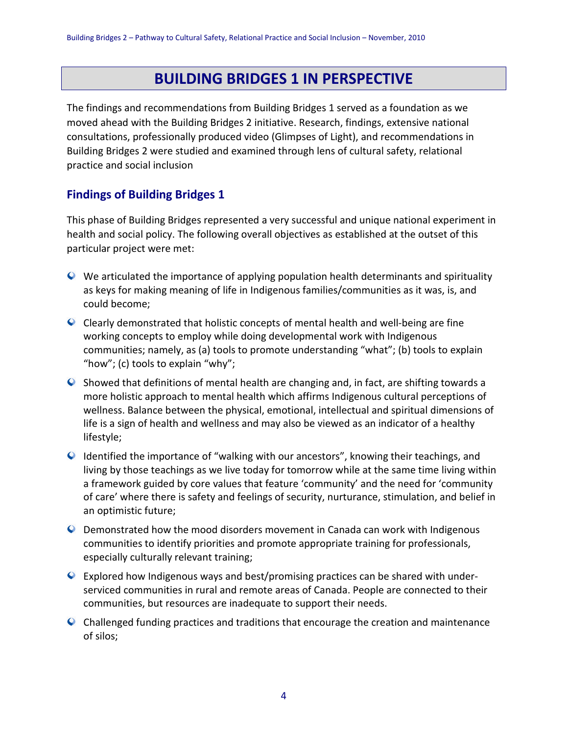# BUILDING BRIDGES 1 IN PERSPECTIVE

The findings and recommendations from Building Bridges 1 served as a foundation as we moved ahead with the Building Bridges 2 initiative. Research, findings, extensive national consultations, professionally produced video (Glimpses of Light), and recommendations in Building Bridges 2 were studied and examined through lens of cultural safety, relational practice and social inclusion

## Findings of Building Bridges 1

This phase of Building Bridges represented a very successful and unique national experiment in health and social policy. The following overall objectives as established at the outset of this particular project were met:

- We articulated the importance of applying population health determinants and spirituality as keys for making meaning of life in Indigenous families/communities as it was, is, and could become;
- Clearly demonstrated that holistic concepts of mental health and well-being are fine working concepts to employ while doing developmental work with Indigenous communities; namely, as (a) tools to promote understanding "what"; (b) tools to explain "how"; (c) tools to explain "why";
- Showed that definitions of mental health are changing and, in fact, are shifting towards a more holistic approach to mental health which affirms Indigenous cultural perceptions of wellness. Balance between the physical, emotional, intellectual and spiritual dimensions of life is a sign of health and wellness and may also be viewed as an indicator of a healthy lifestyle;
- Identified the importance of "walking with our ancestors", knowing their teachings, and living by those teachings as we live today for tomorrow while at the same time living within a framework guided by core values that feature 'community' and the need for 'community of care' where there is safety and feelings of security, nurturance, stimulation, and belief in an optimistic future;
- Demonstrated how the mood disorders movement in Canada can work with Indigenous communities to identify priorities and promote appropriate training for professionals, especially culturally relevant training;
- Explored how Indigenous ways and best/promising practices can be shared with under-serviced communities in rural and remote areas of Canada. People are connected to their communities, but resources are inadequate to support their needs.
- Challenged funding practices and traditions that encourage the creation and maintenance of silos;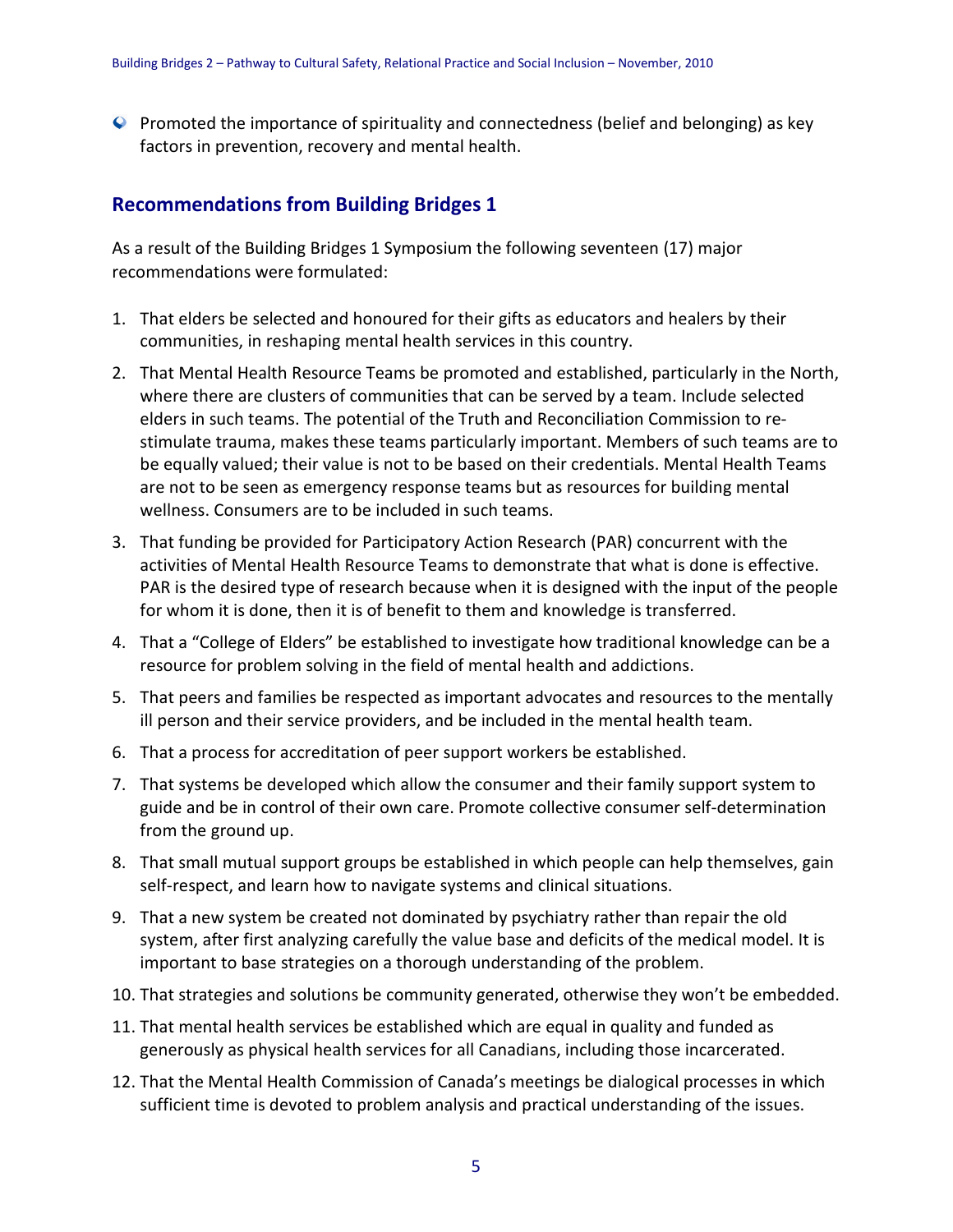- Promoted the importance of spirituality and connectedness (belief and belonging) as key factors in prevention, recovery and mental health.

## Recommendations from Building Bridges 1

As a result of the Building Bridges 1 Symposium the following seventeen (17) major recommendations were formulated:

1. That elders be selected and honoured for their gifts as educators and healers by their communities, in reshaping mental health services in this country.
2. That Mental Health Resource Teams be promoted and established, particularly in the North, where there are clusters of communities that can be served by a team. Include selected elders in such teams. The potential of the Truth and Reconciliation Commission to re-stimulate trauma, makes these teams particularly important. Members of such teams are to be equally valued; their value is not to be based on their credentials. Mental Health Teams are not to be seen as emergency response teams but as resources for building mental wellness. Consumers are to be included in such teams.
3. That funding be provided for Participatory Action Research (PAR) concurrent with the activities of Mental Health Resource Teams to demonstrate that what is done is effective. PAR is the desired type of research because when it is designed with the input of the people for whom it is done, then it is of benefit to them and knowledge is transferred.
4. That a "College of Elders" be established to investigate how traditional knowledge can be a resource for problem solving in the field of mental health and addictions.
5. That peers and families be respected as important advocates and resources to the mentally ill person and their service providers, and be included in the mental health team.
6. That a process for accreditation of peer support workers be established.
7. That systems be developed which allow the consumer and their family support system to guide and be in control of their own care. Promote collective consumer self-determination from the ground up.
8. That small mutual support groups be established in which people can help themselves, gain self-respect, and learn how to navigate systems and clinical situations.
9. That a new system be created not dominated by psychiatry rather than repair the old system, after first analyzing carefully the value base and deficits of the medical model. It is important to base strategies on a thorough understanding of the problem.
10. That strategies and solutions be community generated, otherwise they won't be embedded.
11. That mental health services be established which are equal in quality and funded as generously as physical health services for all Canadians, including those incarcerated.
12. That the Mental Health Commission of Canada's meetings be dialogical processes in which sufficient time is devoted to problem analysis and practical understanding of the issues.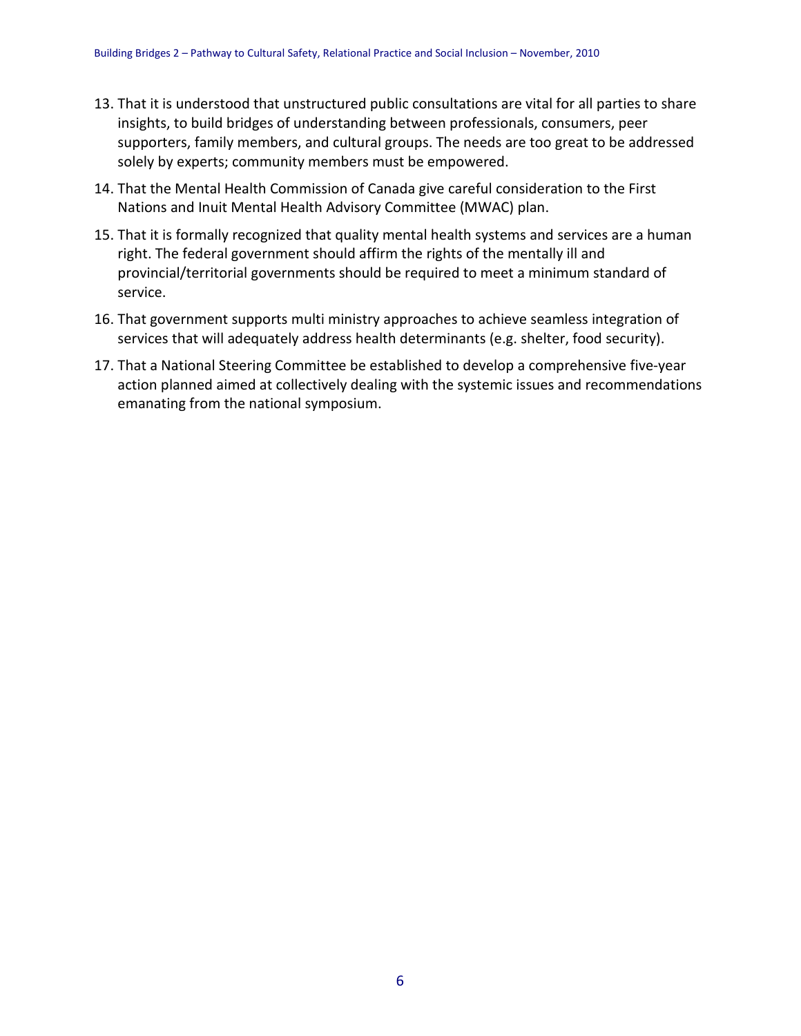13. That it is understood that unstructured public consultations are vital for all parties to share insights, to build bridges of understanding between professionals, consumers, peer supporters, family members, and cultural groups. The needs are too great to be addressed solely by experts; community members must be empowered.
14. That the Mental Health Commission of Canada give careful consideration to the First Nations and Inuit Mental Health Advisory Committee (MWAC) plan.
15. That it is formally recognized that quality mental health systems and services are a human right. The federal government should affirm the rights of the mentally ill and provincial/territorial governments should be required to meet a minimum standard of service.
16. That government supports multi ministry approaches to achieve seamless integration of services that will adequately address health determinants (e.g. shelter, food security).
17. That a National Steering Committee be established to develop a comprehensive five-year action planned aimed at collectively dealing with the systemic issues and recommendations emanating from the national symposium.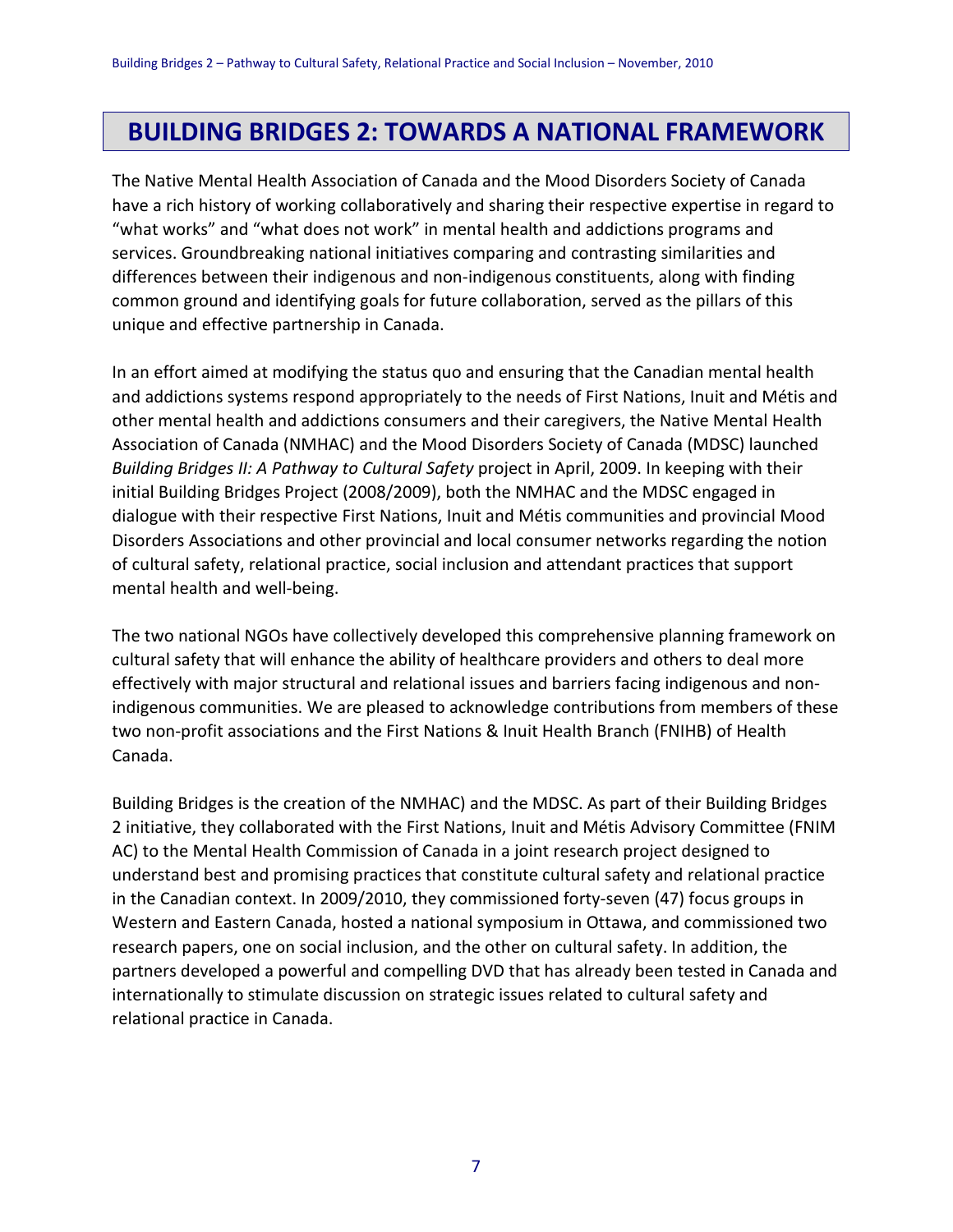# BUILDING BRIDGES 2: TOWARDS A NATIONAL FRAMEWORK

The Native Mental Health Association of Canada and the Mood Disorders Society of Canada have a rich history of working collaboratively and sharing their respective expertise in regard to "what works" and "what does not work" in mental health and addictions programs and services. Groundbreaking national initiatives comparing and contrasting similarities and differences between their indigenous and non-indigenous constituents, along with finding common ground and identifying goals for future collaboration, served as the pillars of this unique and effective partnership in Canada.

In an effort aimed at modifying the status quo and ensuring that the Canadian mental health and addictions systems respond appropriately to the needs of First Nations, Inuit and Métis and other mental health and addictions consumers and their caregivers, the Native Mental Health Association of Canada (NMHAC) and the Mood Disorders Society of Canada (MDSC) launched *Building Bridges II: A Pathway to Cultural Safety* project in April, 2009. In keeping with their initial Building Bridges Project (2008/2009), both the NMHAC and the MDSC engaged in dialogue with their respective First Nations, Inuit and Métis communities and provincial Mood Disorders Associations and other provincial and local consumer networks regarding the notion of cultural safety, relational practice, social inclusion and attendant practices that support mental health and well-being.

The two national NGOs have collectively developed this comprehensive planning framework on cultural safety that will enhance the ability of healthcare providers and others to deal more effectively with major structural and relational issues and barriers facing indigenous and non-indigenous communities. We are pleased to acknowledge contributions from members of these two non-profit associations and the First Nations & Inuit Health Branch (FNIHB) of Health Canada.

Building Bridges is the creation of the NMHAC) and the MDSC. As part of their Building Bridges 2 initiative, they collaborated with the First Nations, Inuit and Métis Advisory Committee (FNIM AC) to the Mental Health Commission of Canada in a joint research project designed to understand best and promising practices that constitute cultural safety and relational practice in the Canadian context. In 2009/2010, they commissioned forty-seven (47) focus groups in Western and Eastern Canada, hosted a national symposium in Ottawa, and commissioned two research papers, one on social inclusion, and the other on cultural safety. In addition, the partners developed a powerful and compelling DVD that has already been tested in Canada and internationally to stimulate discussion on strategic issues related to cultural safety and relational practice in Canada.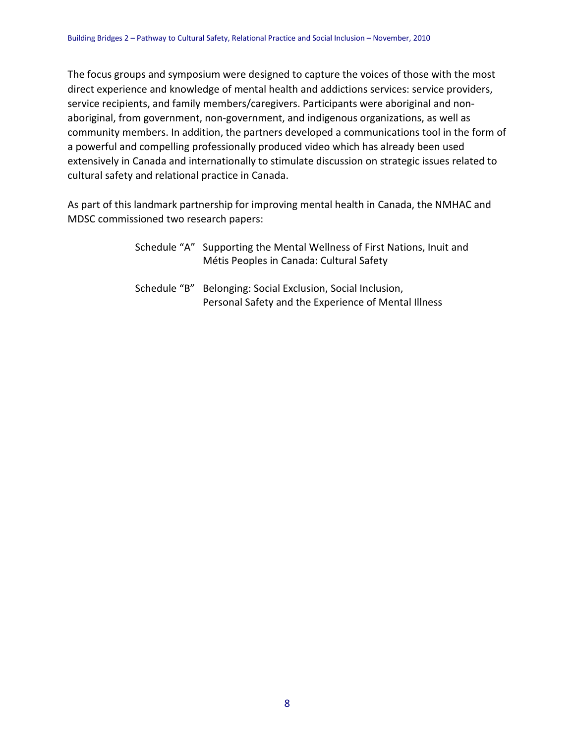The focus groups and symposium were designed to capture the voices of those with the most direct experience and knowledge of mental health and addictions services: service providers, service recipients, and family members/caregivers. Participants were aboriginal and non-aboriginal, from government, non-government, and indigenous organizations, as well as community members. In addition, the partners developed a communications tool in the form of a powerful and compelling professionally produced video which has already been used extensively in Canada and internationally to stimulate discussion on strategic issues related to cultural safety and relational practice in Canada.

As part of this landmark partnership for improving mental health in Canada, the NMHAC and MDSC commissioned two research papers:

Schedule "A" Supporting the Mental Wellness of First Nations, Inuit and Métis Peoples in Canada: Cultural Safety

Schedule "B" Belonging: Social Exclusion, Social Inclusion, Personal Safety and the Experience of Mental Illness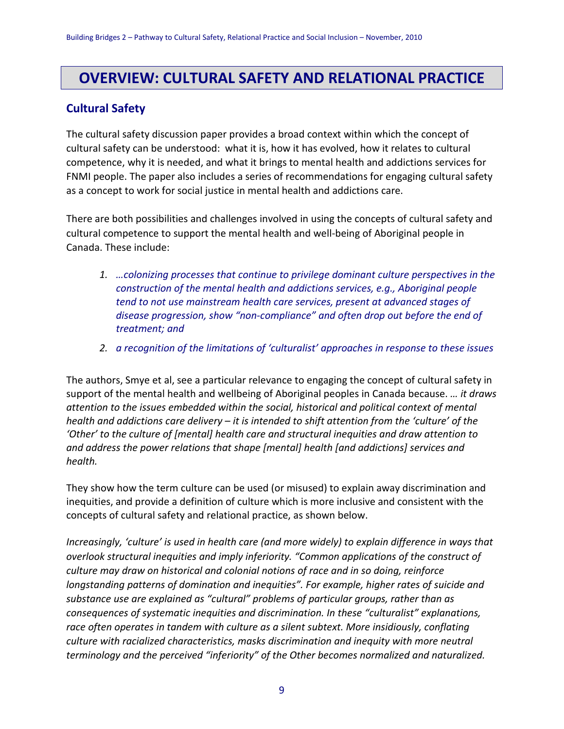# OVERVIEW: CULTURAL SAFETY AND RELATIONAL PRACTICE

## Cultural Safety

The cultural safety discussion paper provides a broad context within which the concept of cultural safety can be understood: what it is, how it has evolved, how it relates to cultural competence, why it is needed, and what it brings to mental health and addictions services for FNMI people. The paper also includes a series of recommendations for engaging cultural safety as a concept to work for social justice in mental health and addictions care.

There are both possibilities and challenges involved in using the concepts of cultural safety and cultural competence to support the mental health and well-being of Aboriginal people in Canada. These include:

1. *…colonizing processes that continue to privilege dominant culture perspectives in the construction of the mental health and addictions services, e.g., Aboriginal people tend to not use mainstream health care services, present at advanced stages of disease progression, show "non-compliance" and often drop out before the end of treatment; and*
2. *a recognition of the limitations of 'culturalist' approaches in response to these issues*

The authors, Smye et al, see a particular relevance to engaging the concept of cultural safety in support of the mental health and wellbeing of Aboriginal peoples in Canada because. *… it draws attention to the issues embedded within the social, historical and political context of mental health and addictions care delivery – it is intended to shift attention from the 'culture' of the 'Other' to the culture of [mental] health care and structural inequities and draw attention to and address the power relations that shape [mental] health [and addictions] services and health.*

They show how the term culture can be used (or misused) to explain away discrimination and inequities, and provide a definition of culture which is more inclusive and consistent with the concepts of cultural safety and relational practice, as shown below.

*Increasingly, 'culture' is used in health care (and more widely) to explain difference in ways that overlook structural inequities and imply inferiority. "Common applications of the construct of culture may draw on historical and colonial notions of race and in so doing, reinforce longstanding patterns of domination and inequities". For example, higher rates of suicide and substance use are explained as "cultural" problems of particular groups, rather than as consequences of systematic inequities and discrimination. In these "culturalist" explanations, race often operates in tandem with culture as a silent subtext. More insidiously, conflating culture with racialized characteristics, masks discrimination and inequity with more neutral terminology and the perceived "inferiority" of the Other becomes normalized and naturalized.*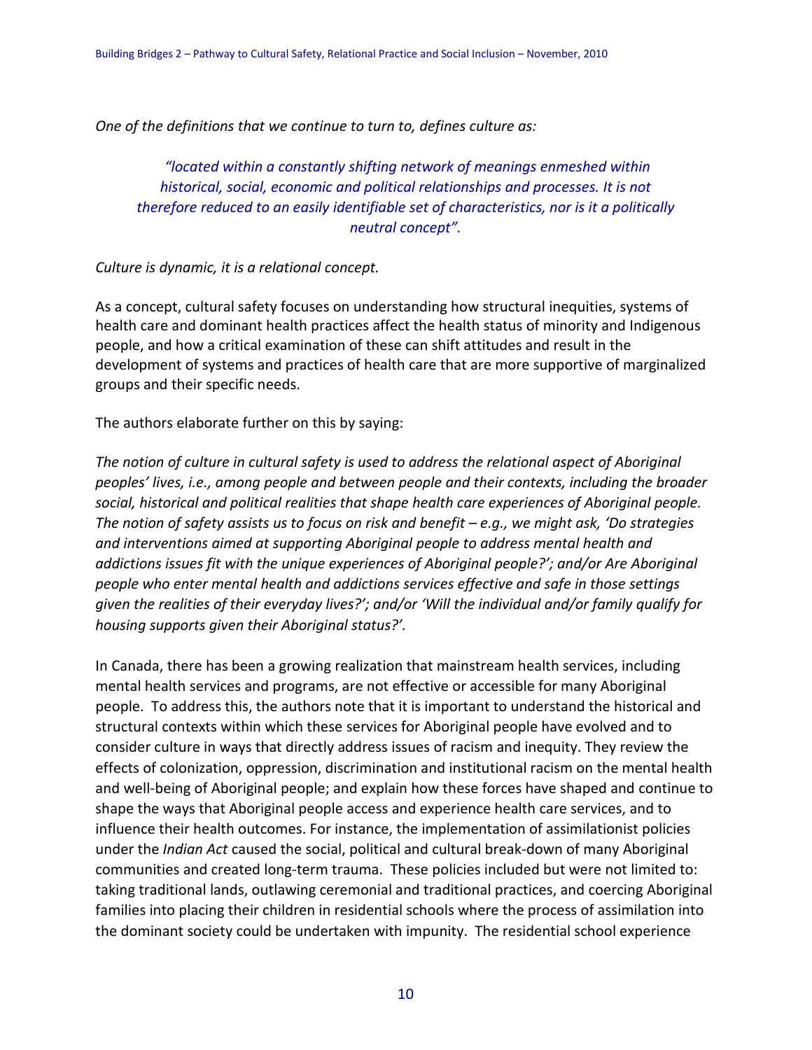*One of the definitions that we continue to turn to, defines culture as:*

> *"located within a constantly shifting network of meanings enmeshed within historical, social, economic and political relationships and processes. It is not therefore reduced to an easily identifiable set of characteristics, nor is it a politically neutral concept".*

*Culture is dynamic, it is a relational concept.*

As a concept, cultural safety focuses on understanding how structural inequities, systems of health care and dominant health practices affect the health status of minority and Indigenous people, and how a critical examination of these can shift attitudes and result in the development of systems and practices of health care that are more supportive of marginalized groups and their specific needs.

The authors elaborate further on this by saying:

*The notion of culture in cultural safety is used to address the relational aspect of Aboriginal peoples' lives, i.e., among people and between people and their contexts, including the broader social, historical and political realities that shape health care experiences of Aboriginal people. The notion of safety assists us to focus on risk and benefit – e.g., we might ask, 'Do strategies and interventions aimed at supporting Aboriginal people to address mental health and addictions issues fit with the unique experiences of Aboriginal people?'; and/or Are Aboriginal people who enter mental health and addictions services effective and safe in those settings given the realities of their everyday lives?'; and/or 'Will the individual and/or family qualify for housing supports given their Aboriginal status?'.*

In Canada, there has been a growing realization that mainstream health services, including mental health services and programs, are not effective or accessible for many Aboriginal people. To address this, the authors note that it is important to understand the historical and structural contexts within which these services for Aboriginal people have evolved and to consider culture in ways that directly address issues of racism and inequity. They review the effects of colonization, oppression, discrimination and institutional racism on the mental health and well-being of Aboriginal people; and explain how these forces have shaped and continue to shape the ways that Aboriginal people access and experience health care services, and to influence their health outcomes. For instance, the implementation of assimilationist policies under the *Indian Act* caused the social, political and cultural break-down of many Aboriginal communities and created long-term trauma. These policies included but were not limited to: taking traditional lands, outlawing ceremonial and traditional practices, and coercing Aboriginal families into placing their children in residential schools where the process of assimilation into the dominant society could be undertaken with impunity. The residential school experience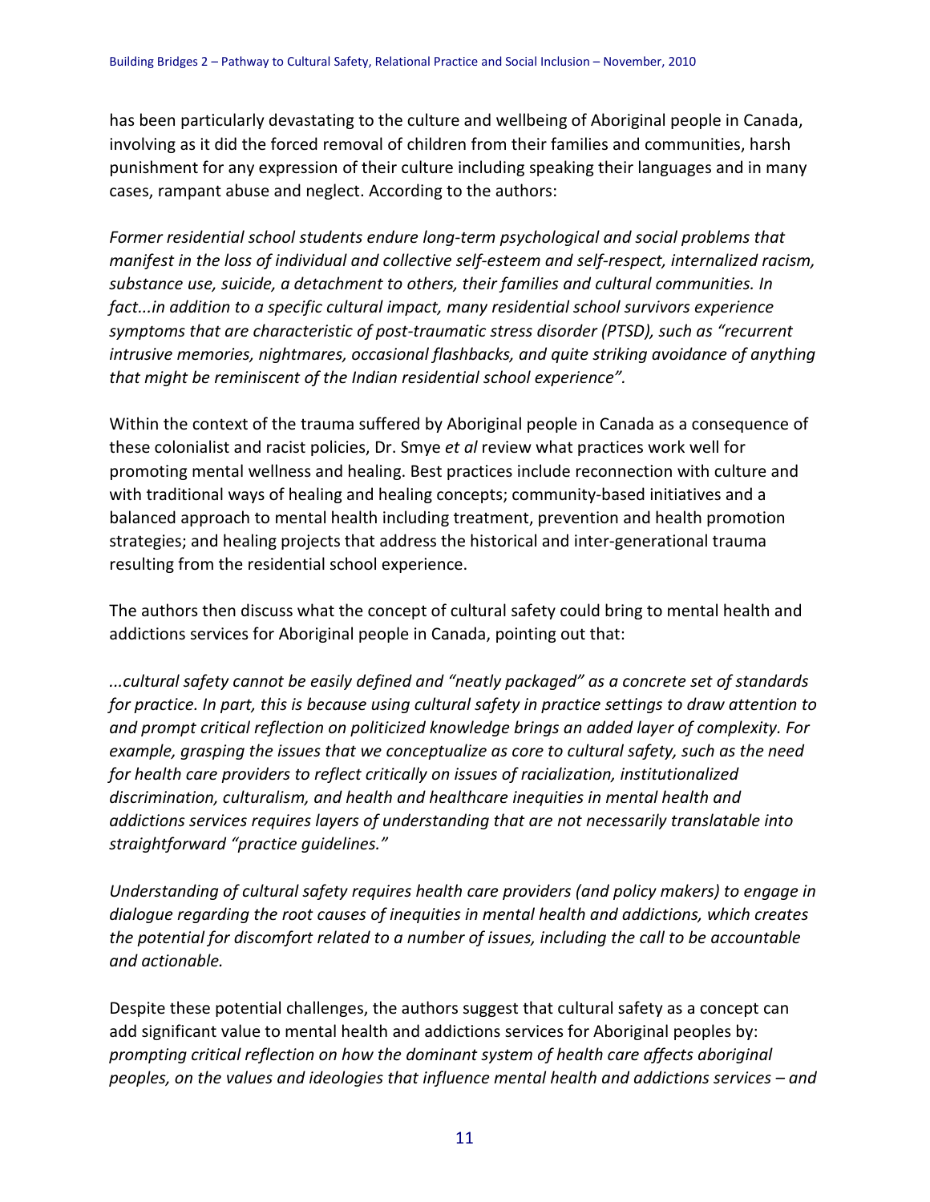has been particularly devastating to the culture and wellbeing of Aboriginal people in Canada, involving as it did the forced removal of children from their families and communities, harsh punishment for any expression of their culture including speaking their languages and in many cases, rampant abuse and neglect. According to the authors:

*Former residential school students endure long-term psychological and social problems that manifest in the loss of individual and collective self-esteem and self-respect, internalized racism, substance use, suicide, a detachment to others, their families and cultural communities. In fact...in addition to a specific cultural impact, many residential school survivors experience symptoms that are characteristic of post-traumatic stress disorder (PTSD), such as "recurrent intrusive memories, nightmares, occasional flashbacks, and quite striking avoidance of anything that might be reminiscent of the Indian residential school experience".*

Within the context of the trauma suffered by Aboriginal people in Canada as a consequence of these colonialist and racist policies, Dr. Smye *et al* review what practices work well for promoting mental wellness and healing. Best practices include reconnection with culture and with traditional ways of healing and healing concepts; community-based initiatives and a balanced approach to mental health including treatment, prevention and health promotion strategies; and healing projects that address the historical and inter-generational trauma resulting from the residential school experience.

The authors then discuss what the concept of cultural safety could bring to mental health and addictions services for Aboriginal people in Canada, pointing out that:

*...cultural safety cannot be easily defined and "neatly packaged" as a concrete set of standards for practice. In part, this is because using cultural safety in practice settings to draw attention to and prompt critical reflection on politicized knowledge brings an added layer of complexity. For example, grasping the issues that we conceptualize as core to cultural safety, such as the need for health care providers to reflect critically on issues of racialization, institutionalized discrimination, culturalism, and health and healthcare inequities in mental health and addictions services requires layers of understanding that are not necessarily translatable into straightforward "practice guidelines."*

*Understanding of cultural safety requires health care providers (and policy makers) to engage in dialogue regarding the root causes of inequities in mental health and addictions, which creates the potential for discomfort related to a number of issues, including the call to be accountable and actionable.*

Despite these potential challenges, the authors suggest that cultural safety as a concept can add significant value to mental health and addictions services for Aboriginal peoples by: *prompting critical reflection on how the dominant system of health care affects aboriginal peoples, on the values and ideologies that influence mental health and addictions services – and*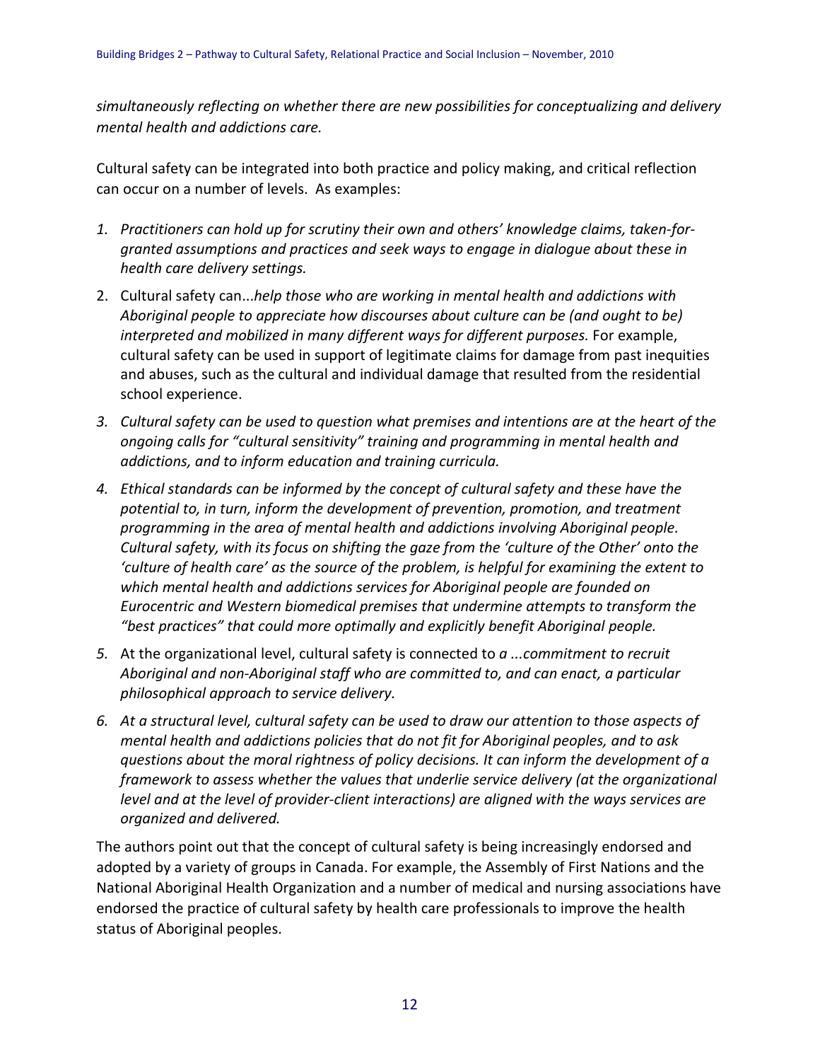*simultaneously reflecting on whether there are new possibilities for conceptualizing and delivery mental health and addictions care.*

Cultural safety can be integrated into both practice and policy making, and critical reflection can occur on a number of levels. As examples:

1. *Practitioners can hold up for scrutiny their own and others' knowledge claims, taken-for-granted assumptions and practices and seek ways to engage in dialogue about these in health care delivery settings.*
2. Cultural safety can...*help those who are working in mental health and addictions with Aboriginal people to appreciate how discourses about culture can be (and ought to be) interpreted and mobilized in many different ways for different purposes.* For example, cultural safety can be used in support of legitimate claims for damage from past inequities and abuses, such as the cultural and individual damage that resulted from the residential school experience.
3. *Cultural safety can be used to question what premises and intentions are at the heart of the ongoing calls for "cultural sensitivity" training and programming in mental health and addictions, and to inform education and training curricula.*
4. *Ethical standards can be informed by the concept of cultural safety and these have the potential to, in turn, inform the development of prevention, promotion, and treatment programming in the area of mental health and addictions involving Aboriginal people. Cultural safety, with its focus on shifting the gaze from the 'culture of the Other' onto the 'culture of health care' as the source of the problem, is helpful for examining the extent to which mental health and addictions services for Aboriginal people are founded on Eurocentric and Western biomedical premises that undermine attempts to transform the "best practices" that could more optimally and explicitly benefit Aboriginal people.*
5. At the organizational level, cultural safety is connected to *a ...commitment to recruit Aboriginal and non-Aboriginal staff who are committed to, and can enact, a particular philosophical approach to service delivery.*
6. *At a structural level, cultural safety can be used to draw our attention to those aspects of mental health and addictions policies that do not fit for Aboriginal peoples, and to ask questions about the moral rightness of policy decisions. It can inform the development of a framework to assess whether the values that underlie service delivery (at the organizational level and at the level of provider-client interactions) are aligned with the ways services are organized and delivered.*

The authors point out that the concept of cultural safety is being increasingly endorsed and adopted by a variety of groups in Canada. For example, the Assembly of First Nations and the National Aboriginal Health Organization and a number of medical and nursing associations have endorsed the practice of cultural safety by health care professionals to improve the health status of Aboriginal peoples.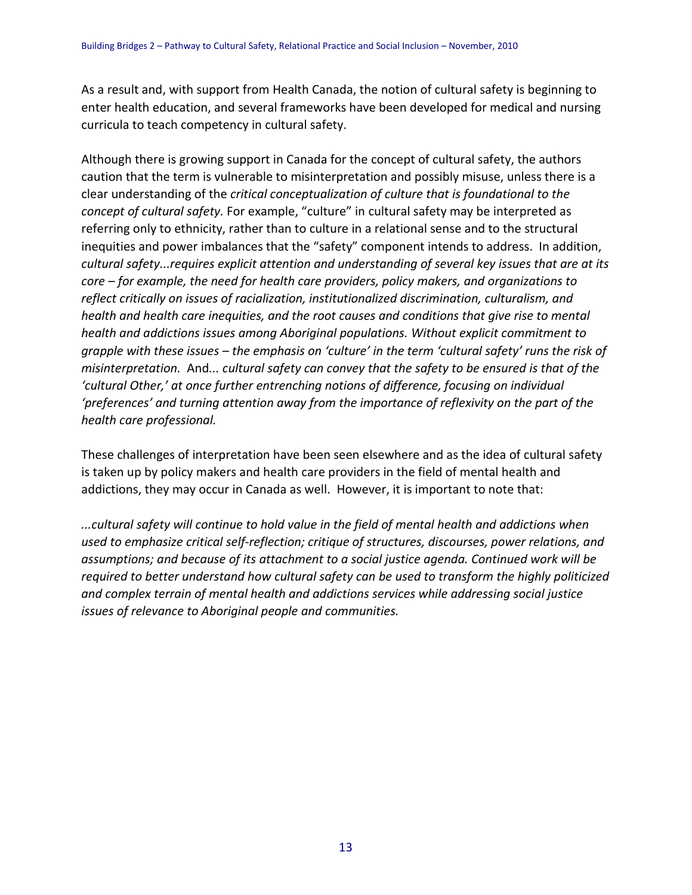As a result and, with support from Health Canada, the notion of cultural safety is beginning to enter health education, and several frameworks have been developed for medical and nursing curricula to teach competency in cultural safety.

Although there is growing support in Canada for the concept of cultural safety, the authors caution that the term is vulnerable to misinterpretation and possibly misuse, unless there is a clear understanding of the *critical conceptualization of culture that is foundational to the concept of cultural safety.* For example, "culture" in cultural safety may be interpreted as referring only to ethnicity, rather than to culture in a relational sense and to the structural inequities and power imbalances that the "safety" component intends to address. In addition, *cultural safety...requires explicit attention and understanding of several key issues that are at its core – for example, the need for health care providers, policy makers, and organizations to reflect critically on issues of racialization, institutionalized discrimination, culturalism, and health and health care inequities, and the root causes and conditions that give rise to mental health and addictions issues among Aboriginal populations. Without explicit commitment to grapple with these issues – the emphasis on 'culture' in the term 'cultural safety' runs the risk of misinterpretation.* And... *cultural safety can convey that the safety to be ensured is that of the 'cultural Other,' at once further entrenching notions of difference, focusing on individual 'preferences' and turning attention away from the importance of reflexivity on the part of the health care professional.*

These challenges of interpretation have been seen elsewhere and as the idea of cultural safety is taken up by policy makers and health care providers in the field of mental health and addictions, they may occur in Canada as well. However, it is important to note that:

*...cultural safety will continue to hold value in the field of mental health and addictions when used to emphasize critical self-reflection; critique of structures, discourses, power relations, and assumptions; and because of its attachment to a social justice agenda. Continued work will be required to better understand how cultural safety can be used to transform the highly politicized and complex terrain of mental health and addictions services while addressing social justice issues of relevance to Aboriginal people and communities.*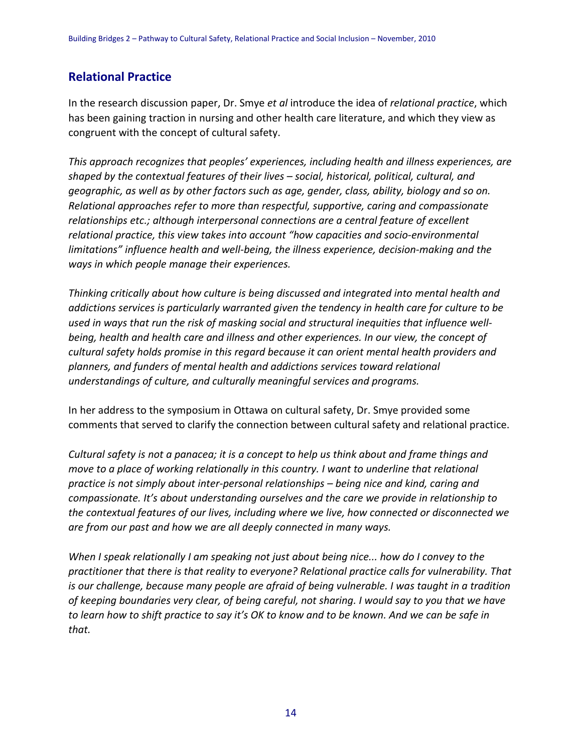## Relational Practice

In the research discussion paper, Dr. Smye *et al* introduce the idea of *relational practice*, which has been gaining traction in nursing and other health care literature, and which they view as congruent with the concept of cultural safety.

*This approach recognizes that peoples' experiences, including health and illness experiences, are shaped by the contextual features of their lives – social, historical, political, cultural, and geographic, as well as by other factors such as age, gender, class, ability, biology and so on. Relational approaches refer to more than respectful, supportive, caring and compassionate relationships etc.; although interpersonal connections are a central feature of excellent relational practice, this view takes into account "how capacities and socio-environmental limitations" influence health and well-being, the illness experience, decision-making and the ways in which people manage their experiences.*

*Thinking critically about how culture is being discussed and integrated into mental health and addictions services is particularly warranted given the tendency in health care for culture to be used in ways that run the risk of masking social and structural inequities that influence well-being, health and health care and illness and other experiences. In our view, the concept of cultural safety holds promise in this regard because it can orient mental health providers and planners, and funders of mental health and addictions services toward relational understandings of culture, and culturally meaningful services and programs.*

In her address to the symposium in Ottawa on cultural safety, Dr. Smye provided some comments that served to clarify the connection between cultural safety and relational practice.

*Cultural safety is not a panacea; it is a concept to help us think about and frame things and move to a place of working relationally in this country. I want to underline that relational practice is not simply about inter-personal relationships – being nice and kind, caring and compassionate. It's about understanding ourselves and the care we provide in relationship to the contextual features of our lives, including where we live, how connected or disconnected we are from our past and how we are all deeply connected in many ways.*

*When I speak relationally I am speaking not just about being nice... how do I convey to the practitioner that there is that reality to everyone? Relational practice calls for vulnerability. That is our challenge, because many people are afraid of being vulnerable. I was taught in a tradition of keeping boundaries very clear, of being careful, not sharing. I would say to you that we have to learn how to shift practice to say it's OK to know and to be known. And we can be safe in that.*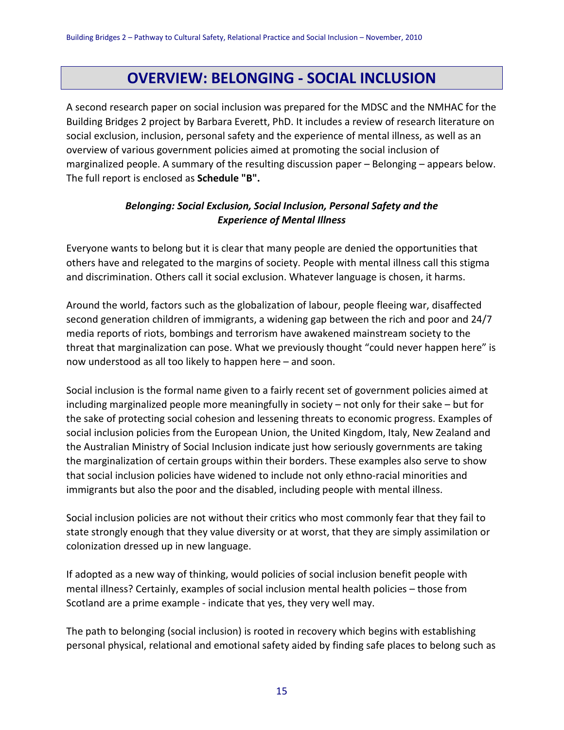# OVERVIEW: BELONGING - SOCIAL INCLUSION

A second research paper on social inclusion was prepared for the MDSC and the NMHAC for the Building Bridges 2 project by Barbara Everett, PhD. It includes a review of research literature on social exclusion, inclusion, personal safety and the experience of mental illness, as well as an overview of various government policies aimed at promoting the social inclusion of marginalized people. A summary of the resulting discussion paper – Belonging – appears below. The full report is enclosed as **Schedule "B".**

***Belonging: Social Exclusion, Social Inclusion, Personal Safety and the Experience of Mental Illness***

Everyone wants to belong but it is clear that many people are denied the opportunities that others have and relegated to the margins of society. People with mental illness call this stigma and discrimination. Others call it social exclusion. Whatever language is chosen, it harms.

Around the world, factors such as the globalization of labour, people fleeing war, disaffected second generation children of immigrants, a widening gap between the rich and poor and 24/7 media reports of riots, bombings and terrorism have awakened mainstream society to the threat that marginalization can pose. What we previously thought "could never happen here" is now understood as all too likely to happen here – and soon.

Social inclusion is the formal name given to a fairly recent set of government policies aimed at including marginalized people more meaningfully in society – not only for their sake – but for the sake of protecting social cohesion and lessening threats to economic progress. Examples of social inclusion policies from the European Union, the United Kingdom, Italy, New Zealand and the Australian Ministry of Social Inclusion indicate just how seriously governments are taking the marginalization of certain groups within their borders. These examples also serve to show that social inclusion policies have widened to include not only ethno-racial minorities and immigrants but also the poor and the disabled, including people with mental illness.

Social inclusion policies are not without their critics who most commonly fear that they fail to state strongly enough that they value diversity or at worst, that they are simply assimilation or colonization dressed up in new language.

If adopted as a new way of thinking, would policies of social inclusion benefit people with mental illness? Certainly, examples of social inclusion mental health policies – those from Scotland are a prime example - indicate that yes, they very well may.

The path to belonging (social inclusion) is rooted in recovery which begins with establishing personal physical, relational and emotional safety aided by finding safe places to belong such as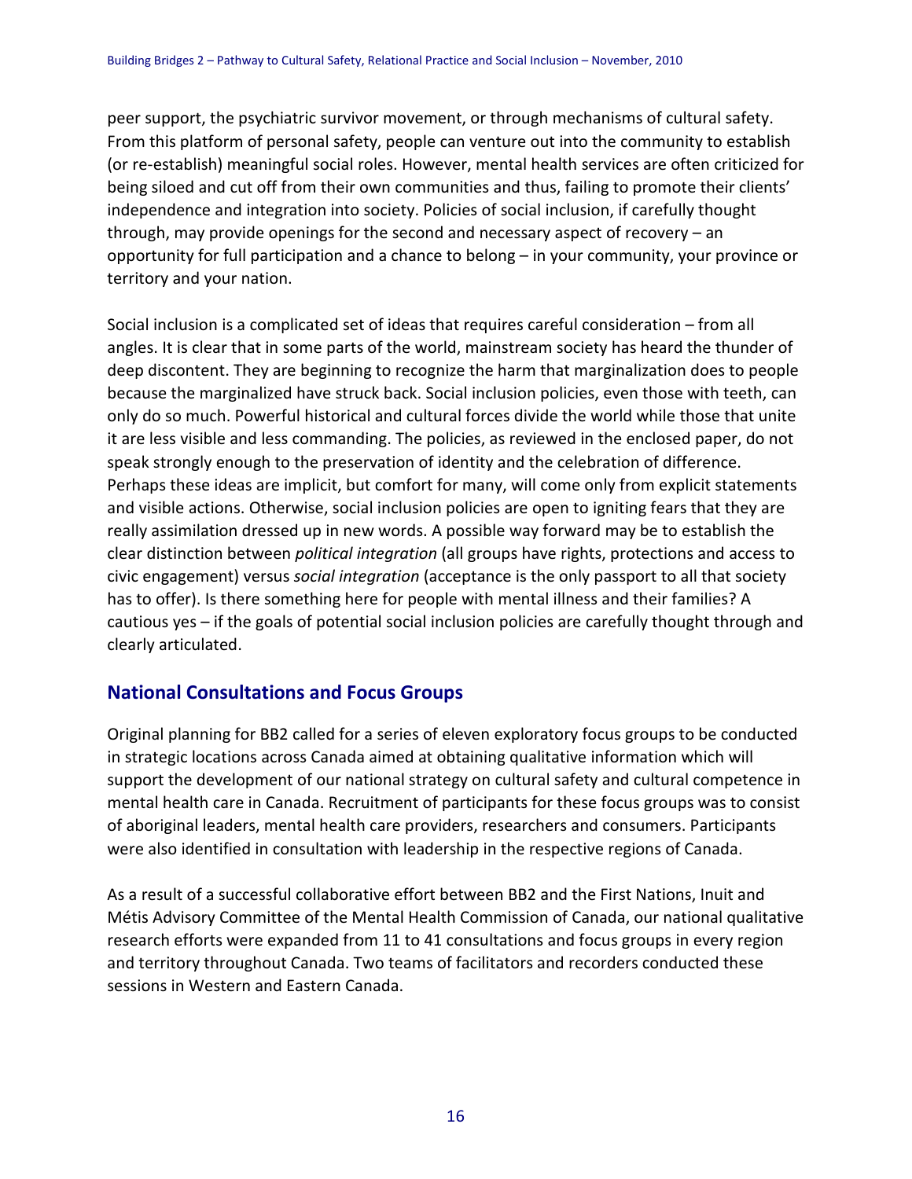peer support, the psychiatric survivor movement, or through mechanisms of cultural safety. From this platform of personal safety, people can venture out into the community to establish (or re-establish) meaningful social roles. However, mental health services are often criticized for being siloed and cut off from their own communities and thus, failing to promote their clients' independence and integration into society. Policies of social inclusion, if carefully thought through, may provide openings for the second and necessary aspect of recovery – an opportunity for full participation and a chance to belong – in your community, your province or territory and your nation.

Social inclusion is a complicated set of ideas that requires careful consideration – from all angles. It is clear that in some parts of the world, mainstream society has heard the thunder of deep discontent. They are beginning to recognize the harm that marginalization does to people because the marginalized have struck back. Social inclusion policies, even those with teeth, can only do so much. Powerful historical and cultural forces divide the world while those that unite it are less visible and less commanding. The policies, as reviewed in the enclosed paper, do not speak strongly enough to the preservation of identity and the celebration of difference. Perhaps these ideas are implicit, but comfort for many, will come only from explicit statements and visible actions. Otherwise, social inclusion policies are open to igniting fears that they are really assimilation dressed up in new words. A possible way forward may be to establish the clear distinction between *political integration* (all groups have rights, protections and access to civic engagement) versus *social integration* (acceptance is the only passport to all that society has to offer). Is there something here for people with mental illness and their families? A cautious yes – if the goals of potential social inclusion policies are carefully thought through and clearly articulated.

## National Consultations and Focus Groups

Original planning for BB2 called for a series of eleven exploratory focus groups to be conducted in strategic locations across Canada aimed at obtaining qualitative information which will support the development of our national strategy on cultural safety and cultural competence in mental health care in Canada. Recruitment of participants for these focus groups was to consist of aboriginal leaders, mental health care providers, researchers and consumers. Participants were also identified in consultation with leadership in the respective regions of Canada.

As a result of a successful collaborative effort between BB2 and the First Nations, Inuit and Métis Advisory Committee of the Mental Health Commission of Canada, our national qualitative research efforts were expanded from 11 to 41 consultations and focus groups in every region and territory throughout Canada. Two teams of facilitators and recorders conducted these sessions in Western and Eastern Canada.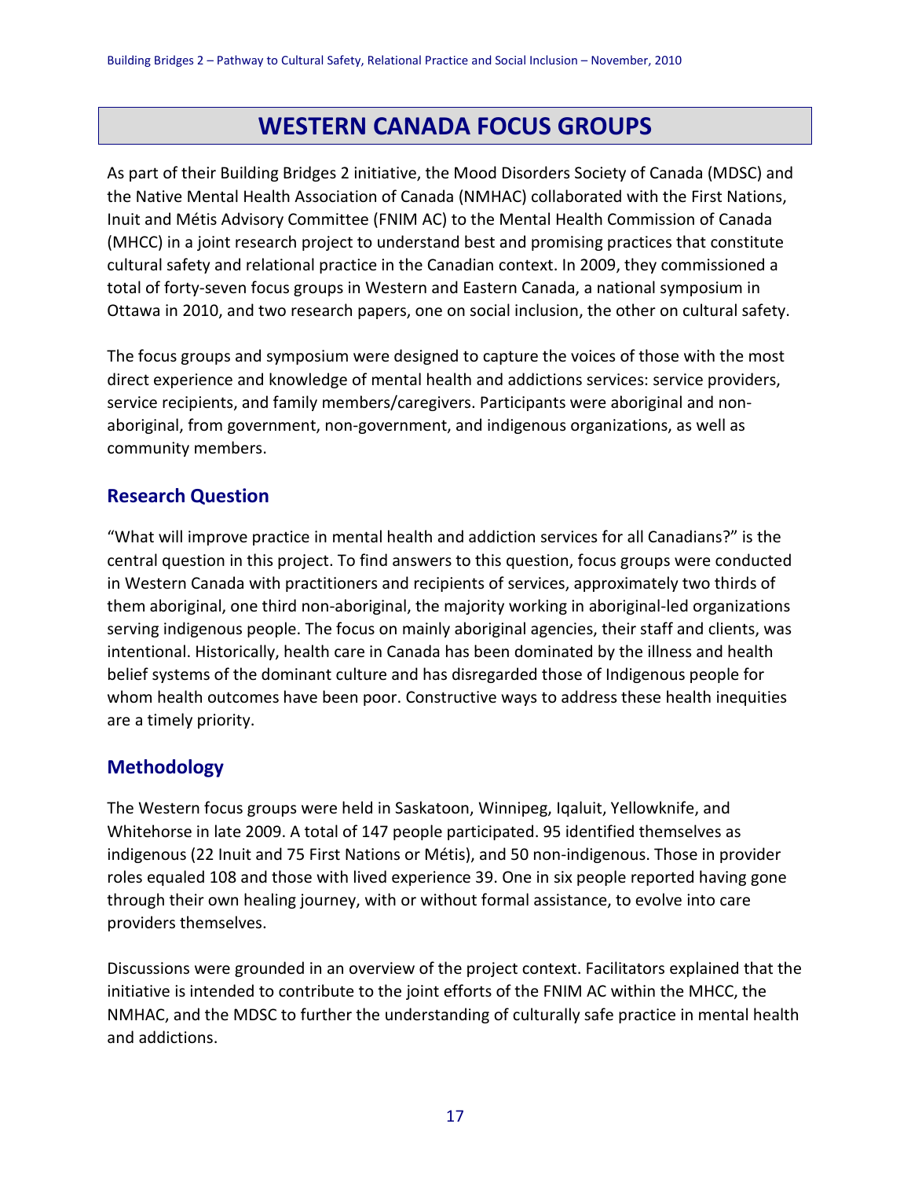# WESTERN CANADA FOCUS GROUPS

As part of their Building Bridges 2 initiative, the Mood Disorders Society of Canada (MDSC) and the Native Mental Health Association of Canada (NMHAC) collaborated with the First Nations, Inuit and Métis Advisory Committee (FNIM AC) to the Mental Health Commission of Canada (MHCC) in a joint research project to understand best and promising practices that constitute cultural safety and relational practice in the Canadian context. In 2009, they commissioned a total of forty-seven focus groups in Western and Eastern Canada, a national symposium in Ottawa in 2010, and two research papers, one on social inclusion, the other on cultural safety.

The focus groups and symposium were designed to capture the voices of those with the most direct experience and knowledge of mental health and addictions services: service providers, service recipients, and family members/caregivers. Participants were aboriginal and non-aboriginal, from government, non-government, and indigenous organizations, as well as community members.

## Research Question

"What will improve practice in mental health and addiction services for all Canadians?" is the central question in this project. To find answers to this question, focus groups were conducted in Western Canada with practitioners and recipients of services, approximately two thirds of them aboriginal, one third non-aboriginal, the majority working in aboriginal-led organizations serving indigenous people. The focus on mainly aboriginal agencies, their staff and clients, was intentional. Historically, health care in Canada has been dominated by the illness and health belief systems of the dominant culture and has disregarded those of Indigenous people for whom health outcomes have been poor. Constructive ways to address these health inequities are a timely priority.

## Methodology

The Western focus groups were held in Saskatoon, Winnipeg, Iqaluit, Yellowknife, and Whitehorse in late 2009. A total of 147 people participated. 95 identified themselves as indigenous (22 Inuit and 75 First Nations or Métis), and 50 non-indigenous. Those in provider roles equaled 108 and those with lived experience 39. One in six people reported having gone through their own healing journey, with or without formal assistance, to evolve into care providers themselves.

Discussions were grounded in an overview of the project context. Facilitators explained that the initiative is intended to contribute to the joint efforts of the FNIM AC within the MHCC, the NMHAC, and the MDSC to further the understanding of culturally safe practice in mental health and addictions.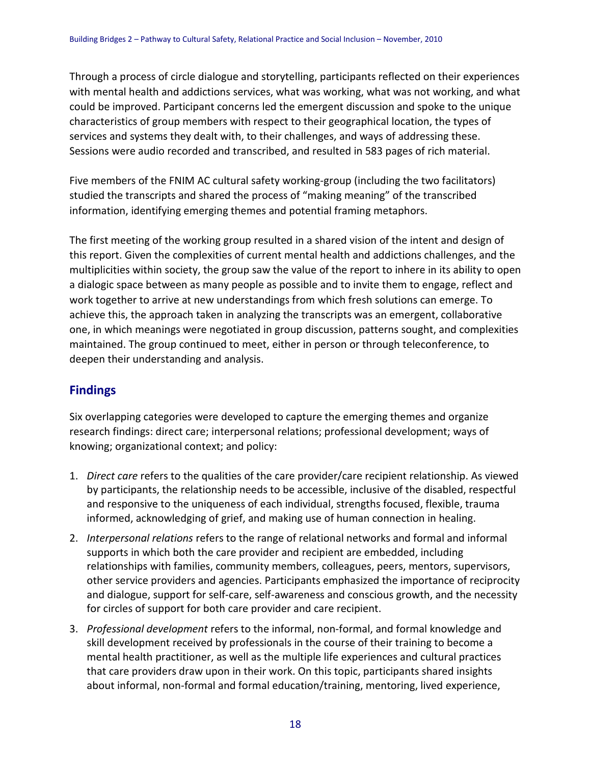Through a process of circle dialogue and storytelling, participants reflected on their experiences with mental health and addictions services, what was working, what was not working, and what could be improved. Participant concerns led the emergent discussion and spoke to the unique characteristics of group members with respect to their geographical location, the types of services and systems they dealt with, to their challenges, and ways of addressing these. Sessions were audio recorded and transcribed, and resulted in 583 pages of rich material.

Five members of the FNIM AC cultural safety working-group (including the two facilitators) studied the transcripts and shared the process of "making meaning" of the transcribed information, identifying emerging themes and potential framing metaphors.

The first meeting of the working group resulted in a shared vision of the intent and design of this report. Given the complexities of current mental health and addictions challenges, and the multiplicities within society, the group saw the value of the report to inhere in its ability to open a dialogic space between as many people as possible and to invite them to engage, reflect and work together to arrive at new understandings from which fresh solutions can emerge. To achieve this, the approach taken in analyzing the transcripts was an emergent, collaborative one, in which meanings were negotiated in group discussion, patterns sought, and complexities maintained. The group continued to meet, either in person or through teleconference, to deepen their understanding and analysis.

## Findings

Six overlapping categories were developed to capture the emerging themes and organize research findings: direct care; interpersonal relations; professional development; ways of knowing; organizational context; and policy:

1. *Direct care* refers to the qualities of the care provider/care recipient relationship. As viewed by participants, the relationship needs to be accessible, inclusive of the disabled, respectful and responsive to the uniqueness of each individual, strengths focused, flexible, trauma informed, acknowledging of grief, and making use of human connection in healing.
2. *Interpersonal relations* refers to the range of relational networks and formal and informal supports in which both the care provider and recipient are embedded, including relationships with families, community members, colleagues, peers, mentors, supervisors, other service providers and agencies. Participants emphasized the importance of reciprocity and dialogue, support for self-care, self-awareness and conscious growth, and the necessity for circles of support for both care provider and care recipient.
3. *Professional development* refers to the informal, non-formal, and formal knowledge and skill development received by professionals in the course of their training to become a mental health practitioner, as well as the multiple life experiences and cultural practices that care providers draw upon in their work. On this topic, participants shared insights about informal, non-formal and formal education/training, mentoring, lived experience,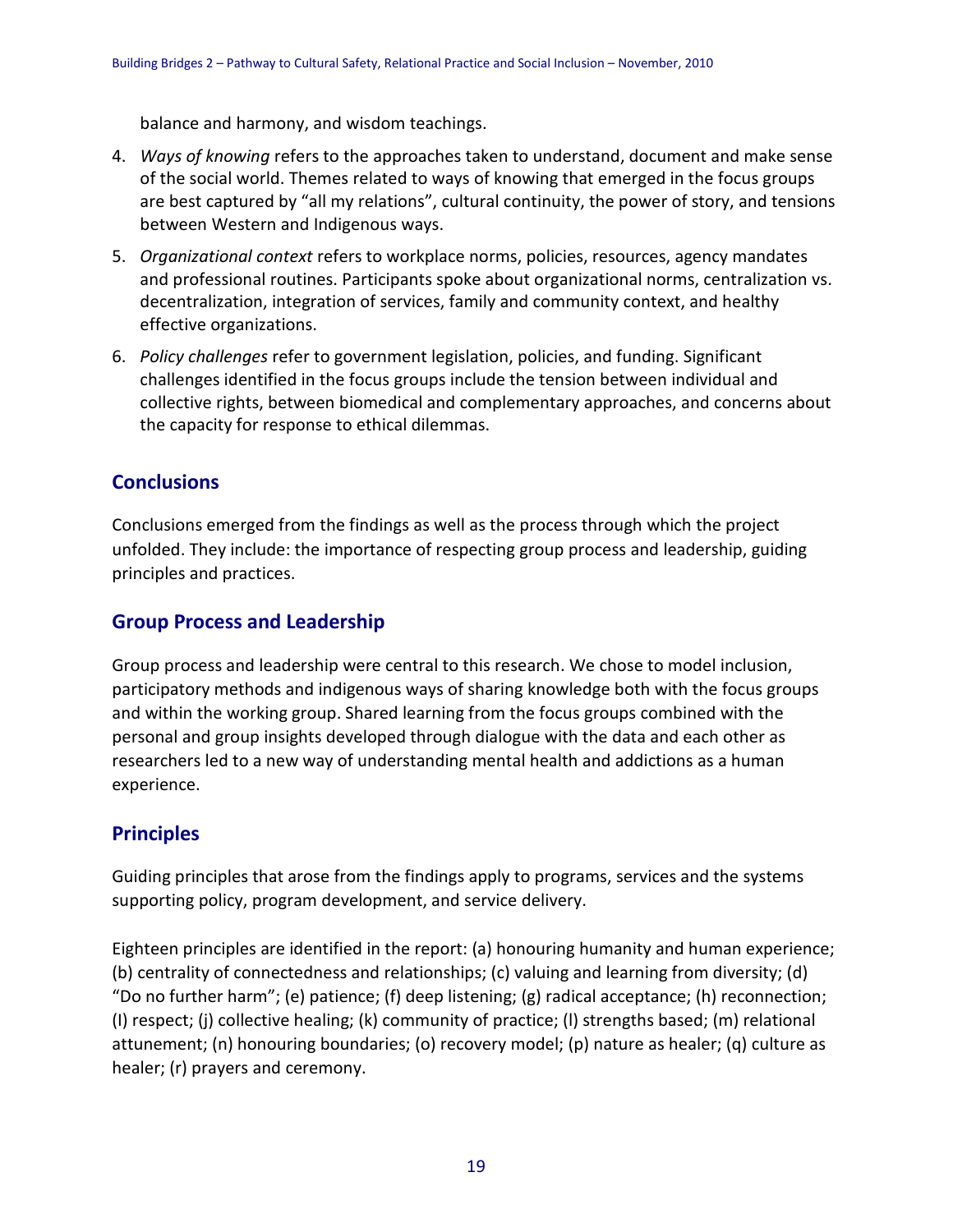balance and harmony, and wisdom teachings.

4. *Ways of knowing* refers to the approaches taken to understand, document and make sense of the social world. Themes related to ways of knowing that emerged in the focus groups are best captured by "all my relations", cultural continuity, the power of story, and tensions between Western and Indigenous ways.
5. *Organizational context* refers to workplace norms, policies, resources, agency mandates and professional routines. Participants spoke about organizational norms, centralization vs. decentralization, integration of services, family and community context, and healthy effective organizations.
6. *Policy challenges* refer to government legislation, policies, and funding. Significant challenges identified in the focus groups include the tension between individual and collective rights, between biomedical and complementary approaches, and concerns about the capacity for response to ethical dilemmas.

## Conclusions

Conclusions emerged from the findings as well as the process through which the project unfolded. They include: the importance of respecting group process and leadership, guiding principles and practices.

## Group Process and Leadership

Group process and leadership were central to this research. We chose to model inclusion, participatory methods and indigenous ways of sharing knowledge both with the focus groups and within the working group. Shared learning from the focus groups combined with the personal and group insights developed through dialogue with the data and each other as researchers led to a new way of understanding mental health and addictions as a human experience.

## Principles

Guiding principles that arose from the findings apply to programs, services and the systems supporting policy, program development, and service delivery.

Eighteen principles are identified in the report: (a) honouring humanity and human experience; (b) centrality of connectedness and relationships; (c) valuing and learning from diversity; (d) "Do no further harm"; (e) patience; (f) deep listening; (g) radical acceptance; (h) reconnection; (I) respect; (j) collective healing; (k) community of practice; (l) strengths based; (m) relational attunement; (n) honouring boundaries; (o) recovery model; (p) nature as healer; (q) culture as healer; (r) prayers and ceremony.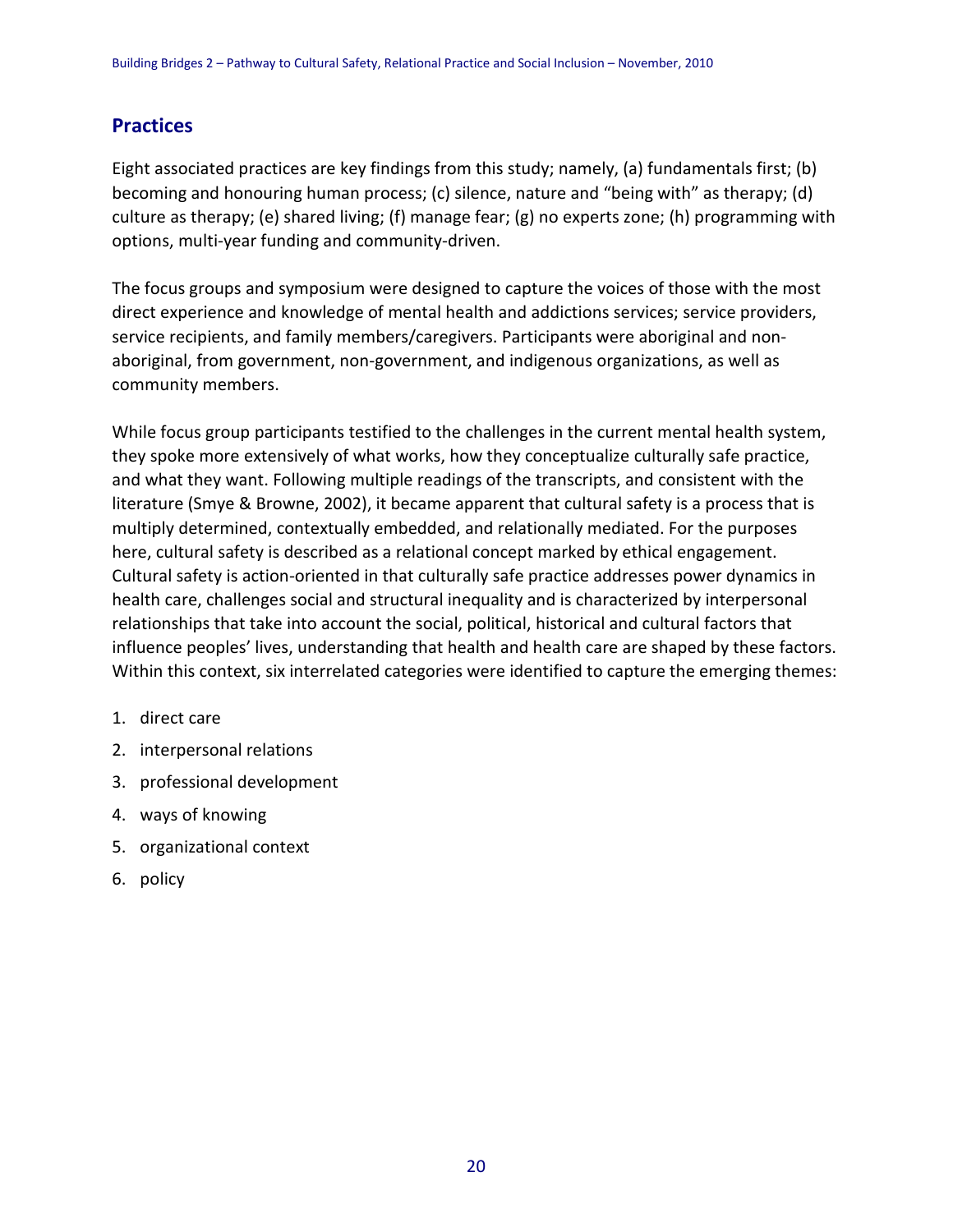## Practices

Eight associated practices are key findings from this study; namely, (a) fundamentals first; (b) becoming and honouring human process; (c) silence, nature and "being with" as therapy; (d) culture as therapy; (e) shared living; (f) manage fear; (g) no experts zone; (h) programming with options, multi-year funding and community-driven.

The focus groups and symposium were designed to capture the voices of those with the most direct experience and knowledge of mental health and addictions services; service providers, service recipients, and family members/caregivers. Participants were aboriginal and non-aboriginal, from government, non-government, and indigenous organizations, as well as community members.

While focus group participants testified to the challenges in the current mental health system, they spoke more extensively of what works, how they conceptualize culturally safe practice, and what they want. Following multiple readings of the transcripts, and consistent with the literature (Smye & Browne, 2002), it became apparent that cultural safety is a process that is multiply determined, contextually embedded, and relationally mediated. For the purposes here, cultural safety is described as a relational concept marked by ethical engagement. Cultural safety is action-oriented in that culturally safe practice addresses power dynamics in health care, challenges social and structural inequality and is characterized by interpersonal relationships that take into account the social, political, historical and cultural factors that influence peoples' lives, understanding that health and health care are shaped by these factors. Within this context, six interrelated categories were identified to capture the emerging themes:

1. direct care
2. interpersonal relations
3. professional development
4. ways of knowing
5. organizational context
6. policy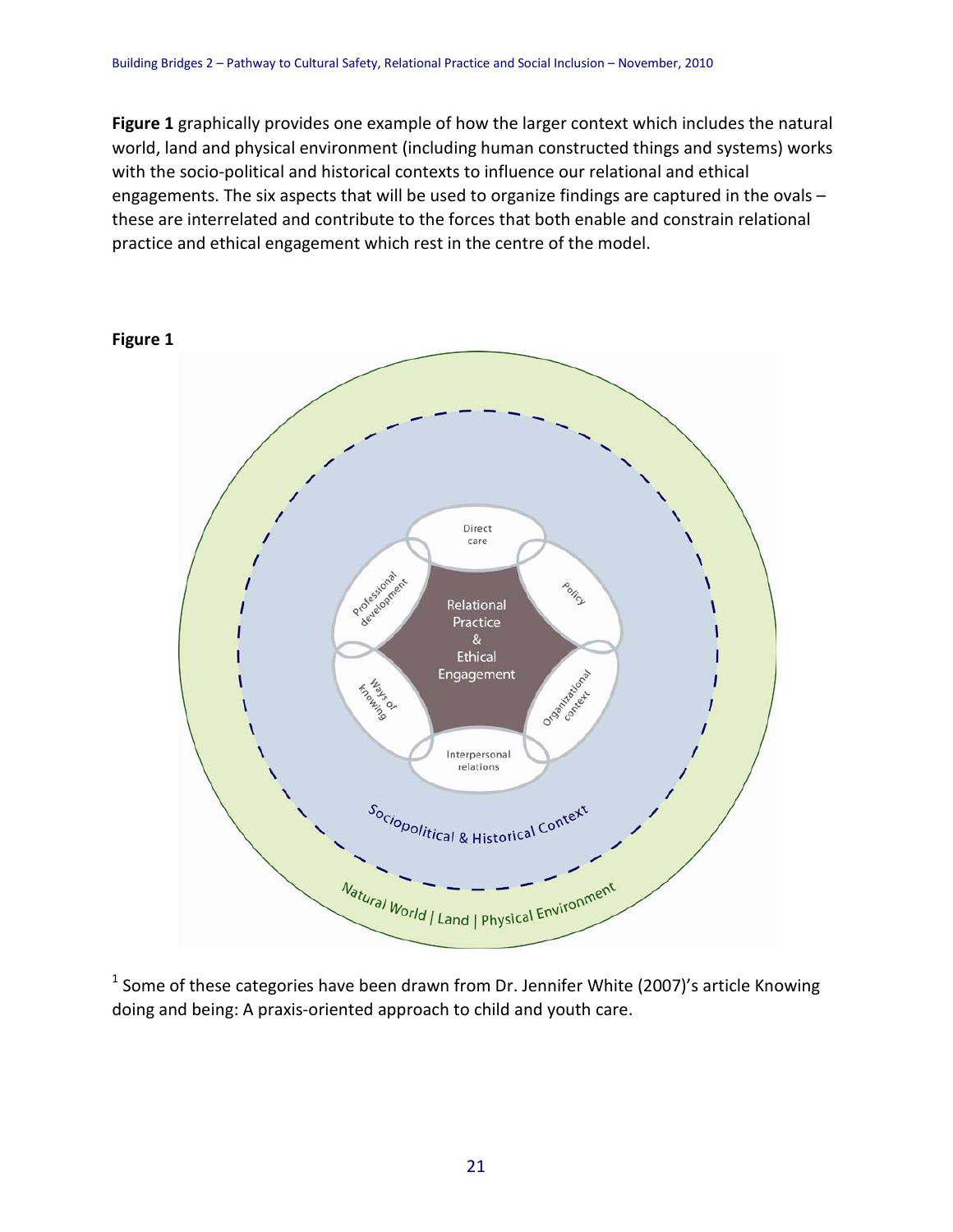**Figure 1** graphically provides one example of how the larger context which includes the natural world, land and physical environment (including human constructed things and systems) works with the socio-political and historical contexts to influence our relational and ethical engagements. The six aspects that will be used to organize findings are captured in the ovals – these are interrelated and contribute to the forces that both enable and constrain relational practice and ethical engagement which rest in the centre of the model.

**Figure 1**

[1] Some of these categories have been drawn from Dr. Jennifer White (2007)'s article Knowing doing and being: A praxis-oriented approach to child and youth care.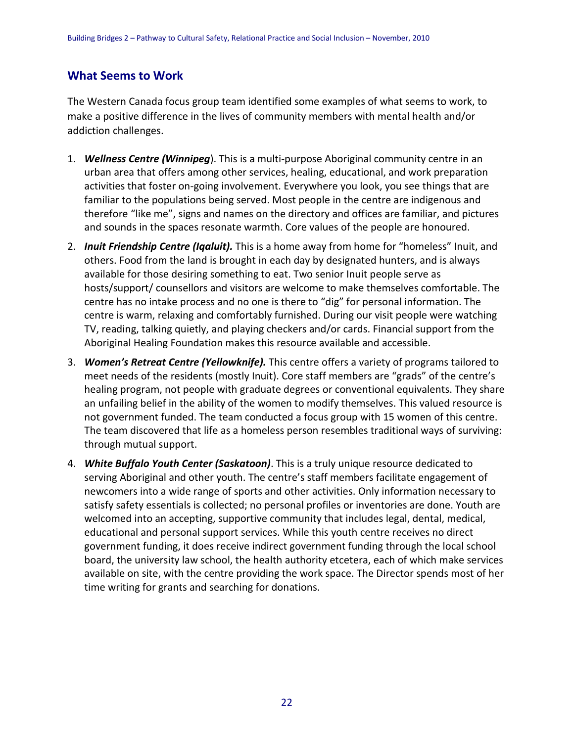## What Seems to Work

The Western Canada focus group team identified some examples of what seems to work, to make a positive difference in the lives of community members with mental health and/or addiction challenges.

1. ***Wellness Centre (Winnipeg***). This is a multi-purpose Aboriginal community centre in an urban area that offers among other services, healing, educational, and work preparation activities that foster on-going involvement. Everywhere you look, you see things that are familiar to the populations being served. Most people in the centre are indigenous and therefore "like me", signs and names on the directory and offices are familiar, and pictures and sounds in the spaces resonate warmth. Core values of the people are honoured.
2. ***Inuit Friendship Centre (Iqaluit).*** This is a home away from home for "homeless" Inuit, and others. Food from the land is brought in each day by designated hunters, and is always available for those desiring something to eat. Two senior Inuit people serve as hosts/support/ counsellors and visitors are welcome to make themselves comfortable. The centre has no intake process and no one is there to "dig" for personal information. The centre is warm, relaxing and comfortably furnished. During our visit people were watching TV, reading, talking quietly, and playing checkers and/or cards. Financial support from the Aboriginal Healing Foundation makes this resource available and accessible.
3. ***Women's Retreat Centre (Yellowknife).*** This centre offers a variety of programs tailored to meet needs of the residents (mostly Inuit). Core staff members are "grads" of the centre's healing program, not people with graduate degrees or conventional equivalents. They share an unfailing belief in the ability of the women to modify themselves. This valued resource is not government funded. The team conducted a focus group with 15 women of this centre. The team discovered that life as a homeless person resembles traditional ways of surviving: through mutual support.
4. ***White Buffalo Youth Center (Saskatoon)***. This is a truly unique resource dedicated to serving Aboriginal and other youth. The centre's staff members facilitate engagement of newcomers into a wide range of sports and other activities. Only information necessary to satisfy safety essentials is collected; no personal profiles or inventories are done. Youth are welcomed into an accepting, supportive community that includes legal, dental, medical, educational and personal support services. While this youth centre receives no direct government funding, it does receive indirect government funding through the local school board, the university law school, the health authority etcetera, each of which make services available on site, with the centre providing the work space. The Director spends most of her time writing for grants and searching for donations.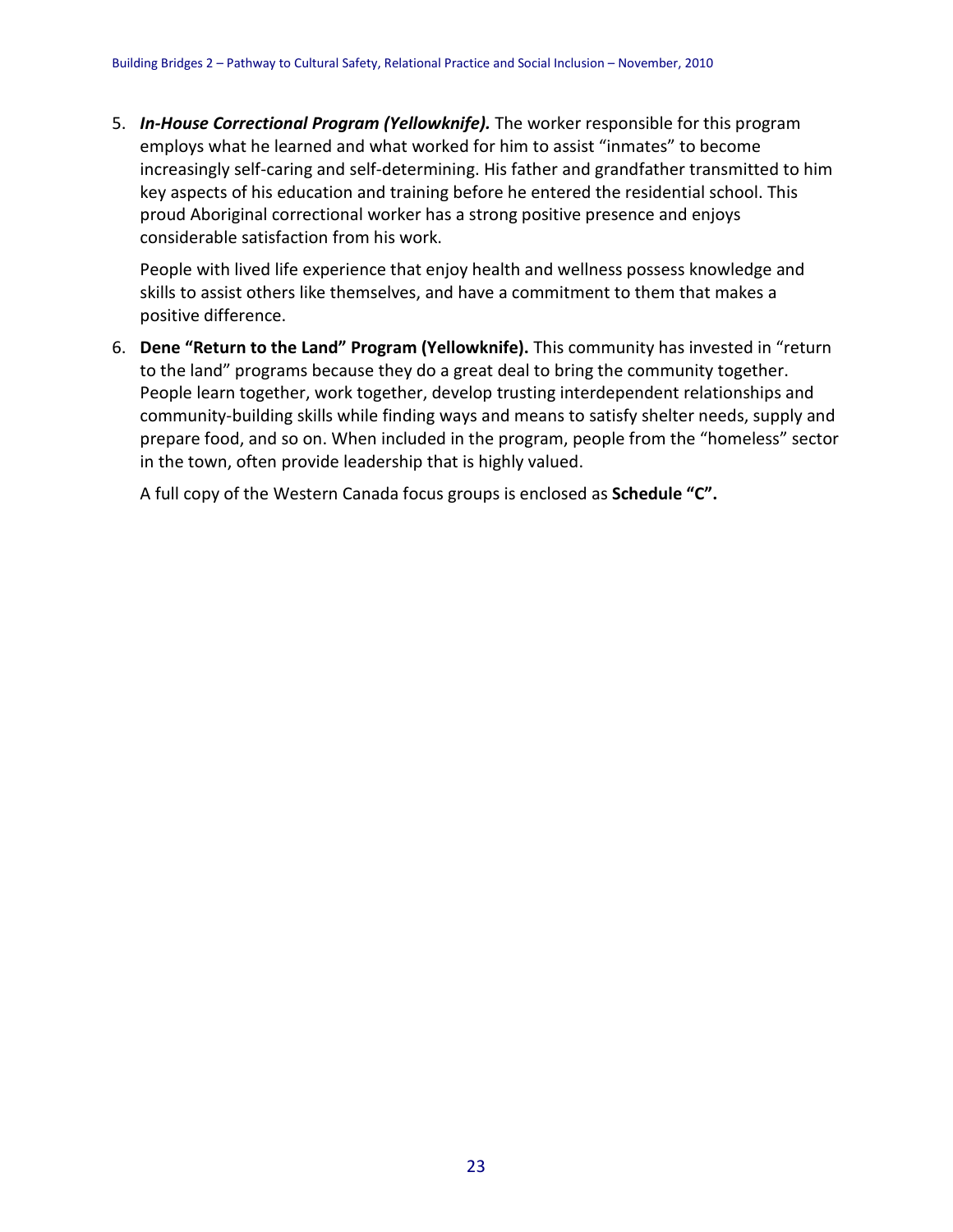5. ***In-House Correctional Program (Yellowknife).*** The worker responsible for this program employs what he learned and what worked for him to assist "inmates" to become increasingly self-caring and self-determining. His father and grandfather transmitted to him key aspects of his education and training before he entered the residential school. This proud Aboriginal correctional worker has a strong positive presence and enjoys considerable satisfaction from his work.

   People with lived life experience that enjoy health and wellness possess knowledge and skills to assist others like themselves, and have a commitment to them that makes a positive difference.

6. **Dene "Return to the Land" Program (Yellowknife).** This community has invested in "return to the land" programs because they do a great deal to bring the community together. People learn together, work together, develop trusting interdependent relationships and community-building skills while finding ways and means to satisfy shelter needs, supply and prepare food, and so on. When included in the program, people from the "homeless" sector in the town, often provide leadership that is highly valued.

   A full copy of the Western Canada focus groups is enclosed as **Schedule "C".**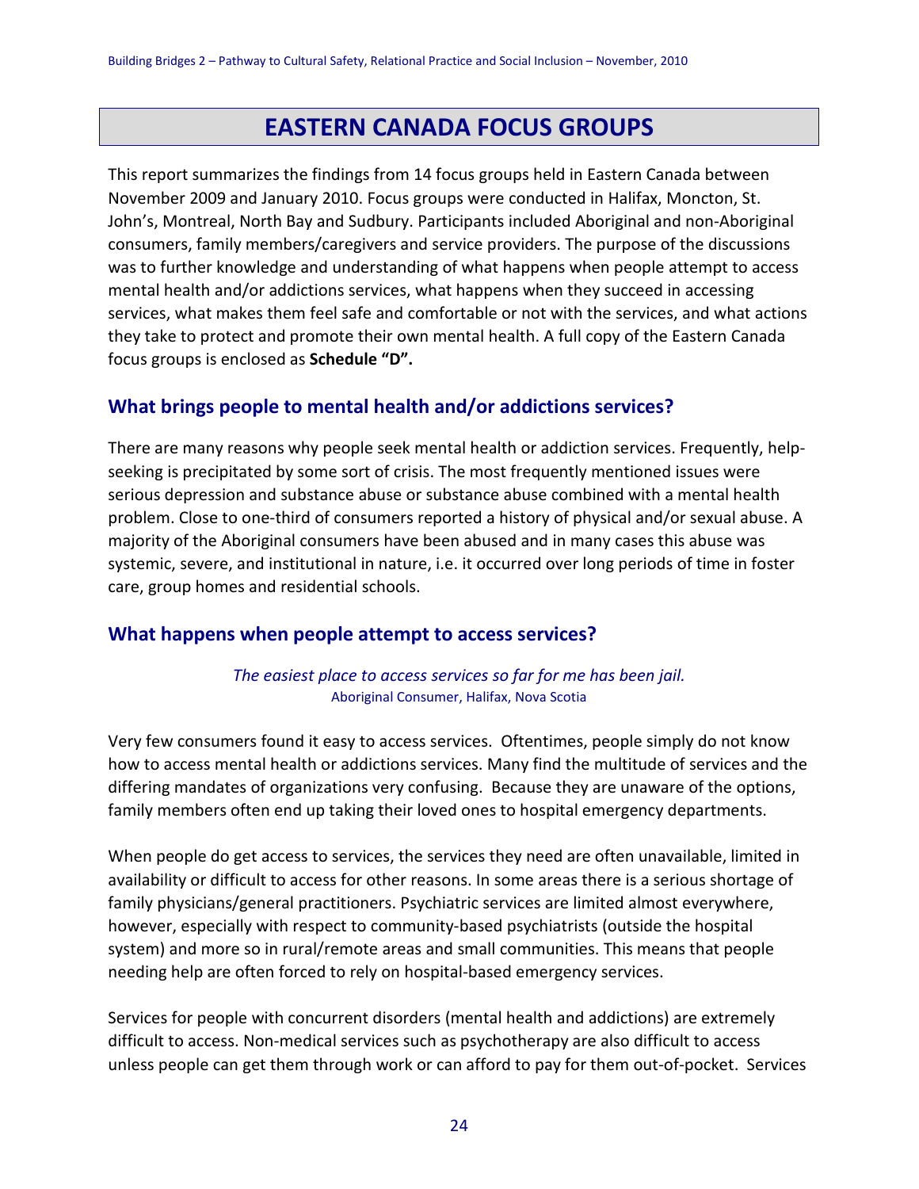# EASTERN CANADA FOCUS GROUPS

This report summarizes the findings from 14 focus groups held in Eastern Canada between November 2009 and January 2010. Focus groups were conducted in Halifax, Moncton, St. John's, Montreal, North Bay and Sudbury. Participants included Aboriginal and non-Aboriginal consumers, family members/caregivers and service providers. The purpose of the discussions was to further knowledge and understanding of what happens when people attempt to access mental health and/or addictions services, what happens when they succeed in accessing services, what makes them feel safe and comfortable or not with the services, and what actions they take to protect and promote their own mental health. A full copy of the Eastern Canada focus groups is enclosed as **Schedule "D".**

## What brings people to mental health and/or addictions services?

There are many reasons why people seek mental health or addiction services. Frequently, help-seeking is precipitated by some sort of crisis. The most frequently mentioned issues were serious depression and substance abuse or substance abuse combined with a mental health problem. Close to one-third of consumers reported a history of physical and/or sexual abuse. A majority of the Aboriginal consumers have been abused and in many cases this abuse was systemic, severe, and institutional in nature, i.e. it occurred over long periods of time in foster care, group homes and residential schools.

## What happens when people attempt to access services?

*The easiest place to access services so far for me has been jail.*
Aboriginal Consumer, Halifax, Nova Scotia

Very few consumers found it easy to access services. Oftentimes, people simply do not know how to access mental health or addictions services. Many find the multitude of services and the differing mandates of organizations very confusing. Because they are unaware of the options, family members often end up taking their loved ones to hospital emergency departments.

When people do get access to services, the services they need are often unavailable, limited in availability or difficult to access for other reasons. In some areas there is a serious shortage of family physicians/general practitioners. Psychiatric services are limited almost everywhere, however, especially with respect to community-based psychiatrists (outside the hospital system) and more so in rural/remote areas and small communities. This means that people needing help are often forced to rely on hospital-based emergency services.

Services for people with concurrent disorders (mental health and addictions) are extremely difficult to access. Non-medical services such as psychotherapy are also difficult to access unless people can get them through work or can afford to pay for them out-of-pocket. Services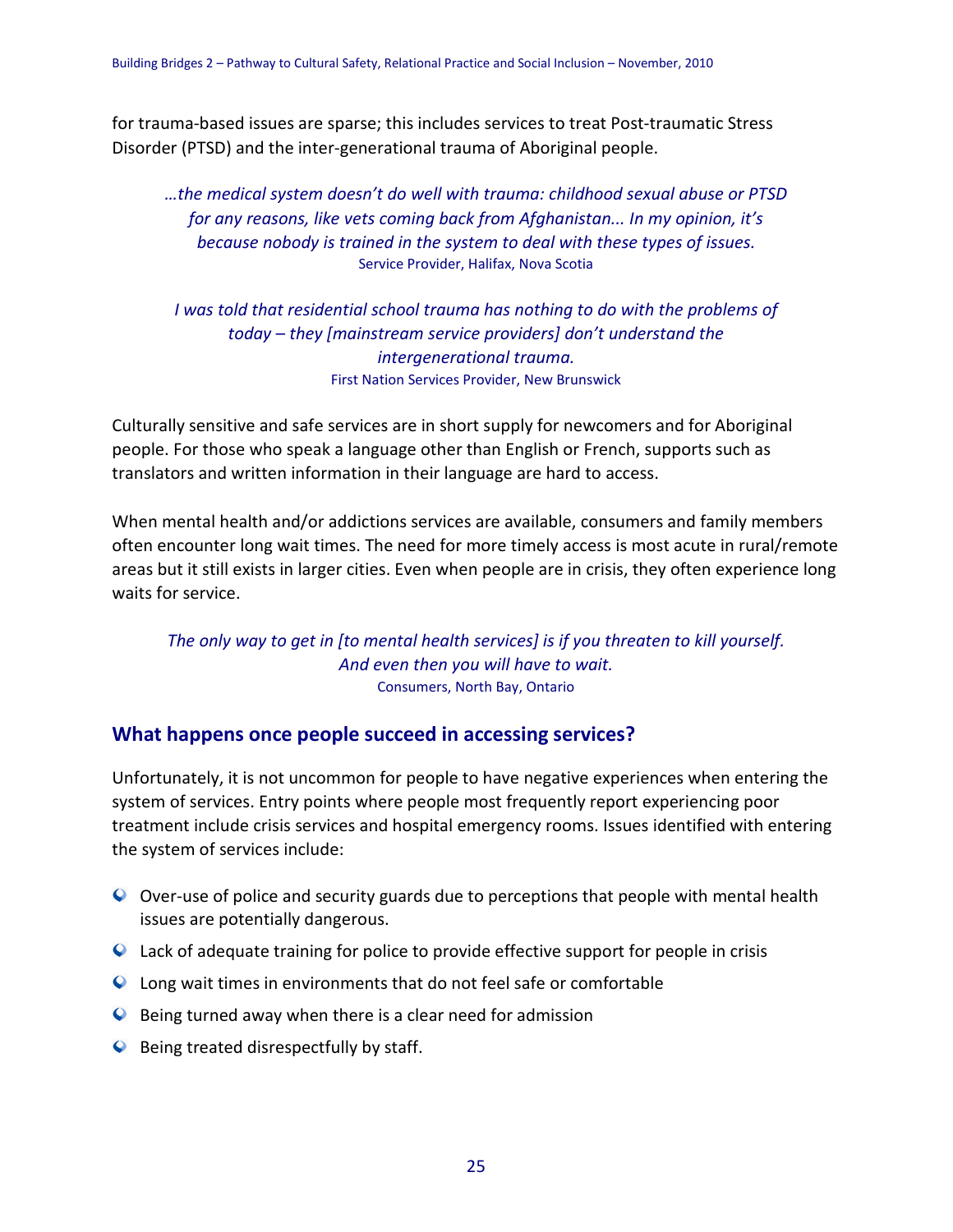for trauma-based issues are sparse; this includes services to treat Post-traumatic Stress Disorder (PTSD) and the inter-generational trauma of Aboriginal people.

> *…the medical system doesn't do well with trauma: childhood sexual abuse or PTSD for any reasons, like vets coming back from Afghanistan... In my opinion, it's because nobody is trained in the system to deal with these types of issues.*
> Service Provider, Halifax, Nova Scotia

> *I was told that residential school trauma has nothing to do with the problems of today – they [mainstream service providers] don't understand the intergenerational trauma.*
> First Nation Services Provider, New Brunswick

Culturally sensitive and safe services are in short supply for newcomers and for Aboriginal people. For those who speak a language other than English or French, supports such as translators and written information in their language are hard to access.

When mental health and/or addictions services are available, consumers and family members often encounter long wait times. The need for more timely access is most acute in rural/remote areas but it still exists in larger cities. Even when people are in crisis, they often experience long waits for service.

> *The only way to get in [to mental health services] is if you threaten to kill yourself. And even then you will have to wait.*
> Consumers, North Bay, Ontario

## What happens once people succeed in accessing services?

Unfortunately, it is not uncommon for people to have negative experiences when entering the system of services. Entry points where people most frequently report experiencing poor treatment include crisis services and hospital emergency rooms. Issues identified with entering the system of services include:

- Over-use of police and security guards due to perceptions that people with mental health issues are potentially dangerous.
- Lack of adequate training for police to provide effective support for people in crisis
- Long wait times in environments that do not feel safe or comfortable
- Being turned away when there is a clear need for admission
- Being treated disrespectfully by staff.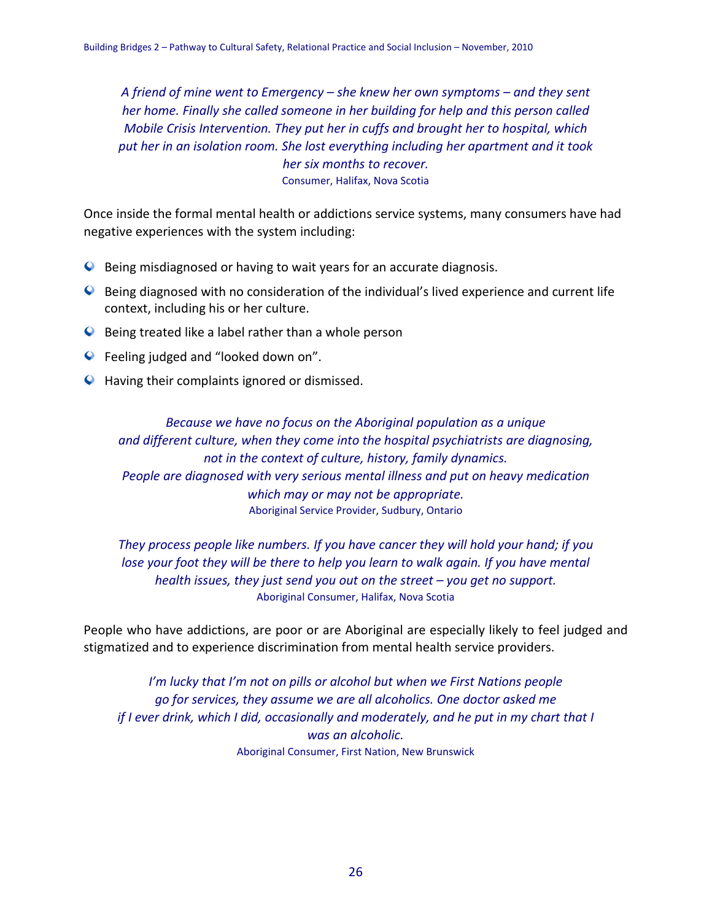*A friend of mine went to Emergency – she knew her own symptoms – and they sent her home. Finally she called someone in her building for help and this person called Mobile Crisis Intervention. They put her in cuffs and brought her to hospital, which put her in an isolation room. She lost everything including her apartment and it took her six months to recover.*

Consumer, Halifax, Nova Scotia

Once inside the formal mental health or addictions service systems, many consumers have had negative experiences with the system including:

- Being misdiagnosed or having to wait years for an accurate diagnosis.
- Being diagnosed with no consideration of the individual's lived experience and current life context, including his or her culture.
- Being treated like a label rather than a whole person
- Feeling judged and "looked down on".
- Having their complaints ignored or dismissed.

*Because we have no focus on the Aboriginal population as a unique and different culture, when they come into the hospital psychiatrists are diagnosing, not in the context of culture, history, family dynamics. People are diagnosed with very serious mental illness and put on heavy medication which may or may not be appropriate.*

Aboriginal Service Provider, Sudbury, Ontario

*They process people like numbers. If you have cancer they will hold your hand; if you lose your foot they will be there to help you learn to walk again. If you have mental health issues, they just send you out on the street – you get no support.*

Aboriginal Consumer, Halifax, Nova Scotia

People who have addictions, are poor or are Aboriginal are especially likely to feel judged and stigmatized and to experience discrimination from mental health service providers.

*I'm lucky that I'm not on pills or alcohol but when we First Nations people go for services, they assume we are all alcoholics. One doctor asked me if I ever drink, which I did, occasionally and moderately, and he put in my chart that I was an alcoholic.*

Aboriginal Consumer, First Nation, New Brunswick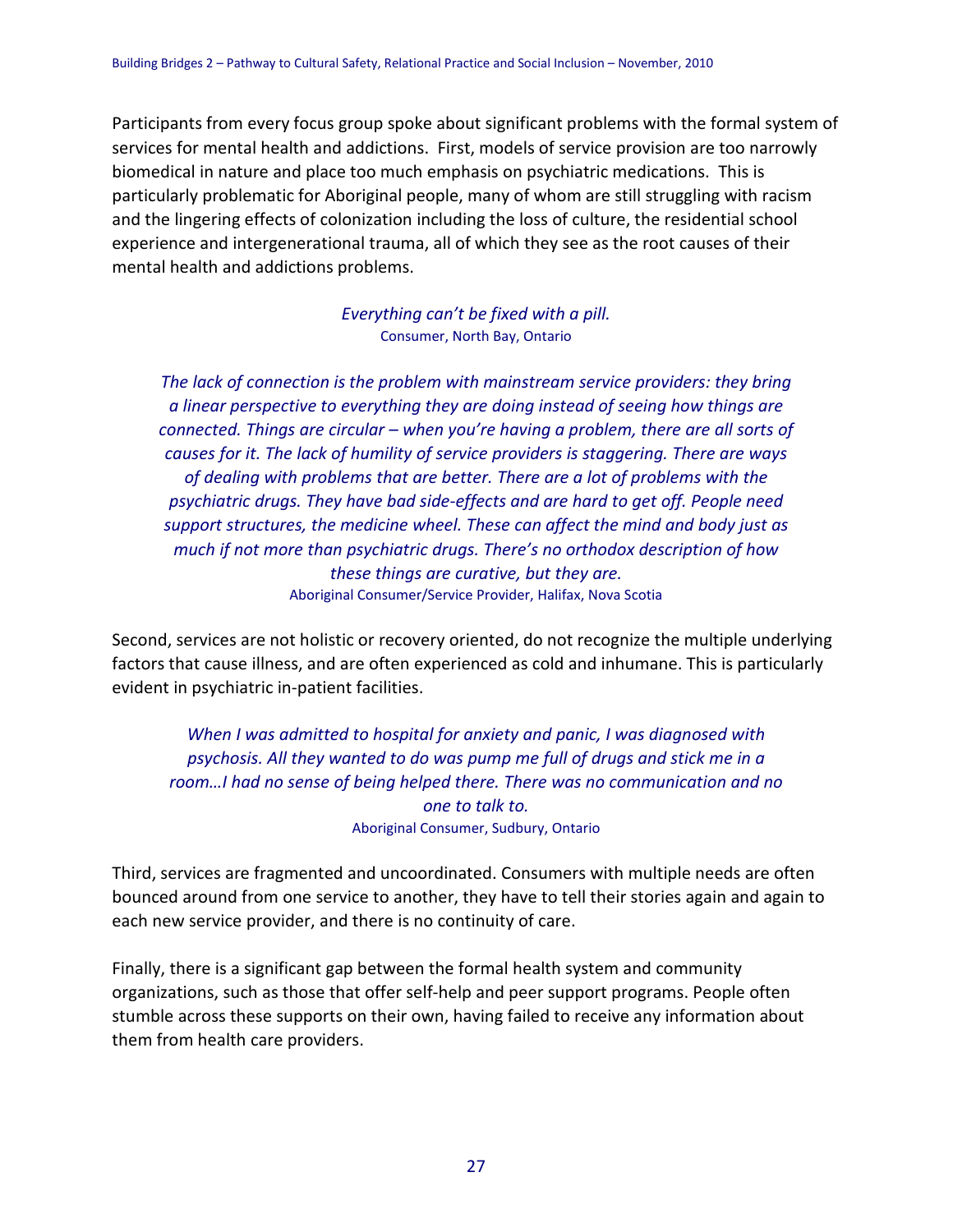Participants from every focus group spoke about significant problems with the formal system of services for mental health and addictions. First, models of service provision are too narrowly biomedical in nature and place too much emphasis on psychiatric medications. This is particularly problematic for Aboriginal people, many of whom are still struggling with racism and the lingering effects of colonization including the loss of culture, the residential school experience and intergenerational trauma, all of which they see as the root causes of their mental health and addictions problems.

> *Everything can't be fixed with a pill.*
> Consumer, North Bay, Ontario

> *The lack of connection is the problem with mainstream service providers: they bring a linear perspective to everything they are doing instead of seeing how things are connected. Things are circular – when you're having a problem, there are all sorts of causes for it. The lack of humility of service providers is staggering. There are ways of dealing with problems that are better. There are a lot of problems with the psychiatric drugs. They have bad side-effects and are hard to get off. People need support structures, the medicine wheel. These can affect the mind and body just as much if not more than psychiatric drugs. There's no orthodox description of how these things are curative, but they are.*
> Aboriginal Consumer/Service Provider, Halifax, Nova Scotia

Second, services are not holistic or recovery oriented, do not recognize the multiple underlying factors that cause illness, and are often experienced as cold and inhumane. This is particularly evident in psychiatric in-patient facilities.

> *When I was admitted to hospital for anxiety and panic, I was diagnosed with psychosis. All they wanted to do was pump me full of drugs and stick me in a room…I had no sense of being helped there. There was no communication and no one to talk to.*
> Aboriginal Consumer, Sudbury, Ontario

Third, services are fragmented and uncoordinated. Consumers with multiple needs are often bounced around from one service to another, they have to tell their stories again and again to each new service provider, and there is no continuity of care.

Finally, there is a significant gap between the formal health system and community organizations, such as those that offer self-help and peer support programs. People often stumble across these supports on their own, having failed to receive any information about them from health care providers.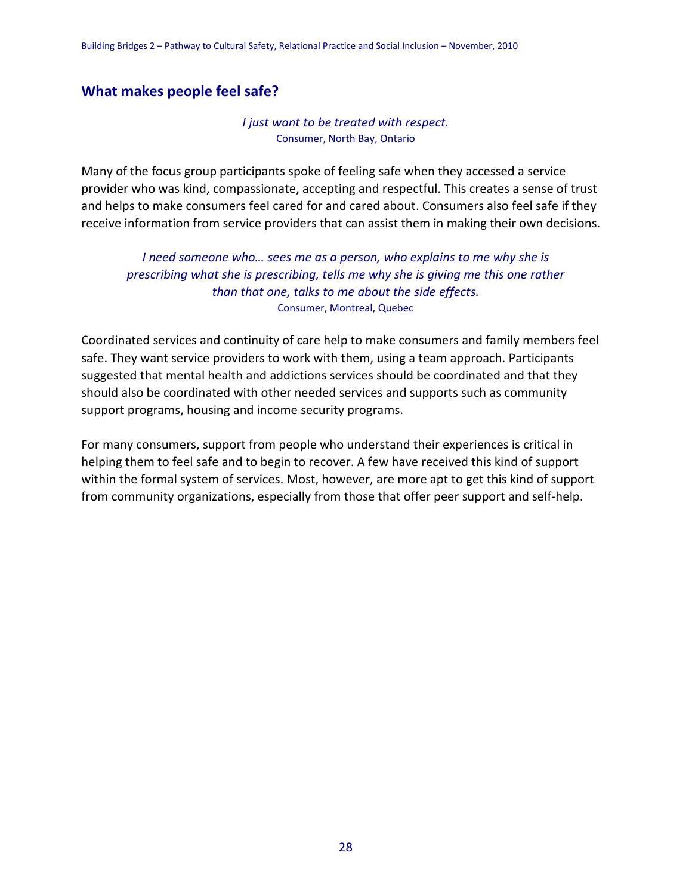## What makes people feel safe?

*I just want to be treated with respect.*
Consumer, North Bay, Ontario

Many of the focus group participants spoke of feeling safe when they accessed a service provider who was kind, compassionate, accepting and respectful. This creates a sense of trust and helps to make consumers feel cared for and cared about. Consumers also feel safe if they receive information from service providers that can assist them in making their own decisions.

*I need someone who… sees me as a person, who explains to me why she is prescribing what she is prescribing, tells me why she is giving me this one rather than that one, talks to me about the side effects.*
Consumer, Montreal, Quebec

Coordinated services and continuity of care help to make consumers and family members feel safe. They want service providers to work with them, using a team approach. Participants suggested that mental health and addictions services should be coordinated and that they should also be coordinated with other needed services and supports such as community support programs, housing and income security programs.

For many consumers, support from people who understand their experiences is critical in helping them to feel safe and to begin to recover. A few have received this kind of support within the formal system of services. Most, however, are more apt to get this kind of support from community organizations, especially from those that offer peer support and self-help.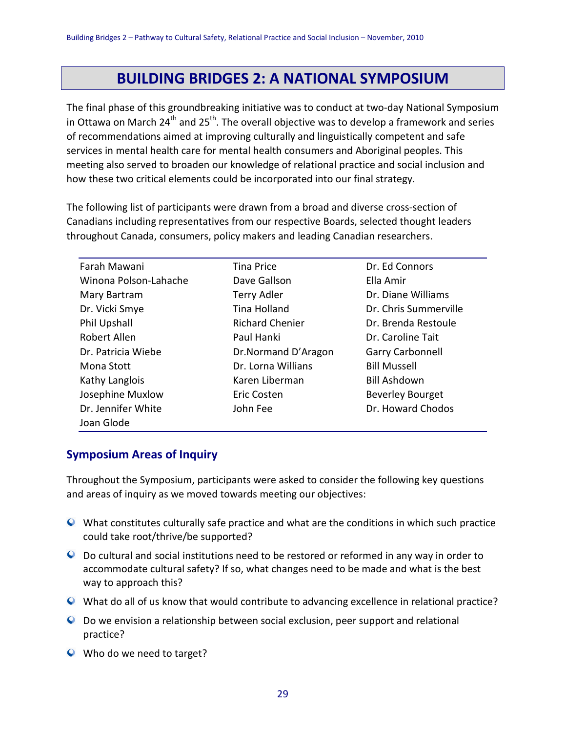# BUILDING BRIDGES 2: A NATIONAL SYMPOSIUM

The final phase of this groundbreaking initiative was to conduct at two-day National Symposium in Ottawa on March 24th and 25th. The overall objective was to develop a framework and series of recommendations aimed at improving culturally and linguistically competent and safe services in mental health care for mental health consumers and Aboriginal peoples. This meeting also served to broaden our knowledge of relational practice and social inclusion and how these two critical elements could be incorporated into our final strategy.

The following list of participants were drawn from a broad and diverse cross-section of Canadians including representatives from our respective Boards, selected thought leaders throughout Canada, consumers, policy makers and leading Canadian researchers.

| | | |
|---|---|---|
| Farah Mawani | Tina Price | Dr. Ed Connors |
| Winona Polson-Lahache | Dave Gallson | Ella Amir |
| Mary Bartram | Terry Adler | Dr. Diane Williams |
| Dr. Vicki Smye | Tina Holland | Dr. Chris Summerville |
| Phil Upshall | Richard Chenier | Dr. Brenda Restoule |
| Robert Allen | Paul Hanki | Dr. Caroline Tait |
| Dr. Patricia Wiebe | Dr.Normand D'Aragon | Garry Carbonnell |
| Mona Stott | Dr. Lorna Willians | Bill Mussell |
| Kathy Langlois | Karen Liberman | Bill Ashdown |
| Josephine Muxlow | Eric Costen | Beverley Bourget |
| Dr. Jennifer White | John Fee | Dr. Howard Chodos |
| Joan Glode | | |

## Symposium Areas of Inquiry

Throughout the Symposium, participants were asked to consider the following key questions and areas of inquiry as we moved towards meeting our objectives:

- What constitutes culturally safe practice and what are the conditions in which such practice could take root/thrive/be supported?
- Do cultural and social institutions need to be restored or reformed in any way in order to accommodate cultural safety? If so, what changes need to be made and what is the best way to approach this?
- What do all of us know that would contribute to advancing excellence in relational practice?
- Do we envision a relationship between social exclusion, peer support and relational practice?
- Who do we need to target?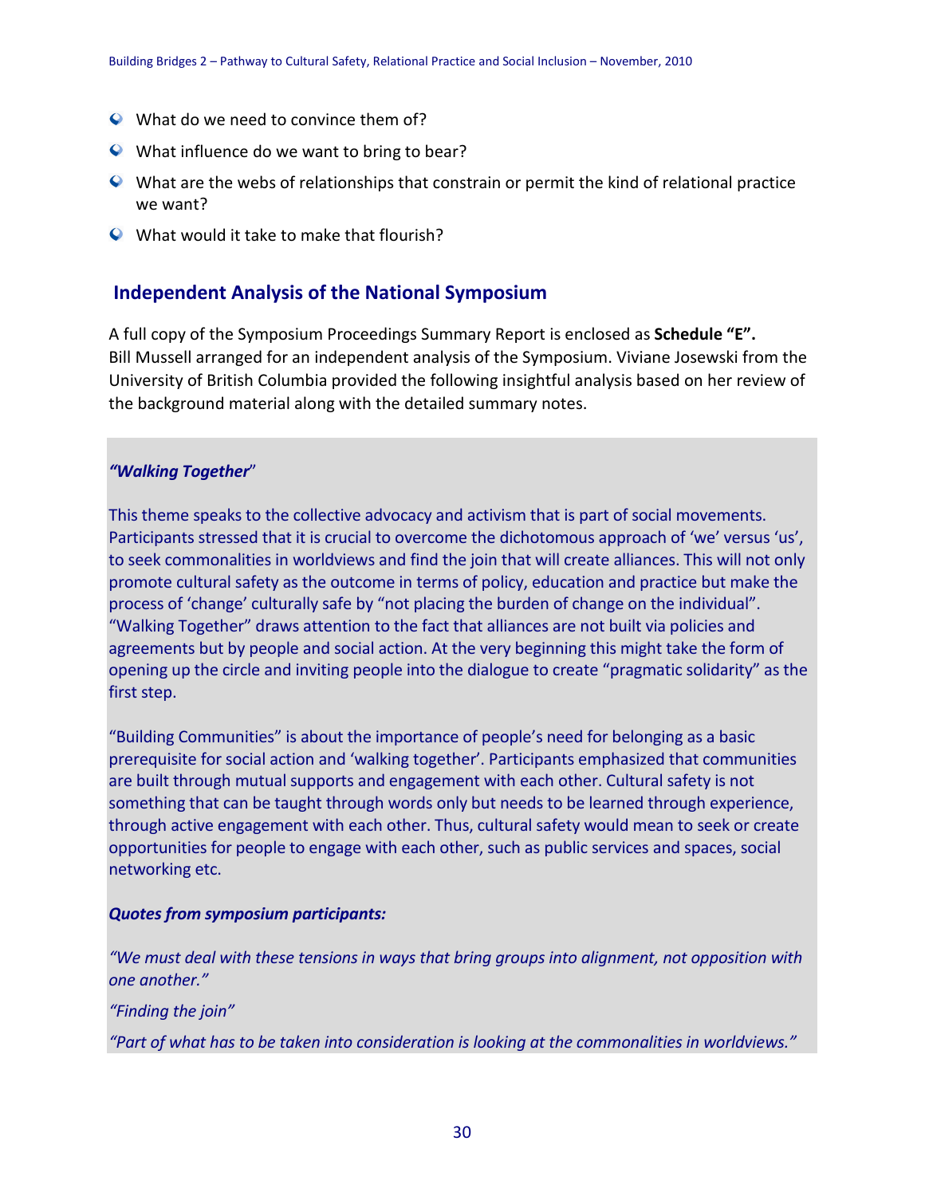- What do we need to convince them of?
- What influence do we want to bring to bear?
- What are the webs of relationships that constrain or permit the kind of relational practice we want?
- What would it take to make that flourish?

## Independent Analysis of the National Symposium

A full copy of the Symposium Proceedings Summary Report is enclosed as **Schedule "E".** Bill Mussell arranged for an independent analysis of the Symposium. Viviane Josewski from the University of British Columbia provided the following insightful analysis based on her review of the background material along with the detailed summary notes.

***"Walking Together"***

This theme speaks to the collective advocacy and activism that is part of social movements. Participants stressed that it is crucial to overcome the dichotomous approach of 'we' versus 'us', to seek commonalities in worldviews and find the join that will create alliances. This will not only promote cultural safety as the outcome in terms of policy, education and practice but make the process of 'change' culturally safe by "not placing the burden of change on the individual". "Walking Together" draws attention to the fact that alliances are not built via policies and agreements but by people and social action. At the very beginning this might take the form of opening up the circle and inviting people into the dialogue to create "pragmatic solidarity" as the first step.

"Building Communities" is about the importance of people's need for belonging as a basic prerequisite for social action and 'walking together'. Participants emphasized that communities are built through mutual supports and engagement with each other. Cultural safety is not something that can be taught through words only but needs to be learned through experience, through active engagement with each other. Thus, cultural safety would mean to seek or create opportunities for people to engage with each other, such as public services and spaces, social networking etc.

***Quotes from symposium participants:***

*"We must deal with these tensions in ways that bring groups into alignment, not opposition with one another."*

*"Finding the join"*

*"Part of what has to be taken into consideration is looking at the commonalities in worldviews."*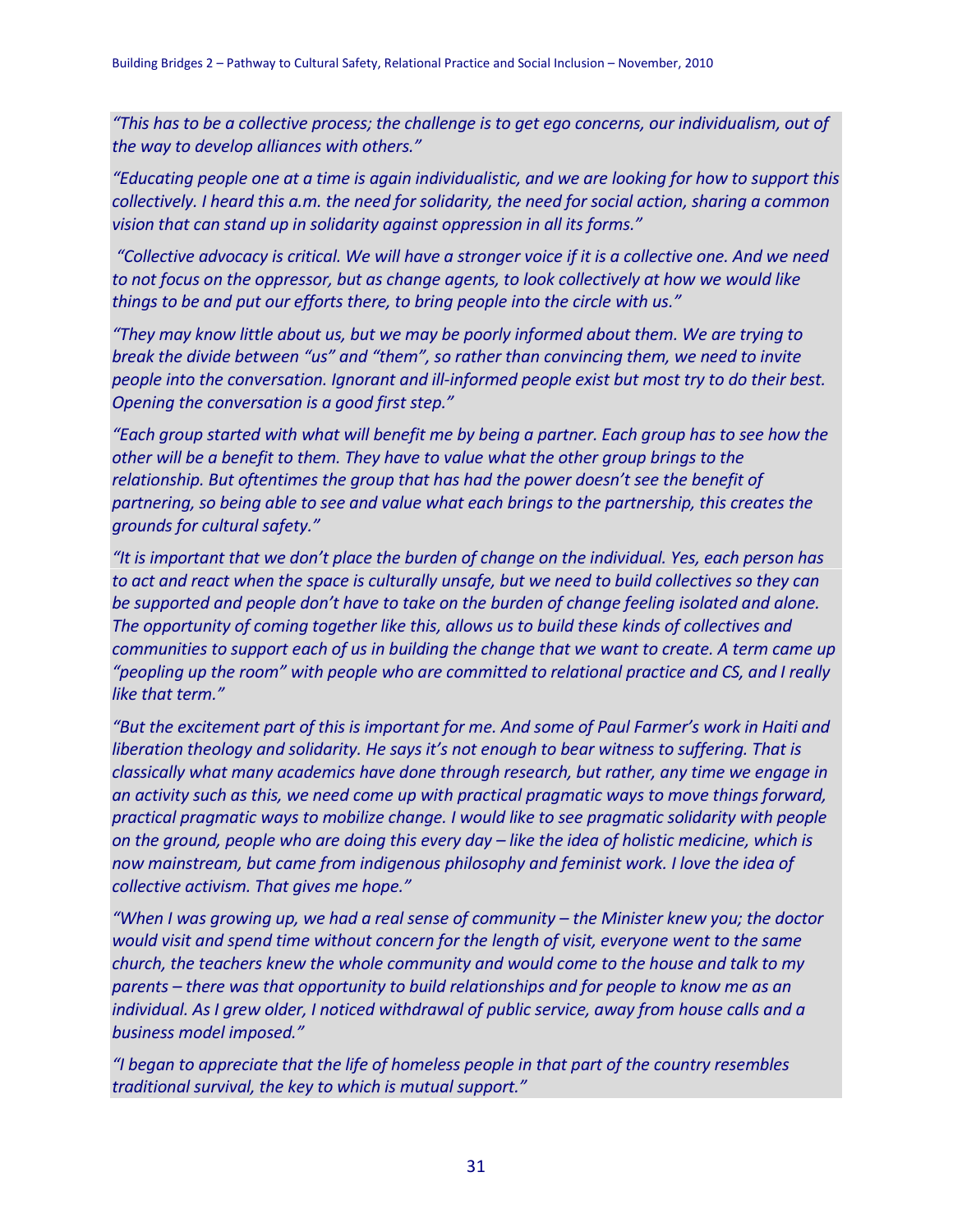*"This has to be a collective process; the challenge is to get ego concerns, our individualism, out of the way to develop alliances with others."*

*"Educating people one at a time is again individualistic, and we are looking for how to support this collectively. I heard this a.m. the need for solidarity, the need for social action, sharing a common vision that can stand up in solidarity against oppression in all its forms."*

*"Collective advocacy is critical. We will have a stronger voice if it is a collective one. And we need to not focus on the oppressor, but as change agents, to look collectively at how we would like things to be and put our efforts there, to bring people into the circle with us."*

*"They may know little about us, but we may be poorly informed about them. We are trying to break the divide between "us" and "them", so rather than convincing them, we need to invite people into the conversation. Ignorant and ill-informed people exist but most try to do their best. Opening the conversation is a good first step."*

*"Each group started with what will benefit me by being a partner. Each group has to see how the other will be a benefit to them. They have to value what the other group brings to the relationship. But oftentimes the group that has had the power doesn't see the benefit of partnering, so being able to see and value what each brings to the partnership, this creates the grounds for cultural safety."*

*"It is important that we don't place the burden of change on the individual. Yes, each person has to act and react when the space is culturally unsafe, but we need to build collectives so they can be supported and people don't have to take on the burden of change feeling isolated and alone. The opportunity of coming together like this, allows us to build these kinds of collectives and communities to support each of us in building the change that we want to create. A term came up "peopling up the room" with people who are committed to relational practice and CS, and I really like that term."*

*"But the excitement part of this is important for me. And some of Paul Farmer's work in Haiti and liberation theology and solidarity. He says it's not enough to bear witness to suffering. That is classically what many academics have done through research, but rather, any time we engage in an activity such as this, we need come up with practical pragmatic ways to move things forward, practical pragmatic ways to mobilize change. I would like to see pragmatic solidarity with people on the ground, people who are doing this every day – like the idea of holistic medicine, which is now mainstream, but came from indigenous philosophy and feminist work. I love the idea of collective activism. That gives me hope."*

*"When I was growing up, we had a real sense of community – the Minister knew you; the doctor would visit and spend time without concern for the length of visit, everyone went to the same church, the teachers knew the whole community and would come to the house and talk to my parents – there was that opportunity to build relationships and for people to know me as an individual. As I grew older, I noticed withdrawal of public service, away from house calls and a business model imposed."*

*"I began to appreciate that the life of homeless people in that part of the country resembles traditional survival, the key to which is mutual support."*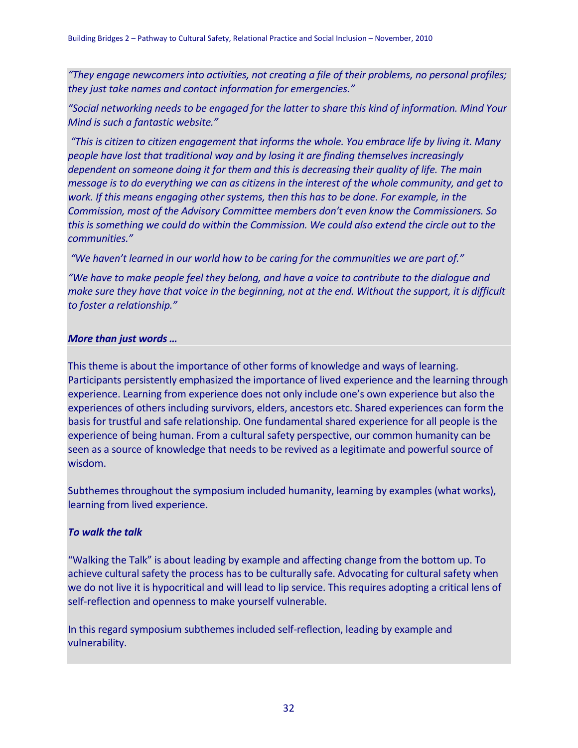*"They engage newcomers into activities, not creating a file of their problems, no personal profiles; they just take names and contact information for emergencies."*

*"Social networking needs to be engaged for the latter to share this kind of information. Mind Your Mind is such a fantastic website."*

*"This is citizen to citizen engagement that informs the whole. You embrace life by living it. Many people have lost that traditional way and by losing it are finding themselves increasingly dependent on someone doing it for them and this is decreasing their quality of life. The main message is to do everything we can as citizens in the interest of the whole community, and get to work. If this means engaging other systems, then this has to be done. For example, in the Commission, most of the Advisory Committee members don't even know the Commissioners. So this is something we could do within the Commission. We could also extend the circle out to the communities."*

*"We haven't learned in our world how to be caring for the communities we are part of."*

*"We have to make people feel they belong, and have a voice to contribute to the dialogue and make sure they have that voice in the beginning, not at the end. Without the support, it is difficult to foster a relationship."*

***More than just words …***

This theme is about the importance of other forms of knowledge and ways of learning. Participants persistently emphasized the importance of lived experience and the learning through experience. Learning from experience does not only include one's own experience but also the experiences of others including survivors, elders, ancestors etc. Shared experiences can form the basis for trustful and safe relationship. One fundamental shared experience for all people is the experience of being human. From a cultural safety perspective, our common humanity can be seen as a source of knowledge that needs to be revived as a legitimate and powerful source of wisdom.

Subthemes throughout the symposium included humanity, learning by examples (what works), learning from lived experience.

***To walk the talk***

"Walking the Talk" is about leading by example and affecting change from the bottom up. To achieve cultural safety the process has to be culturally safe. Advocating for cultural safety when we do not live it is hypocritical and will lead to lip service. This requires adopting a critical lens of self-reflection and openness to make yourself vulnerable.

In this regard symposium subthemes included self-reflection, leading by example and vulnerability.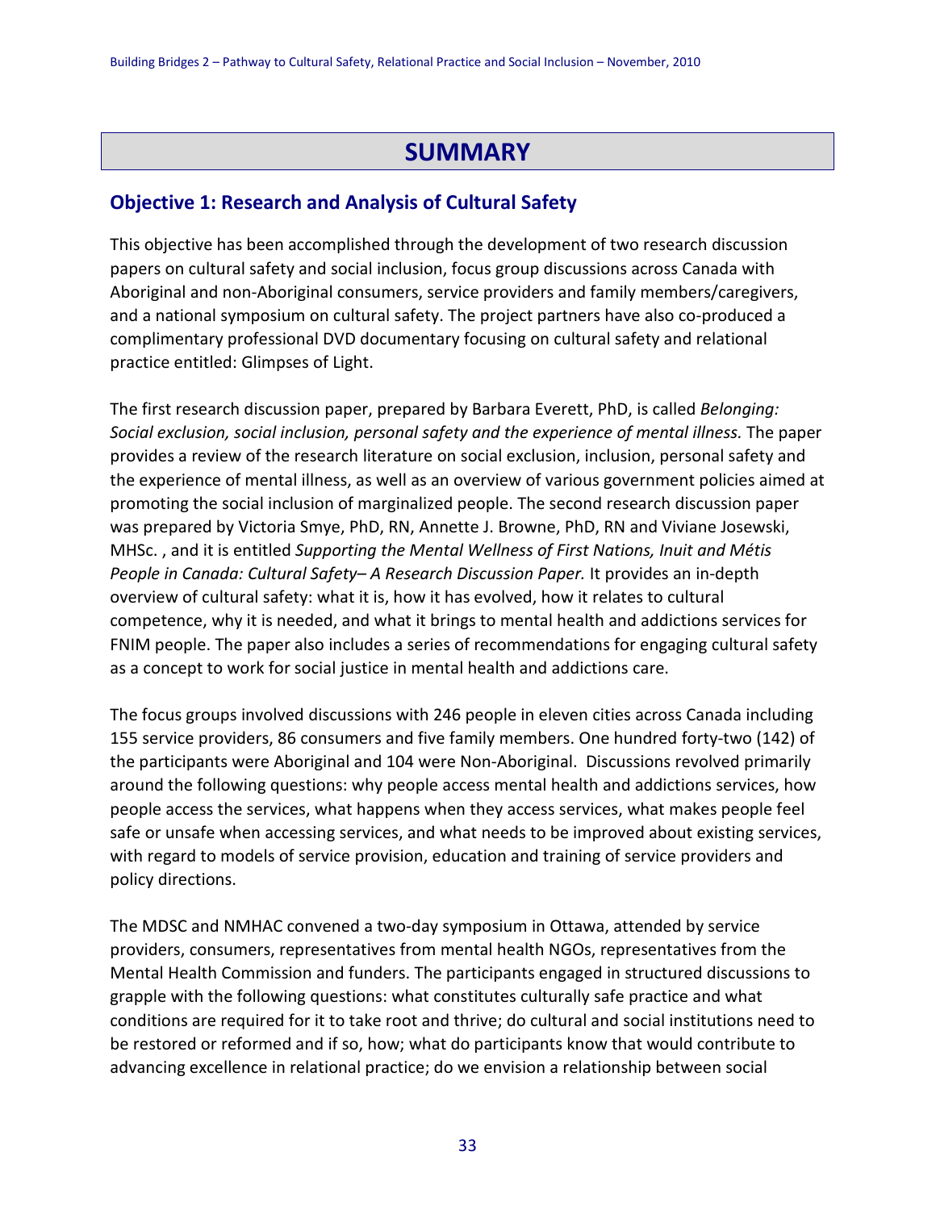# SUMMARY

## Objective 1: Research and Analysis of Cultural Safety

This objective has been accomplished through the development of two research discussion papers on cultural safety and social inclusion, focus group discussions across Canada with Aboriginal and non-Aboriginal consumers, service providers and family members/caregivers, and a national symposium on cultural safety. The project partners have also co-produced a complimentary professional DVD documentary focusing on cultural safety and relational practice entitled: Glimpses of Light.

The first research discussion paper, prepared by Barbara Everett, PhD, is called *Belonging: Social exclusion, social inclusion, personal safety and the experience of mental illness.* The paper provides a review of the research literature on social exclusion, inclusion, personal safety and the experience of mental illness, as well as an overview of various government policies aimed at promoting the social inclusion of marginalized people. The second research discussion paper was prepared by Victoria Smye, PhD, RN, Annette J. Browne, PhD, RN and Viviane Josewski, MHSc. , and it is entitled *Supporting the Mental Wellness of First Nations, Inuit and Métis People in Canada: Cultural Safety– A Research Discussion Paper.* It provides an in-depth overview of cultural safety: what it is, how it has evolved, how it relates to cultural competence, why it is needed, and what it brings to mental health and addictions services for FNIM people. The paper also includes a series of recommendations for engaging cultural safety as a concept to work for social justice in mental health and addictions care.

The focus groups involved discussions with 246 people in eleven cities across Canada including 155 service providers, 86 consumers and five family members. One hundred forty-two (142) of the participants were Aboriginal and 104 were Non-Aboriginal. Discussions revolved primarily around the following questions: why people access mental health and addictions services, how people access the services, what happens when they access services, what makes people feel safe or unsafe when accessing services, and what needs to be improved about existing services, with regard to models of service provision, education and training of service providers and policy directions.

The MDSC and NMHAC convened a two-day symposium in Ottawa, attended by service providers, consumers, representatives from mental health NGOs, representatives from the Mental Health Commission and funders. The participants engaged in structured discussions to grapple with the following questions: what constitutes culturally safe practice and what conditions are required for it to take root and thrive; do cultural and social institutions need to be restored or reformed and if so, how; what do participants know that would contribute to advancing excellence in relational practice; do we envision a relationship between social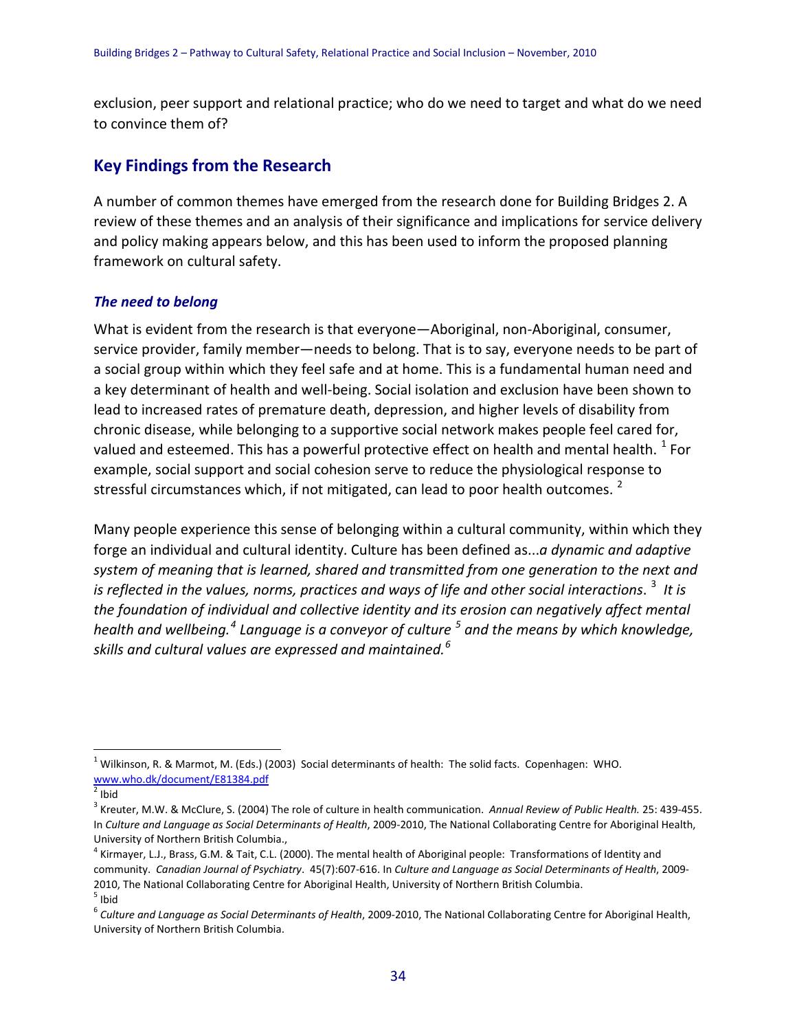exclusion, peer support and relational practice; who do we need to target and what do we need to convince them of?

## Key Findings from the Research

A number of common themes have emerged from the research done for Building Bridges 2. A review of these themes and an analysis of their significance and implications for service delivery and policy making appears below, and this has been used to inform the proposed planning framework on cultural safety.

### *The need to belong*

What is evident from the research is that everyone—Aboriginal, non-Aboriginal, consumer, service provider, family member—needs to belong. That is to say, everyone needs to be part of a social group within which they feel safe and at home. This is a fundamental human need and a key determinant of health and well-being. Social isolation and exclusion have been shown to lead to increased rates of premature death, depression, and higher levels of disability from chronic disease, while belonging to a supportive social network makes people feel cared for, valued and esteemed. This has a powerful protective effect on health and mental health. [1] For example, social support and social cohesion serve to reduce the physiological response to stressful circumstances which, if not mitigated, can lead to poor health outcomes. [2]

Many people experience this sense of belonging within a cultural community, within which they forge an individual and cultural identity. Culture has been defined as...*a dynamic and adaptive system of meaning that is learned, shared and transmitted from one generation to the next and is reflected in the values, norms, practices and ways of life and other social interactions*. [3] *It is the foundation of individual and collective identity and its erosion can negatively affect mental health and wellbeing.*[4] *Language is a conveyor of culture* [5] *and the means by which knowledge, skills and cultural values are expressed and maintained.*[6]

---

[1] Wilkinson, R. & Marmot, M. (Eds.) (2003) Social determinants of health: The solid facts. Copenhagen: WHO. www.who.dk/document/E81384.pdf

[2] Ibid

[3] Kreuter, M.W. & McClure, S. (2004) The role of culture in health communication. *Annual Review of Public Health.* 25: 439-455. In *Culture and Language as Social Determinants of Health*, 2009-2010, The National Collaborating Centre for Aboriginal Health, University of Northern British Columbia.,

[4] Kirmayer, L.J., Brass, G.M. & Tait, C.L. (2000). The mental health of Aboriginal people: Transformations of Identity and community. *Canadian Journal of Psychiatry*. 45(7):607-616. In *Culture and Language as Social Determinants of Health*, 2009-2010, The National Collaborating Centre for Aboriginal Health, University of Northern British Columbia.

[5] Ibid

[6] *Culture and Language as Social Determinants of Health*, 2009-2010, The National Collaborating Centre for Aboriginal Health, University of Northern British Columbia.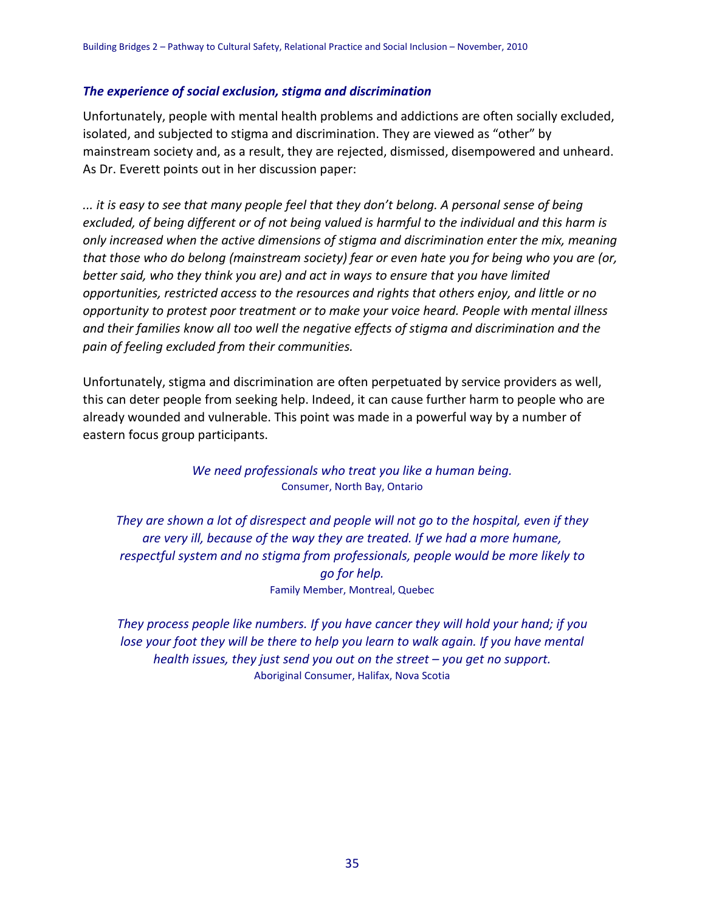### *The experience of social exclusion, stigma and discrimination*

Unfortunately, people with mental health problems and addictions are often socially excluded, isolated, and subjected to stigma and discrimination. They are viewed as "other" by mainstream society and, as a result, they are rejected, dismissed, disempowered and unheard. As Dr. Everett points out in her discussion paper:

*... it is easy to see that many people feel that they don't belong. A personal sense of being excluded, of being different or of not being valued is harmful to the individual and this harm is only increased when the active dimensions of stigma and discrimination enter the mix, meaning that those who do belong (mainstream society) fear or even hate you for being who you are (or, better said, who they think you are) and act in ways to ensure that you have limited opportunities, restricted access to the resources and rights that others enjoy, and little or no opportunity to protest poor treatment or to make your voice heard. People with mental illness and their families know all too well the negative effects of stigma and discrimination and the pain of feeling excluded from their communities.*

Unfortunately, stigma and discrimination are often perpetuated by service providers as well, this can deter people from seeking help. Indeed, it can cause further harm to people who are already wounded and vulnerable. This point was made in a powerful way by a number of eastern focus group participants.

*We need professionals who treat you like a human being.*
Consumer, North Bay, Ontario

*They are shown a lot of disrespect and people will not go to the hospital, even if they are very ill, because of the way they are treated. If we had a more humane, respectful system and no stigma from professionals, people would be more likely to go for help.*
Family Member, Montreal, Quebec

*They process people like numbers. If you have cancer they will hold your hand; if you lose your foot they will be there to help you learn to walk again. If you have mental health issues, they just send you out on the street – you get no support.*
Aboriginal Consumer, Halifax, Nova Scotia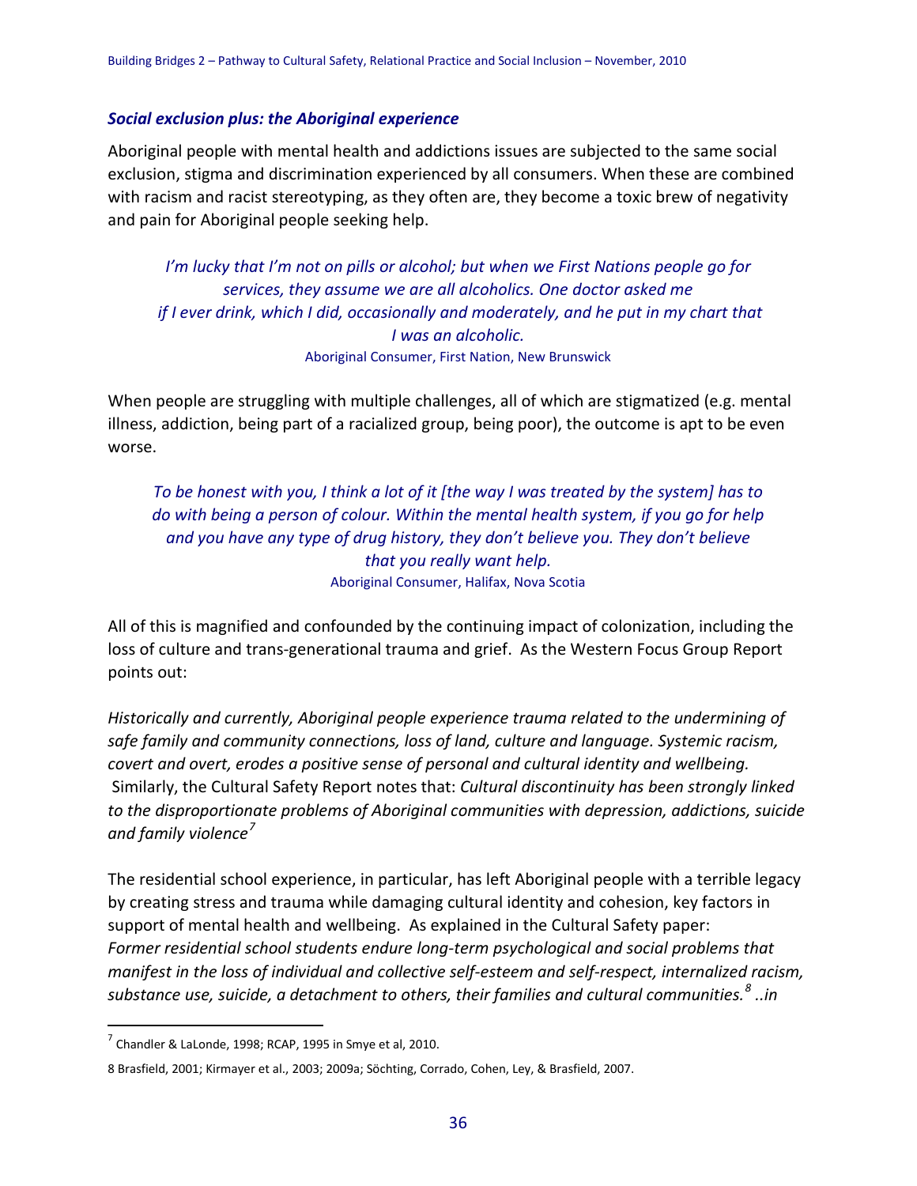### *Social exclusion plus: the Aboriginal experience*

Aboriginal people with mental health and addictions issues are subjected to the same social exclusion, stigma and discrimination experienced by all consumers. When these are combined with racism and racist stereotyping, as they often are, they become a toxic brew of negativity and pain for Aboriginal people seeking help.

> *I'm lucky that I'm not on pills or alcohol; but when we First Nations people go for services, they assume we are all alcoholics. One doctor asked me if I ever drink, which I did, occasionally and moderately, and he put in my chart that I was an alcoholic.*
>
> Aboriginal Consumer, First Nation, New Brunswick

When people are struggling with multiple challenges, all of which are stigmatized (e.g. mental illness, addiction, being part of a racialized group, being poor), the outcome is apt to be even worse.

> *To be honest with you, I think a lot of it [the way I was treated by the system] has to do with being a person of colour. Within the mental health system, if you go for help and you have any type of drug history, they don't believe you. They don't believe that you really want help.*
>
> Aboriginal Consumer, Halifax, Nova Scotia

All of this is magnified and confounded by the continuing impact of colonization, including the loss of culture and trans-generational trauma and grief. As the Western Focus Group Report points out:

*Historically and currently, Aboriginal people experience trauma related to the undermining of safe family and community connections, loss of land, culture and language. Systemic racism, covert and overt, erodes a positive sense of personal and cultural identity and wellbeing.* Similarly, the Cultural Safety Report notes that: *Cultural discontinuity has been strongly linked to the disproportionate problems of Aboriginal communities with depression, addictions, suicide and family violence*[7]

The residential school experience, in particular, has left Aboriginal people with a terrible legacy by creating stress and trauma while damaging cultural identity and cohesion, key factors in support of mental health and wellbeing. As explained in the Cultural Safety paper: *Former residential school students endure long-term psychological and social problems that manifest in the loss of individual and collective self-esteem and self-respect, internalized racism, substance use, suicide, a detachment to others, their families and cultural communities.*[8] *..in*

---

[7] Chandler & LaLonde, 1998; RCAP, 1995 in Smye et al, 2010.

8 Brasfield, 2001; Kirmayer et al., 2003; 2009a; Söchting, Corrado, Cohen, Ley, & Brasfield, 2007.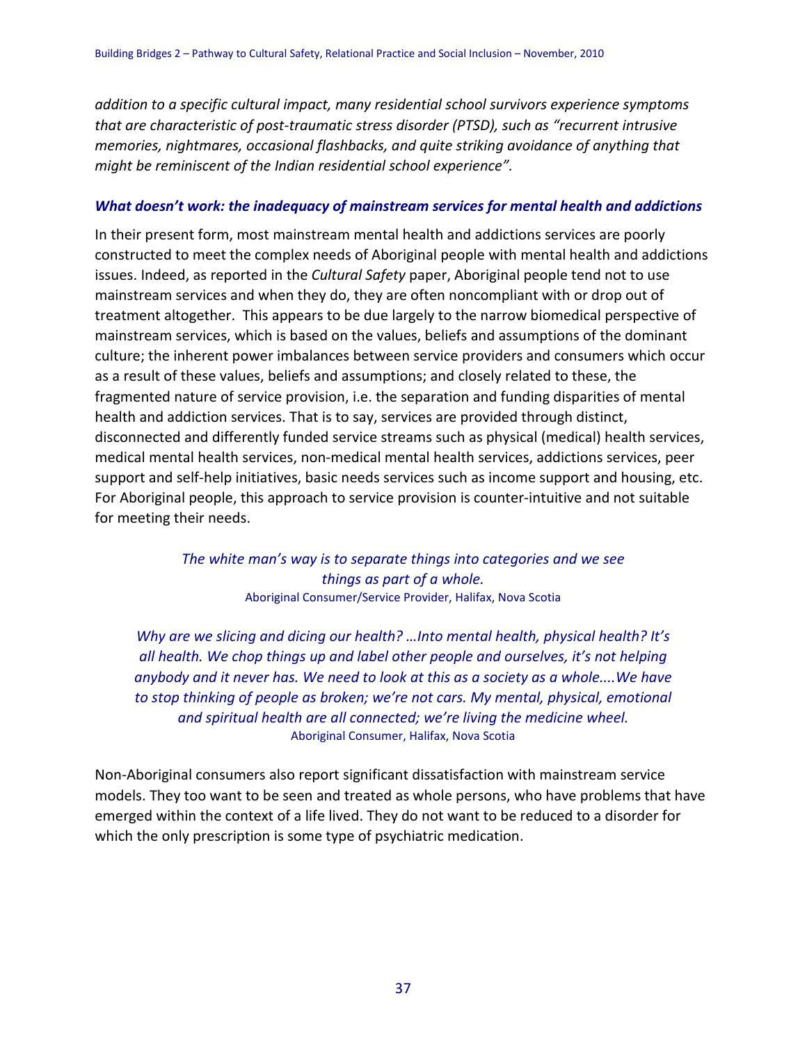*addition to a specific cultural impact, many residential school survivors experience symptoms that are characteristic of post-traumatic stress disorder (PTSD), such as "recurrent intrusive memories, nightmares, occasional flashbacks, and quite striking avoidance of anything that might be reminiscent of the Indian residential school experience".*

### *What doesn't work: the inadequacy of mainstream services for mental health and addictions*

In their present form, most mainstream mental health and addictions services are poorly constructed to meet the complex needs of Aboriginal people with mental health and addictions issues. Indeed, as reported in the *Cultural Safety* paper, Aboriginal people tend not to use mainstream services and when they do, they are often noncompliant with or drop out of treatment altogether. This appears to be due largely to the narrow biomedical perspective of mainstream services, which is based on the values, beliefs and assumptions of the dominant culture; the inherent power imbalances between service providers and consumers which occur as a result of these values, beliefs and assumptions; and closely related to these, the fragmented nature of service provision, i.e. the separation and funding disparities of mental health and addiction services. That is to say, services are provided through distinct, disconnected and differently funded service streams such as physical (medical) health services, medical mental health services, non-medical mental health services, addictions services, peer support and self-help initiatives, basic needs services such as income support and housing, etc. For Aboriginal people, this approach to service provision is counter-intuitive and not suitable for meeting their needs.

> *The white man's way is to separate things into categories and we see things as part of a whole.*
> Aboriginal Consumer/Service Provider, Halifax, Nova Scotia

> *Why are we slicing and dicing our health? …Into mental health, physical health? It's all health. We chop things up and label other people and ourselves, it's not helping anybody and it never has. We need to look at this as a society as a whole....We have to stop thinking of people as broken; we're not cars. My mental, physical, emotional and spiritual health are all connected; we're living the medicine wheel.*
> Aboriginal Consumer, Halifax, Nova Scotia

Non-Aboriginal consumers also report significant dissatisfaction with mainstream service models. They too want to be seen and treated as whole persons, who have problems that have emerged within the context of a life lived. They do not want to be reduced to a disorder for which the only prescription is some type of psychiatric medication.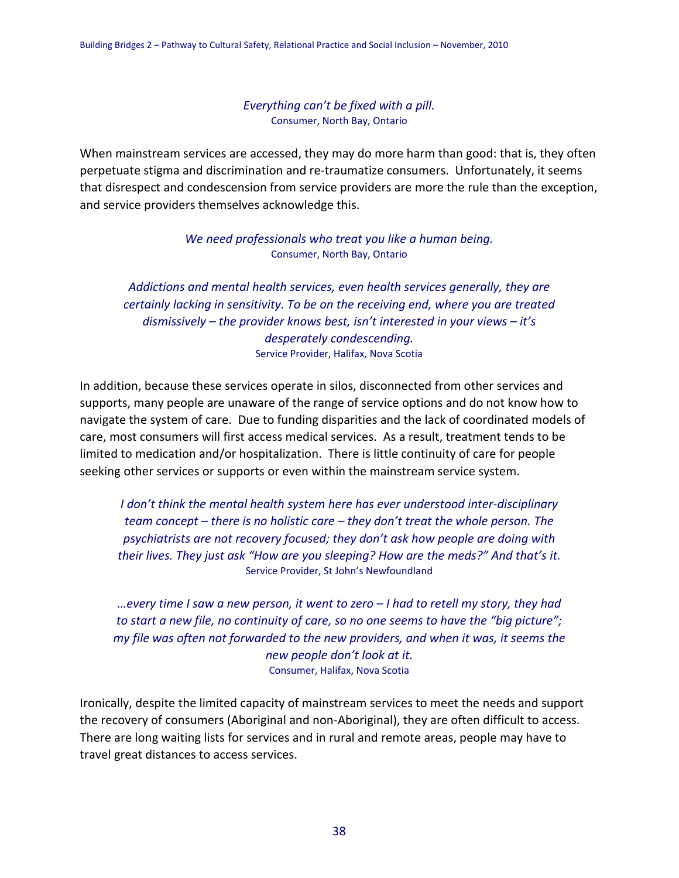*Everything can't be fixed with a pill.*
Consumer, North Bay, Ontario

When mainstream services are accessed, they may do more harm than good: that is, they often perpetuate stigma and discrimination and re-traumatize consumers. Unfortunately, it seems that disrespect and condescension from service providers are more the rule than the exception, and service providers themselves acknowledge this.

*We need professionals who treat you like a human being.*
Consumer, North Bay, Ontario

*Addictions and mental health services, even health services generally, they are certainly lacking in sensitivity. To be on the receiving end, where you are treated dismissively – the provider knows best, isn't interested in your views – it's desperately condescending.*
Service Provider, Halifax, Nova Scotia

In addition, because these services operate in silos, disconnected from other services and supports, many people are unaware of the range of service options and do not know how to navigate the system of care. Due to funding disparities and the lack of coordinated models of care, most consumers will first access medical services. As a result, treatment tends to be limited to medication and/or hospitalization. There is little continuity of care for people seeking other services or supports or even within the mainstream service system.

*I don't think the mental health system here has ever understood inter-disciplinary team concept – there is no holistic care – they don't treat the whole person. The psychiatrists are not recovery focused; they don't ask how people are doing with their lives. They just ask "How are you sleeping? How are the meds?" And that's it.*
Service Provider, St John's Newfoundland

*…every time I saw a new person, it went to zero – I had to retell my story, they had to start a new file, no continuity of care, so no one seems to have the "big picture"; my file was often not forwarded to the new providers, and when it was, it seems the new people don't look at it.*
Consumer, Halifax, Nova Scotia

Ironically, despite the limited capacity of mainstream services to meet the needs and support the recovery of consumers (Aboriginal and non-Aboriginal), they are often difficult to access. There are long waiting lists for services and in rural and remote areas, people may have to travel great distances to access services.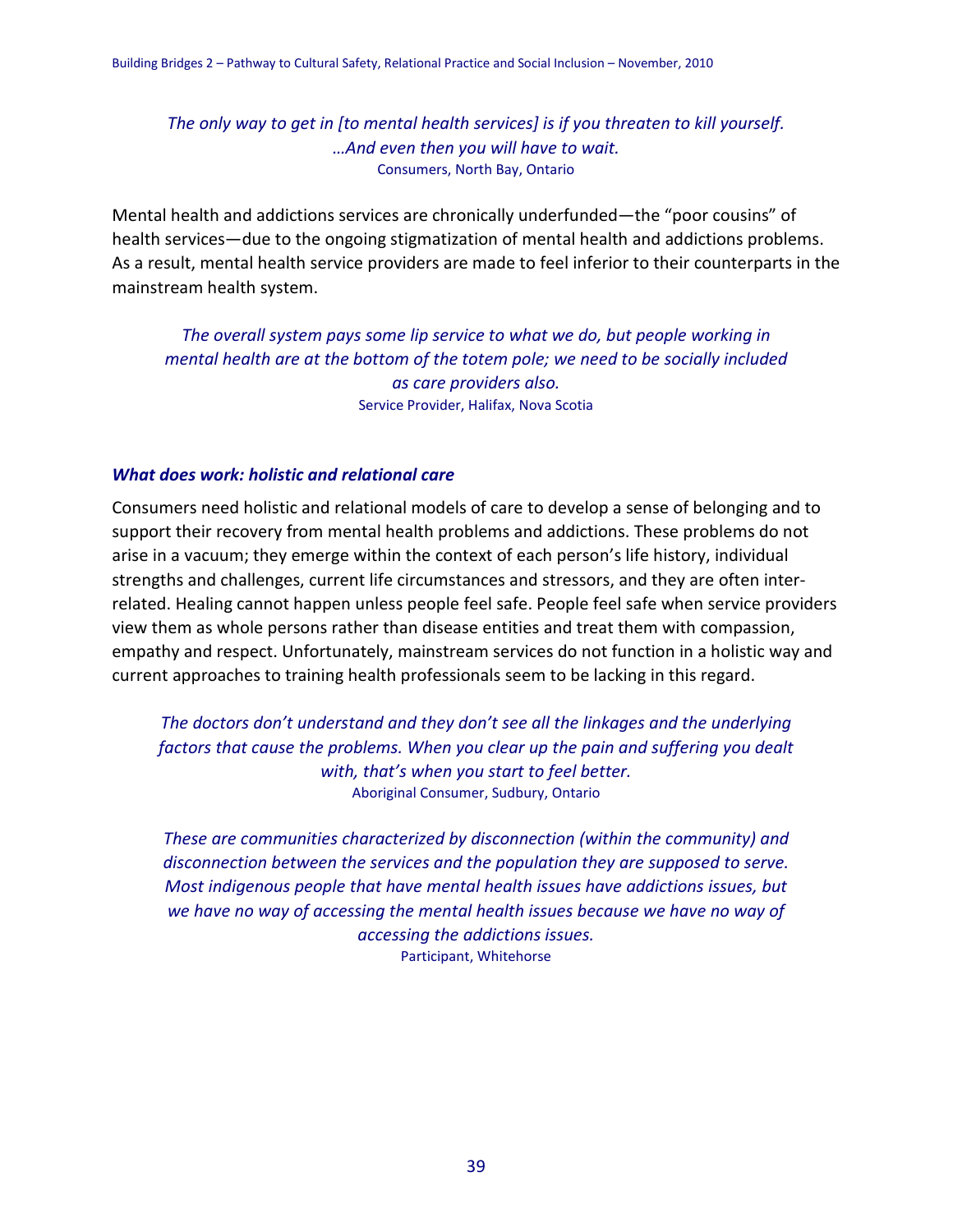*The only way to get in [to mental health services] is if you threaten to kill yourself. …And even then you will have to wait.*
Consumers, North Bay, Ontario

Mental health and addictions services are chronically underfunded—the "poor cousins" of health services—due to the ongoing stigmatization of mental health and addictions problems. As a result, mental health service providers are made to feel inferior to their counterparts in the mainstream health system.

*The overall system pays some lip service to what we do, but people working in mental health are at the bottom of the totem pole; we need to be socially included as care providers also.*
Service Provider, Halifax, Nova Scotia

### *What does work: holistic and relational care*

Consumers need holistic and relational models of care to develop a sense of belonging and to support their recovery from mental health problems and addictions. These problems do not arise in a vacuum; they emerge within the context of each person's life history, individual strengths and challenges, current life circumstances and stressors, and they are often inter-related. Healing cannot happen unless people feel safe. People feel safe when service providers view them as whole persons rather than disease entities and treat them with compassion, empathy and respect. Unfortunately, mainstream services do not function in a holistic way and current approaches to training health professionals seem to be lacking in this regard.

*The doctors don't understand and they don't see all the linkages and the underlying factors that cause the problems. When you clear up the pain and suffering you dealt with, that's when you start to feel better.*
Aboriginal Consumer, Sudbury, Ontario

*These are communities characterized by disconnection (within the community) and disconnection between the services and the population they are supposed to serve. Most indigenous people that have mental health issues have addictions issues, but we have no way of accessing the mental health issues because we have no way of accessing the addictions issues.*
Participant, Whitehorse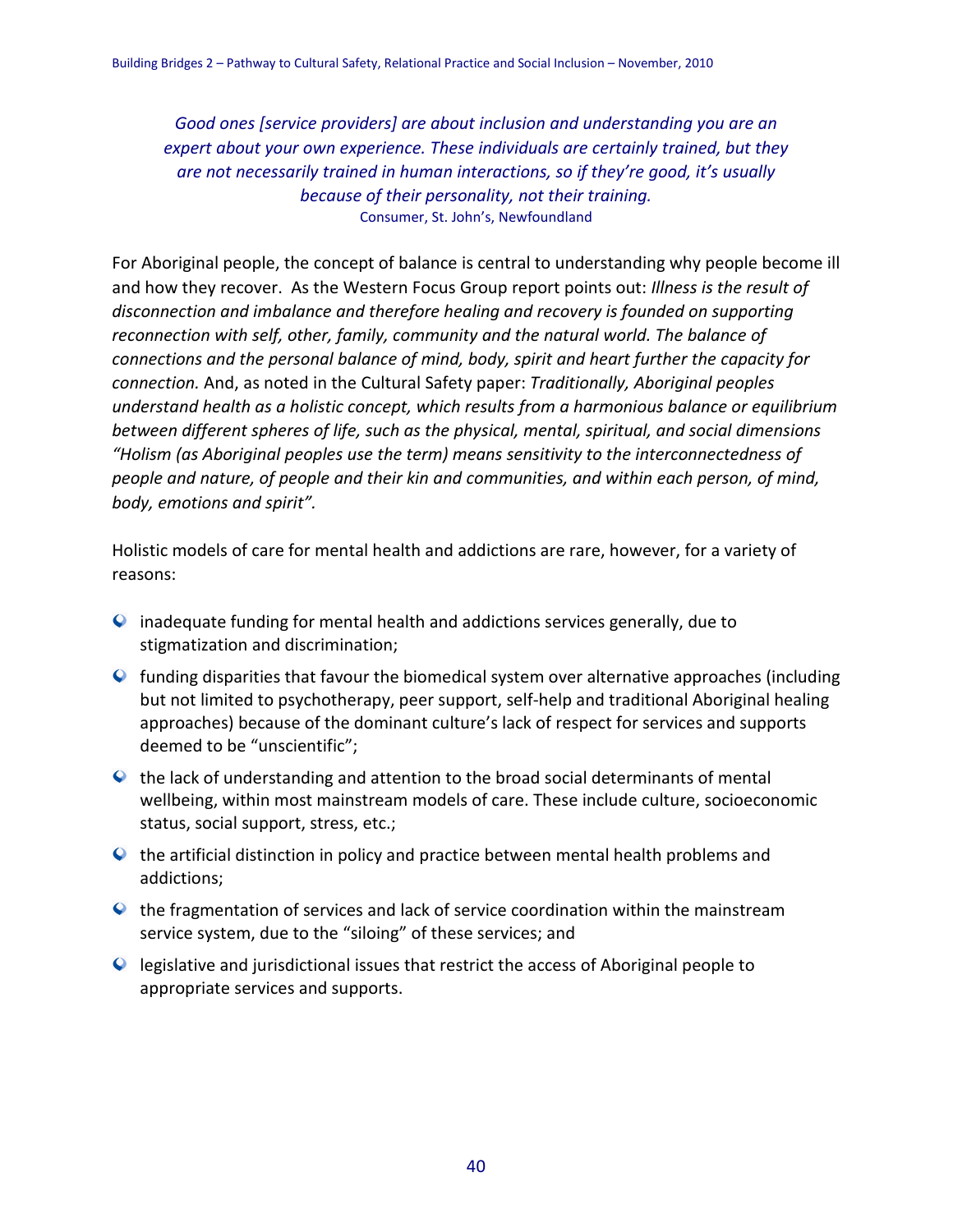*Good ones [service providers] are about inclusion and understanding you are an expert about your own experience. These individuals are certainly trained, but they are not necessarily trained in human interactions, so if they're good, it's usually because of their personality, not their training.*
Consumer, St. John's, Newfoundland

For Aboriginal people, the concept of balance is central to understanding why people become ill and how they recover. As the Western Focus Group report points out: *Illness is the result of disconnection and imbalance and therefore healing and recovery is founded on supporting reconnection with self, other, family, community and the natural world. The balance of connections and the personal balance of mind, body, spirit and heart further the capacity for connection.* And, as noted in the Cultural Safety paper: *Traditionally, Aboriginal peoples understand health as a holistic concept, which results from a harmonious balance or equilibrium between different spheres of life, such as the physical, mental, spiritual, and social dimensions "Holism (as Aboriginal peoples use the term) means sensitivity to the interconnectedness of people and nature, of people and their kin and communities, and within each person, of mind, body, emotions and spirit".*

Holistic models of care for mental health and addictions are rare, however, for a variety of reasons:

- inadequate funding for mental health and addictions services generally, due to stigmatization and discrimination;
- funding disparities that favour the biomedical system over alternative approaches (including but not limited to psychotherapy, peer support, self-help and traditional Aboriginal healing approaches) because of the dominant culture's lack of respect for services and supports deemed to be "unscientific";
- the lack of understanding and attention to the broad social determinants of mental wellbeing, within most mainstream models of care. These include culture, socioeconomic status, social support, stress, etc.;
- the artificial distinction in policy and practice between mental health problems and addictions;
- the fragmentation of services and lack of service coordination within the mainstream service system, due to the "siloing" of these services; and
- legislative and jurisdictional issues that restrict the access of Aboriginal people to appropriate services and supports.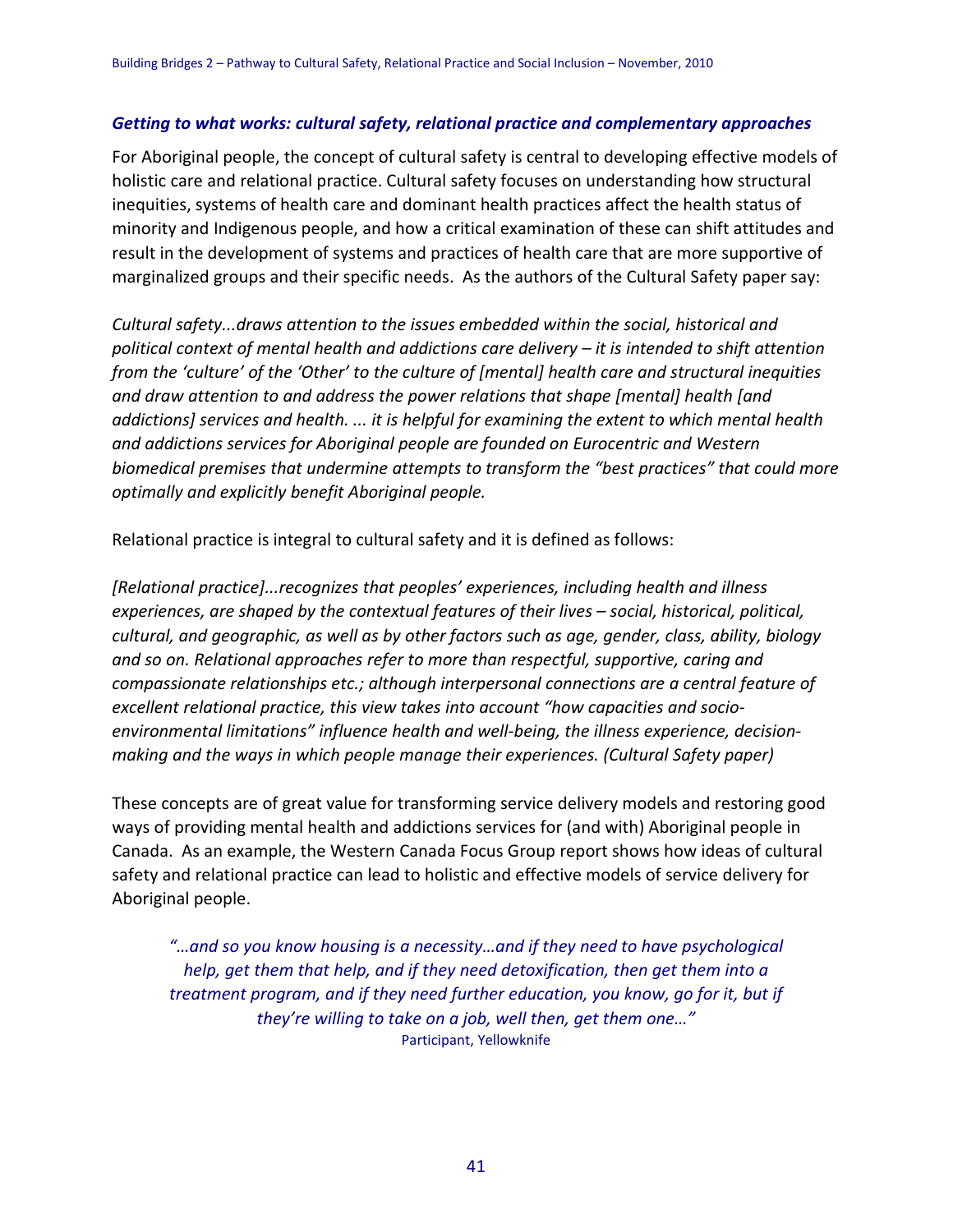### *Getting to what works: cultural safety, relational practice and complementary approaches*

For Aboriginal people, the concept of cultural safety is central to developing effective models of holistic care and relational practice. Cultural safety focuses on understanding how structural inequities, systems of health care and dominant health practices affect the health status of minority and Indigenous people, and how a critical examination of these can shift attitudes and result in the development of systems and practices of health care that are more supportive of marginalized groups and their specific needs. As the authors of the Cultural Safety paper say:

*Cultural safety...draws attention to the issues embedded within the social, historical and political context of mental health and addictions care delivery – it is intended to shift attention from the 'culture' of the 'Other' to the culture of [mental] health care and structural inequities and draw attention to and address the power relations that shape [mental] health [and addictions] services and health. ... it is helpful for examining the extent to which mental health and addictions services for Aboriginal people are founded on Eurocentric and Western biomedical premises that undermine attempts to transform the "best practices" that could more optimally and explicitly benefit Aboriginal people.*

Relational practice is integral to cultural safety and it is defined as follows:

*[Relational practice]...recognizes that peoples' experiences, including health and illness experiences, are shaped by the contextual features of their lives – social, historical, political, cultural, and geographic, as well as by other factors such as age, gender, class, ability, biology and so on. Relational approaches refer to more than respectful, supportive, caring and compassionate relationships etc.; although interpersonal connections are a central feature of excellent relational practice, this view takes into account "how capacities and socio-environmental limitations" influence health and well-being, the illness experience, decision-making and the ways in which people manage their experiences. (Cultural Safety paper)*

These concepts are of great value for transforming service delivery models and restoring good ways of providing mental health and addictions services for (and with) Aboriginal people in Canada. As an example, the Western Canada Focus Group report shows how ideas of cultural safety and relational practice can lead to holistic and effective models of service delivery for Aboriginal people.

> *"…and so you know housing is a necessity…and if they need to have psychological help, get them that help, and if they need detoxification, then get them into a treatment program, and if they need further education, you know, go for it, but if they're willing to take on a job, well then, get them one…"*
>
> Participant, Yellowknife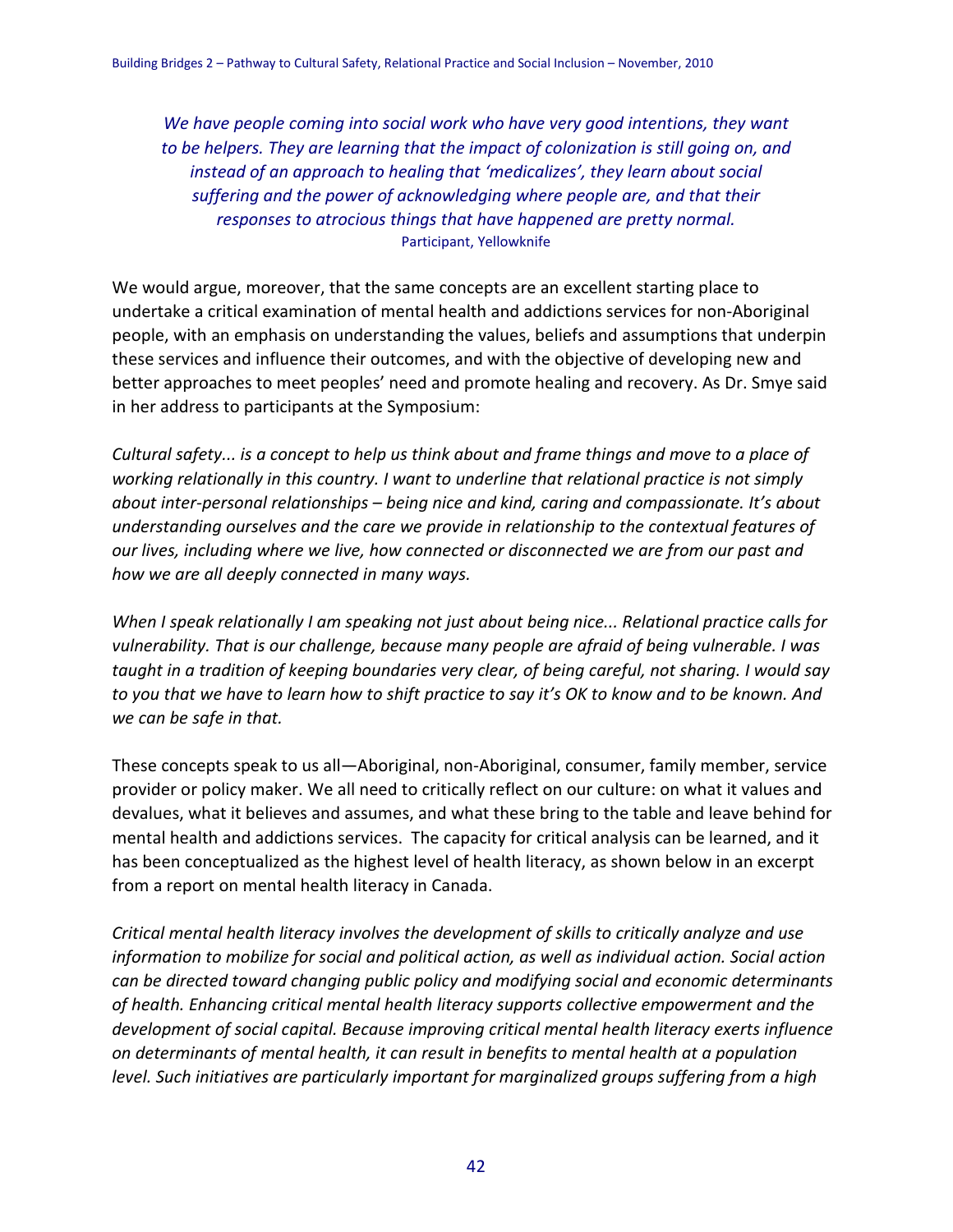*We have people coming into social work who have very good intentions, they want to be helpers. They are learning that the impact of colonization is still going on, and instead of an approach to healing that 'medicalizes', they learn about social suffering and the power of acknowledging where people are, and that their responses to atrocious things that have happened are pretty normal.*
Participant, Yellowknife

We would argue, moreover, that the same concepts are an excellent starting place to undertake a critical examination of mental health and addictions services for non-Aboriginal people, with an emphasis on understanding the values, beliefs and assumptions that underpin these services and influence their outcomes, and with the objective of developing new and better approaches to meet peoples' need and promote healing and recovery. As Dr. Smye said in her address to participants at the Symposium:

*Cultural safety... is a concept to help us think about and frame things and move to a place of working relationally in this country. I want to underline that relational practice is not simply about inter-personal relationships – being nice and kind, caring and compassionate. It's about understanding ourselves and the care we provide in relationship to the contextual features of our lives, including where we live, how connected or disconnected we are from our past and how we are all deeply connected in many ways.*

*When I speak relationally I am speaking not just about being nice... Relational practice calls for vulnerability. That is our challenge, because many people are afraid of being vulnerable. I was taught in a tradition of keeping boundaries very clear, of being careful, not sharing. I would say to you that we have to learn how to shift practice to say it's OK to know and to be known. And we can be safe in that.*

These concepts speak to us all—Aboriginal, non-Aboriginal, consumer, family member, service provider or policy maker. We all need to critically reflect on our culture: on what it values and devalues, what it believes and assumes, and what these bring to the table and leave behind for mental health and addictions services. The capacity for critical analysis can be learned, and it has been conceptualized as the highest level of health literacy, as shown below in an excerpt from a report on mental health literacy in Canada.

*Critical mental health literacy involves the development of skills to critically analyze and use information to mobilize for social and political action, as well as individual action. Social action can be directed toward changing public policy and modifying social and economic determinants of health. Enhancing critical mental health literacy supports collective empowerment and the development of social capital. Because improving critical mental health literacy exerts influence on determinants of mental health, it can result in benefits to mental health at a population level. Such initiatives are particularly important for marginalized groups suffering from a high*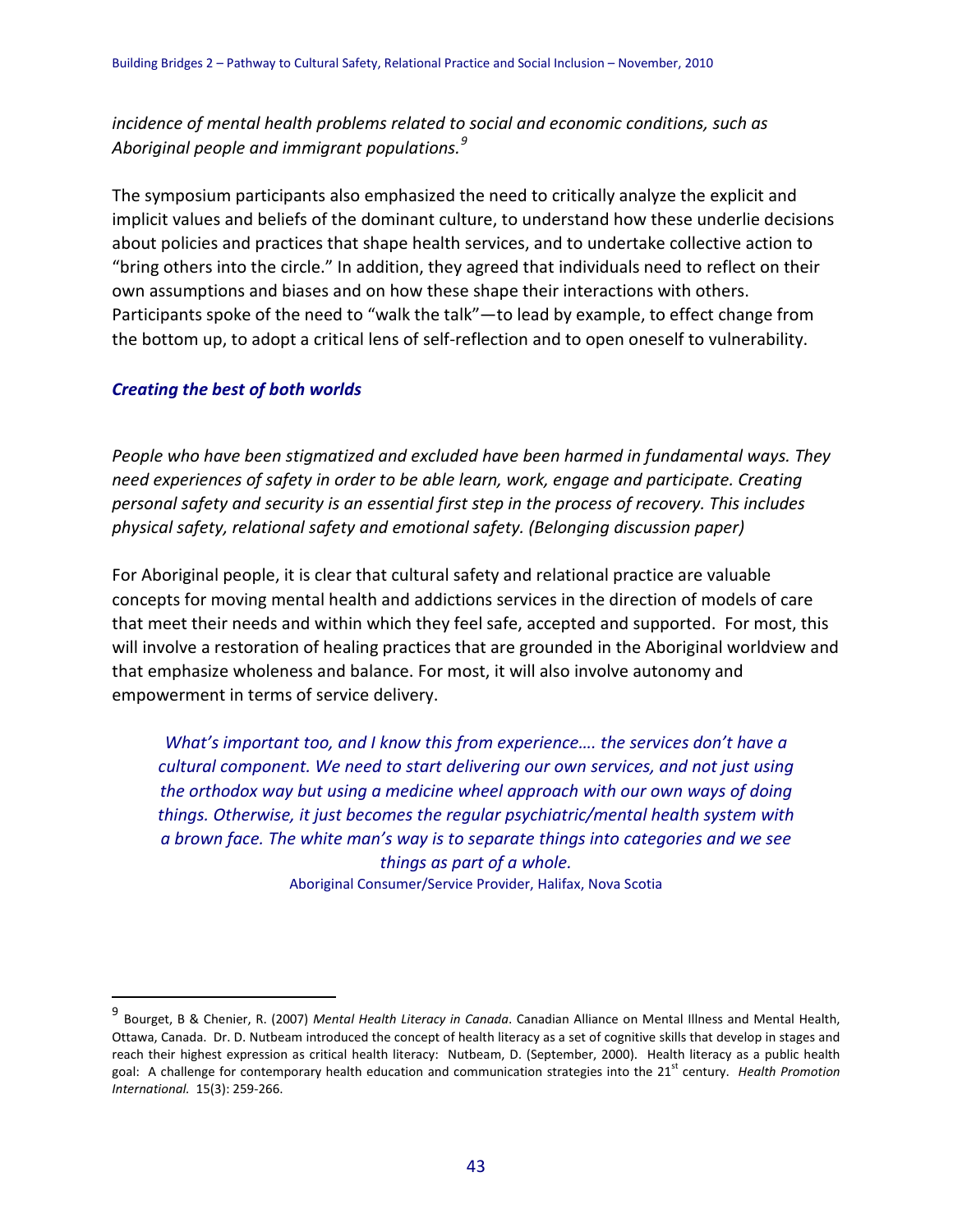*incidence of mental health problems related to social and economic conditions, such as Aboriginal people and immigrant populations.*[9]

The symposium participants also emphasized the need to critically analyze the explicit and implicit values and beliefs of the dominant culture, to understand how these underlie decisions about policies and practices that shape health services, and to undertake collective action to "bring others into the circle." In addition, they agreed that individuals need to reflect on their own assumptions and biases and on how these shape their interactions with others. Participants spoke of the need to "walk the talk"—to lead by example, to effect change from the bottom up, to adopt a critical lens of self-reflection and to open oneself to vulnerability.

### *Creating the best of both worlds*

*People who have been stigmatized and excluded have been harmed in fundamental ways. They need experiences of safety in order to be able learn, work, engage and participate. Creating personal safety and security is an essential first step in the process of recovery. This includes physical safety, relational safety and emotional safety. (Belonging discussion paper)*

For Aboriginal people, it is clear that cultural safety and relational practice are valuable concepts for moving mental health and addictions services in the direction of models of care that meet their needs and within which they feel safe, accepted and supported. For most, this will involve a restoration of healing practices that are grounded in the Aboriginal worldview and that emphasize wholeness and balance. For most, it will also involve autonomy and empowerment in terms of service delivery.

> *What's important too, and I know this from experience…. the services don't have a cultural component. We need to start delivering our own services, and not just using the orthodox way but using a medicine wheel approach with our own ways of doing things. Otherwise, it just becomes the regular psychiatric/mental health system with a brown face. The white man's way is to separate things into categories and we see things as part of a whole.*
>
> Aboriginal Consumer/Service Provider, Halifax, Nova Scotia

---

[9] Bourget, B & Chenier, R. (2007) *Mental Health Literacy in Canada*. Canadian Alliance on Mental Illness and Mental Health, Ottawa, Canada. Dr. D. Nutbeam introduced the concept of health literacy as a set of cognitive skills that develop in stages and reach their highest expression as critical health literacy: Nutbeam, D. (September, 2000). Health literacy as a public health goal: A challenge for contemporary health education and communication strategies into the 21st century. *Health Promotion International.* 15(3): 259-266.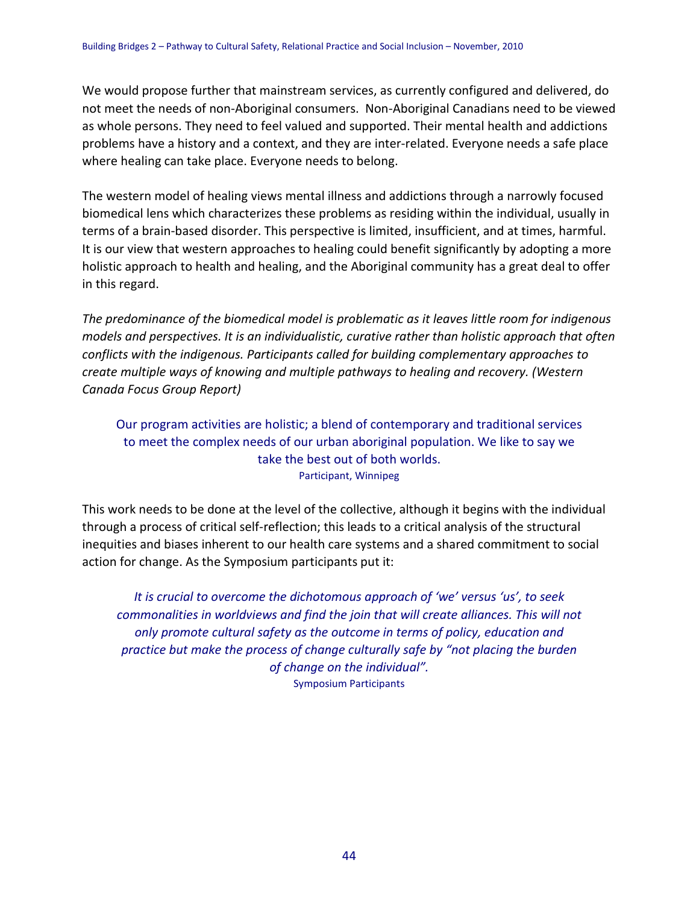We would propose further that mainstream services, as currently configured and delivered, do not meet the needs of non-Aboriginal consumers. Non-Aboriginal Canadians need to be viewed as whole persons. They need to feel valued and supported. Their mental health and addictions problems have a history and a context, and they are inter-related. Everyone needs a safe place where healing can take place. Everyone needs to belong.

The western model of healing views mental illness and addictions through a narrowly focused biomedical lens which characterizes these problems as residing within the individual, usually in terms of a brain-based disorder. This perspective is limited, insufficient, and at times, harmful. It is our view that western approaches to healing could benefit significantly by adopting a more holistic approach to health and healing, and the Aboriginal community has a great deal to offer in this regard.

*The predominance of the biomedical model is problematic as it leaves little room for indigenous models and perspectives. It is an individualistic, curative rather than holistic approach that often conflicts with the indigenous. Participants called for building complementary approaches to create multiple ways of knowing and multiple pathways to healing and recovery. (Western Canada Focus Group Report)*

> Our program activities are holistic; a blend of contemporary and traditional services to meet the complex needs of our urban aboriginal population. We like to say we take the best out of both worlds.
>
> Participant, Winnipeg

This work needs to be done at the level of the collective, although it begins with the individual through a process of critical self-reflection; this leads to a critical analysis of the structural inequities and biases inherent to our health care systems and a shared commitment to social action for change. As the Symposium participants put it:

> *It is crucial to overcome the dichotomous approach of 'we' versus 'us', to seek commonalities in worldviews and find the join that will create alliances. This will not only promote cultural safety as the outcome in terms of policy, education and practice but make the process of change culturally safe by "not placing the burden of change on the individual".*
>
> Symposium Participants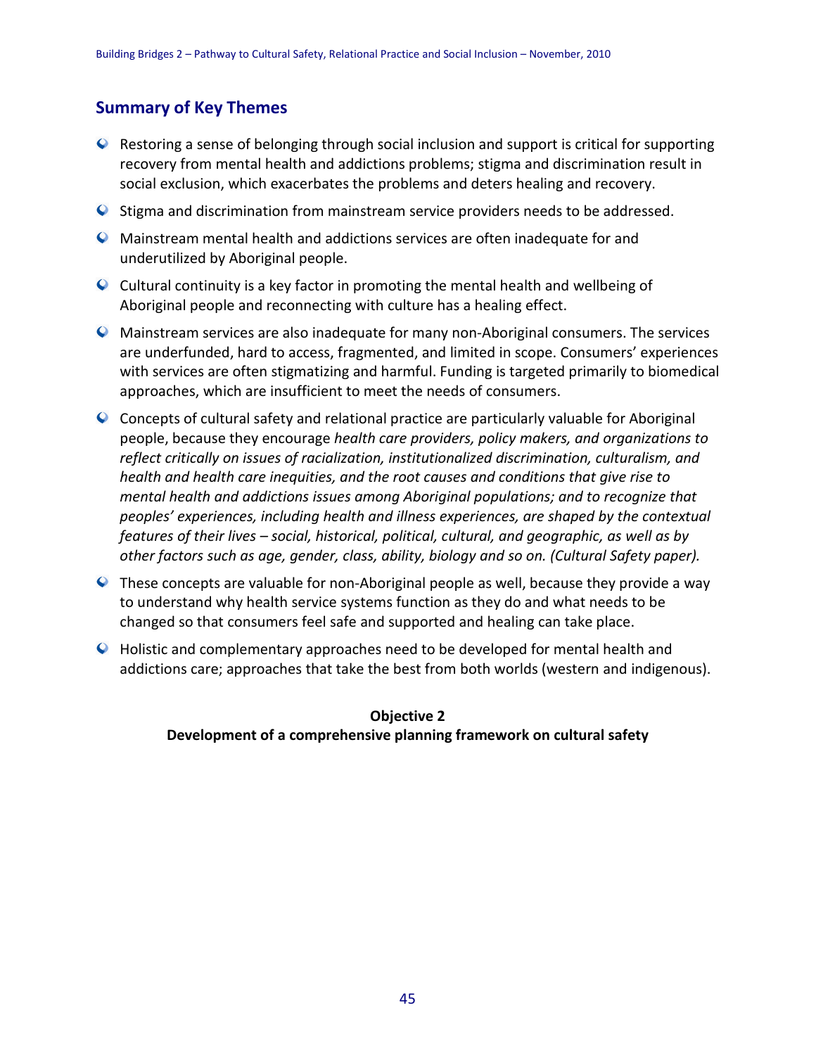## Summary of Key Themes

- Restoring a sense of belonging through social inclusion and support is critical for supporting recovery from mental health and addictions problems; stigma and discrimination result in social exclusion, which exacerbates the problems and deters healing and recovery.
- Stigma and discrimination from mainstream service providers needs to be addressed.
- Mainstream mental health and addictions services are often inadequate for and underutilized by Aboriginal people.
- Cultural continuity is a key factor in promoting the mental health and wellbeing of Aboriginal people and reconnecting with culture has a healing effect.
- Mainstream services are also inadequate for many non-Aboriginal consumers. The services are underfunded, hard to access, fragmented, and limited in scope. Consumers' experiences with services are often stigmatizing and harmful. Funding is targeted primarily to biomedical approaches, which are insufficient to meet the needs of consumers.
- Concepts of cultural safety and relational practice are particularly valuable for Aboriginal people, because they encourage *health care providers, policy makers, and organizations to reflect critically on issues of racialization, institutionalized discrimination, culturalism, and health and health care inequities, and the root causes and conditions that give rise to mental health and addictions issues among Aboriginal populations; and to recognize that peoples' experiences, including health and illness experiences, are shaped by the contextual features of their lives – social, historical, political, cultural, and geographic, as well as by other factors such as age, gender, class, ability, biology and so on. (Cultural Safety paper).*
- These concepts are valuable for non-Aboriginal people as well, because they provide a way to understand why health service systems function as they do and what needs to be changed so that consumers feel safe and supported and healing can take place.
- Holistic and complementary approaches need to be developed for mental health and addictions care; approaches that take the best from both worlds (western and indigenous).

**Objective 2**
**Development of a comprehensive planning framework on cultural safety**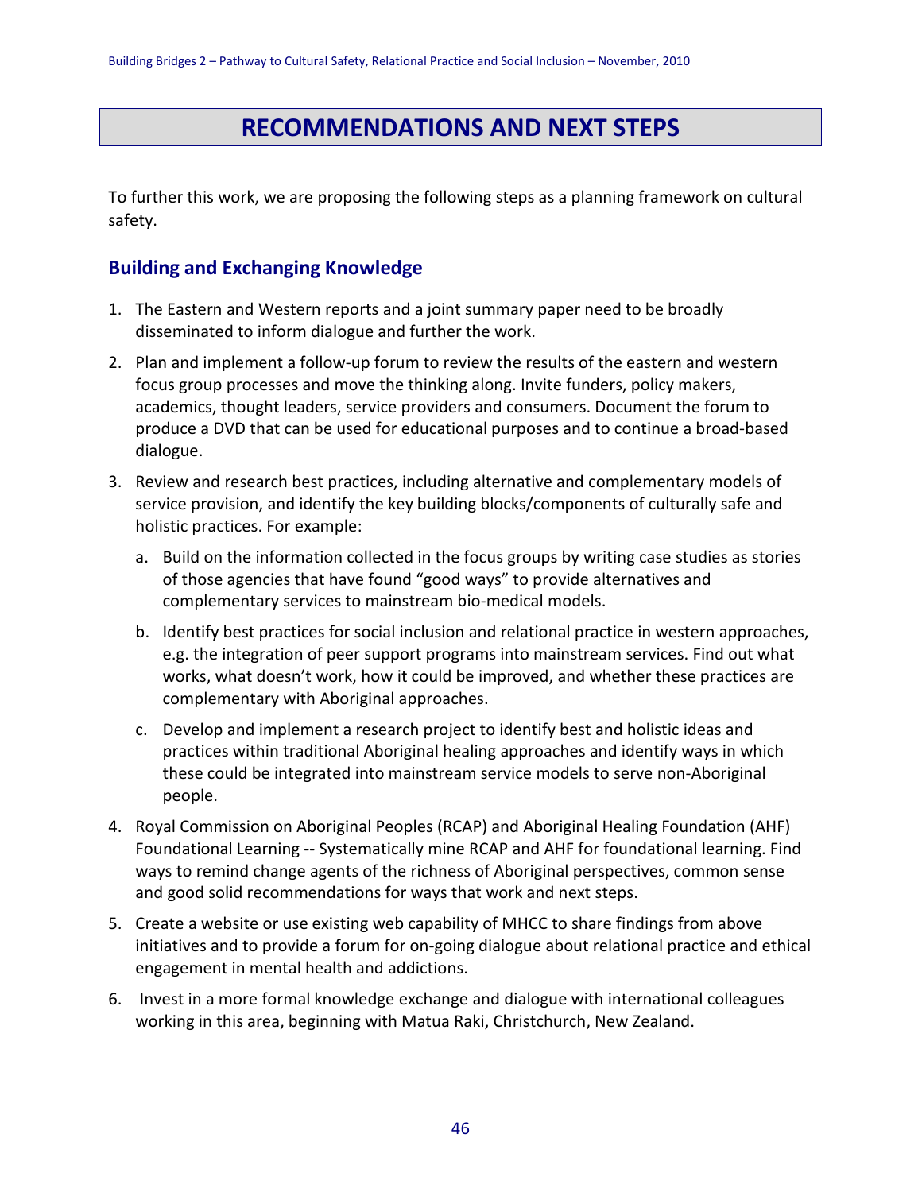# RECOMMENDATIONS AND NEXT STEPS

To further this work, we are proposing the following steps as a planning framework on cultural safety.

## Building and Exchanging Knowledge

1. The Eastern and Western reports and a joint summary paper need to be broadly disseminated to inform dialogue and further the work.
2. Plan and implement a follow-up forum to review the results of the eastern and western focus group processes and move the thinking along. Invite funders, policy makers, academics, thought leaders, service providers and consumers. Document the forum to produce a DVD that can be used for educational purposes and to continue a broad-based dialogue.
3. Review and research best practices, including alternative and complementary models of service provision, and identify the key building blocks/components of culturally safe and holistic practices. For example:
   a. Build on the information collected in the focus groups by writing case studies as stories of those agencies that have found "good ways" to provide alternatives and complementary services to mainstream bio-medical models.
   b. Identify best practices for social inclusion and relational practice in western approaches, e.g. the integration of peer support programs into mainstream services. Find out what works, what doesn't work, how it could be improved, and whether these practices are complementary with Aboriginal approaches.
   c. Develop and implement a research project to identify best and holistic ideas and practices within traditional Aboriginal healing approaches and identify ways in which these could be integrated into mainstream service models to serve non-Aboriginal people.
4. Royal Commission on Aboriginal Peoples (RCAP) and Aboriginal Healing Foundation (AHF) Foundational Learning -- Systematically mine RCAP and AHF for foundational learning. Find ways to remind change agents of the richness of Aboriginal perspectives, common sense and good solid recommendations for ways that work and next steps.
5. Create a website or use existing web capability of MHCC to share findings from above initiatives and to provide a forum for on-going dialogue about relational practice and ethical engagement in mental health and addictions.
6. Invest in a more formal knowledge exchange and dialogue with international colleagues working in this area, beginning with Matua Raki, Christchurch, New Zealand.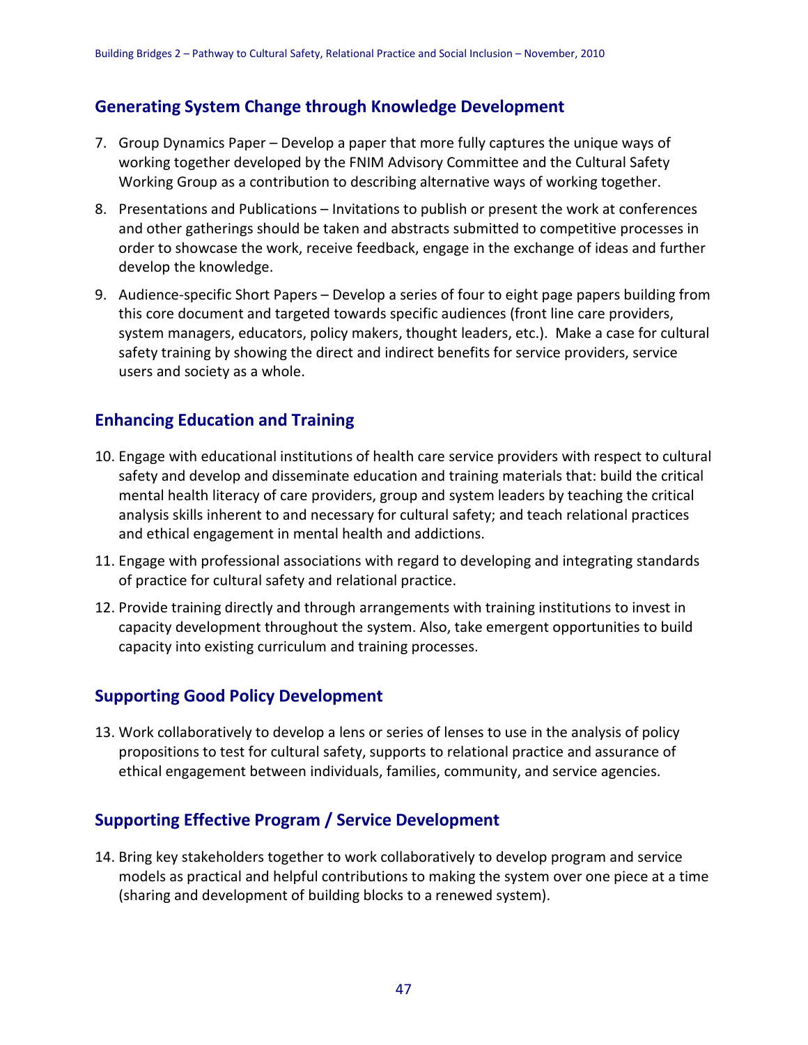## Generating System Change through Knowledge Development

7. Group Dynamics Paper – Develop a paper that more fully captures the unique ways of working together developed by the FNIM Advisory Committee and the Cultural Safety Working Group as a contribution to describing alternative ways of working together.
8. Presentations and Publications – Invitations to publish or present the work at conferences and other gatherings should be taken and abstracts submitted to competitive processes in order to showcase the work, receive feedback, engage in the exchange of ideas and further develop the knowledge.
9. Audience-specific Short Papers – Develop a series of four to eight page papers building from this core document and targeted towards specific audiences (front line care providers, system managers, educators, policy makers, thought leaders, etc.). Make a case for cultural safety training by showing the direct and indirect benefits for service providers, service users and society as a whole.

## Enhancing Education and Training

10. Engage with educational institutions of health care service providers with respect to cultural safety and develop and disseminate education and training materials that: build the critical mental health literacy of care providers, group and system leaders by teaching the critical analysis skills inherent to and necessary for cultural safety; and teach relational practices and ethical engagement in mental health and addictions.
11. Engage with professional associations with regard to developing and integrating standards of practice for cultural safety and relational practice.
12. Provide training directly and through arrangements with training institutions to invest in capacity development throughout the system. Also, take emergent opportunities to build capacity into existing curriculum and training processes.

## Supporting Good Policy Development

13. Work collaboratively to develop a lens or series of lenses to use in the analysis of policy propositions to test for cultural safety, supports to relational practice and assurance of ethical engagement between individuals, families, community, and service agencies.

## Supporting Effective Program / Service Development

14. Bring key stakeholders together to work collaboratively to develop program and service models as practical and helpful contributions to making the system over one piece at a time (sharing and development of building blocks to a renewed system).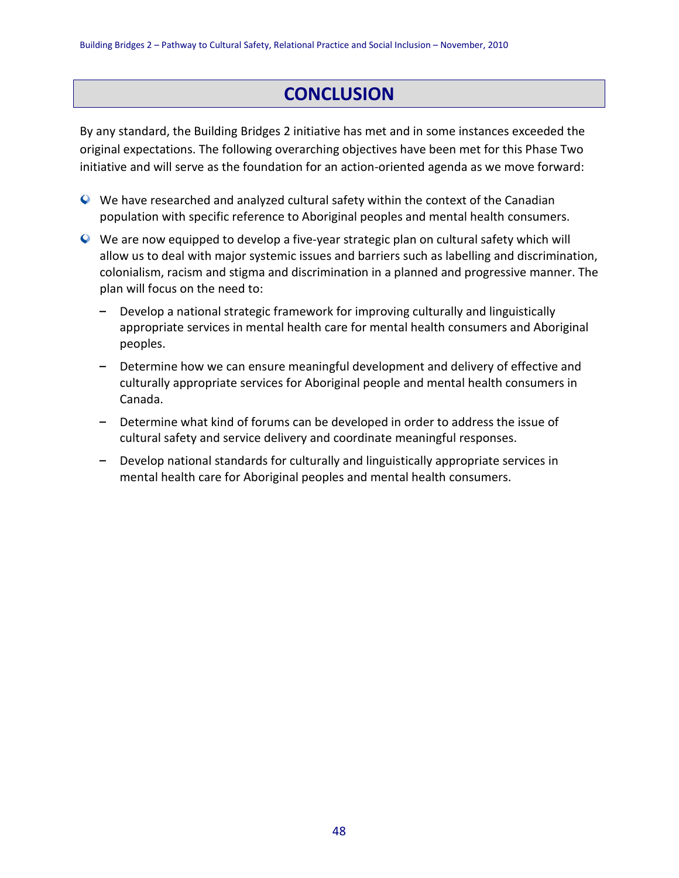# CONCLUSION

By any standard, the Building Bridges 2 initiative has met and in some instances exceeded the original expectations. The following overarching objectives have been met for this Phase Two initiative and will serve as the foundation for an action-oriented agenda as we move forward:

- We have researched and analyzed cultural safety within the context of the Canadian population with specific reference to Aboriginal peoples and mental health consumers.
- We are now equipped to develop a five-year strategic plan on cultural safety which will allow us to deal with major systemic issues and barriers such as labelling and discrimination, colonialism, racism and stigma and discrimination in a planned and progressive manner. The plan will focus on the need to:
  - Develop a national strategic framework for improving culturally and linguistically appropriate services in mental health care for mental health consumers and Aboriginal peoples.
  - Determine how we can ensure meaningful development and delivery of effective and culturally appropriate services for Aboriginal people and mental health consumers in Canada.
  - Determine what kind of forums can be developed in order to address the issue of cultural safety and service delivery and coordinate meaningful responses.
  - Develop national standards for culturally and linguistically appropriate services in mental health care for Aboriginal peoples and mental health consumers.